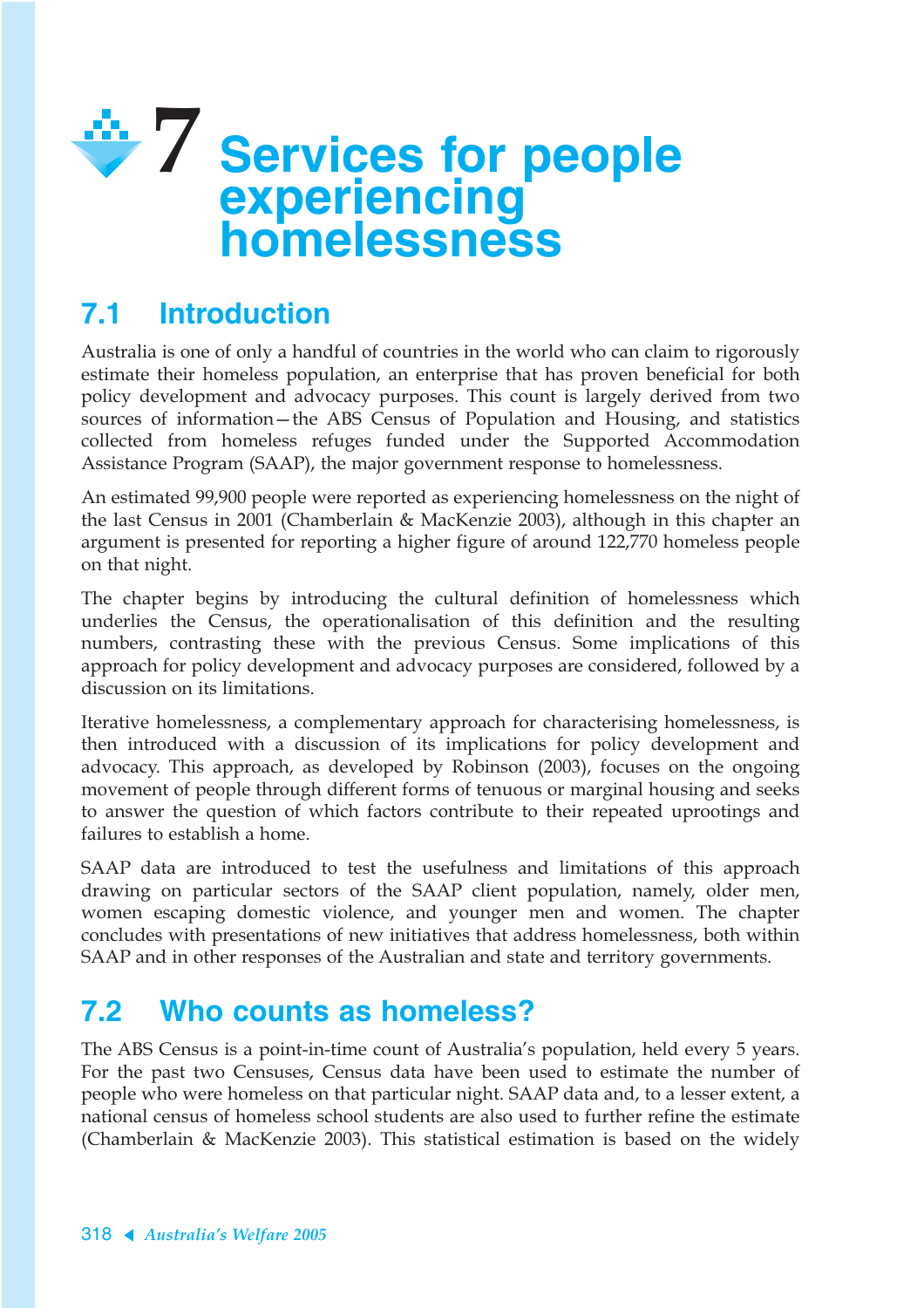# 7 Services for people experiencing homelessness

## 7.1 Introduction

Australia is one of only a handful of countries in the world who can claim to rigorously estimate their homeless population, an enterprise that has proven beneficial for both policy development and advocacy purposes. This count is largely derived from two sources of information—the ABS Census of Population and Housing, and statistics collected from homeless refuges funded under the Supported Accommodation Assistance Program (SAAP), the major government response to homelessness.

An estimated 99,900 people were reported as experiencing homelessness on the night of the last Census in 2001 (Chamberlain & MacKenzie 2003), although in this chapter an argument is presented for reporting a higher figure of around 122,770 homeless people on that night.

The chapter begins by introducing the cultural definition of homelessness which underlies the Census, the operationalisation of this definition and the resulting numbers, contrasting these with the previous Census. Some implications of this approach for policy development and advocacy purposes are considered, followed by a discussion on its limitations.

Iterative homelessness, a complementary approach for characterising homelessness, is then introduced with a discussion of its implications for policy development and advocacy. This approach, as developed by Robinson (2003), focuses on the ongoing movement of people through different forms of tenuous or marginal housing and seeks to answer the question of which factors contribute to their repeated uprootings and failures to establish a home.

SAAP data are introduced to test the usefulness and limitations of this approach drawing on particular sectors of the SAAP client population, namely, older men, women escaping domestic violence, and younger men and women. The chapter concludes with presentations of new initiatives that address homelessness, both within SAAP and in other responses of the Australian and state and territory governments.

## 7.2 Who counts as homeless?

The ABS Census is a point-in-time count of Australia's population, held every 5 years. For the past two Censuses, Census data have been used to estimate the number of people who were homeless on that particular night. SAAP data and, to a lesser extent, a national census of homeless school students are also used to further refine the estimate (Chamberlain & MacKenzie 2003). This statistical estimation is based on the widely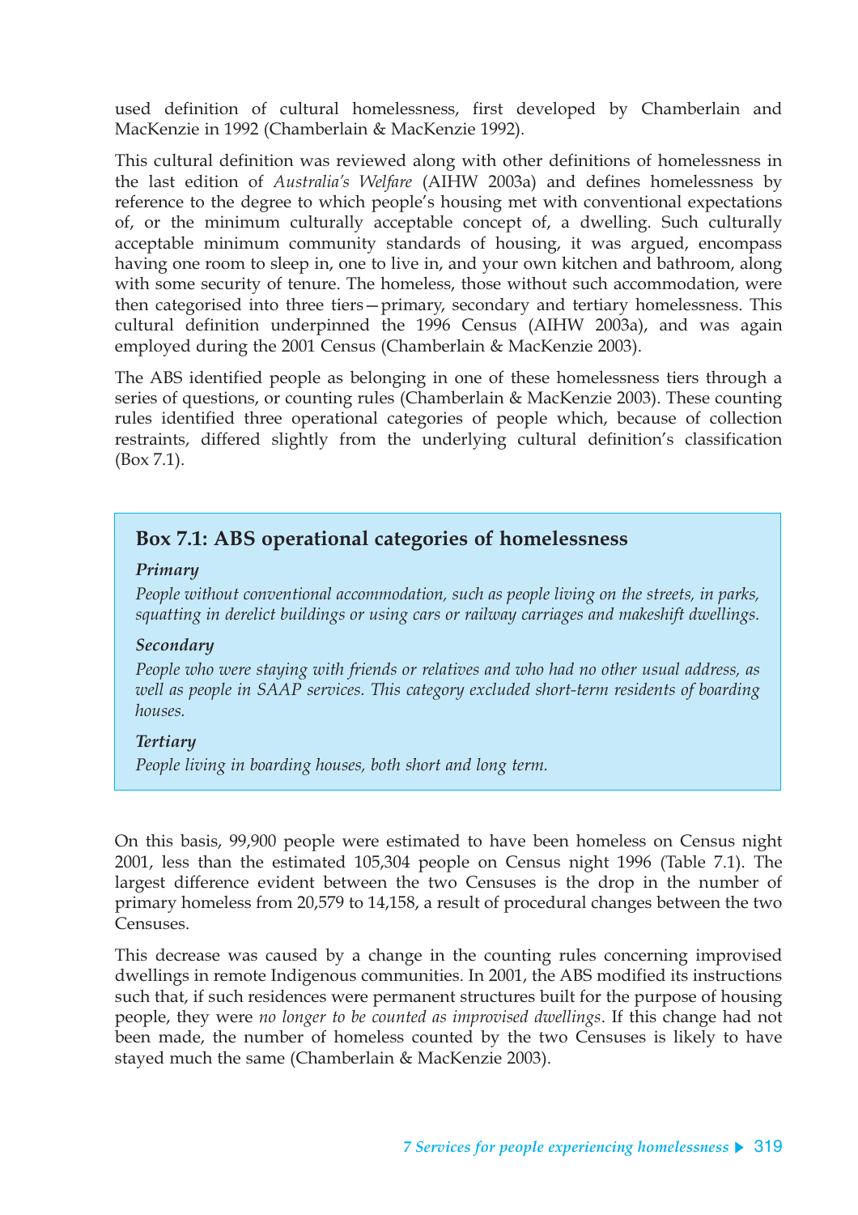used definition of cultural homelessness, first developed by Chamberlain and MacKenzie in 1992 (Chamberlain & MacKenzie 1992).

This cultural definition was reviewed along with other definitions of homelessness in the last edition of *Australia's Welfare* (AIHW 2003a) and defines homelessness by reference to the degree to which people's housing met with conventional expectations of, or the minimum culturally acceptable concept of, a dwelling. Such culturally acceptable minimum community standards of housing, it was argued, encompass having one room to sleep in, one to live in, and your own kitchen and bathroom, along with some security of tenure. The homeless, those without such accommodation, were then categorised into three tiers—primary, secondary and tertiary homelessness. This cultural definition underpinned the 1996 Census (AIHW 2003a), and was again employed during the 2001 Census (Chamberlain & MacKenzie 2003).

The ABS identified people as belonging in one of these homelessness tiers through a series of questions, or counting rules (Chamberlain & MacKenzie 2003). These counting rules identified three operational categories of people which, because of collection restraints, differed slightly from the underlying cultural definition's classification (Box 7.1).

> **Box 7.1: ABS operational categories of homelessness**
>
> ***Primary***
>
> *People without conventional accommodation, such as people living on the streets, in parks, squatting in derelict buildings or using cars or railway carriages and makeshift dwellings.*
>
> ***Secondary***
>
> *People who were staying with friends or relatives and who had no other usual address, as well as people in SAAP services. This category excluded short-term residents of boarding houses.*
>
> ***Tertiary***
>
> *People living in boarding houses, both short and long term.*

On this basis, 99,900 people were estimated to have been homeless on Census night 2001, less than the estimated 105,304 people on Census night 1996 (Table 7.1). The largest difference evident between the two Censuses is the drop in the number of primary homeless from 20,579 to 14,158, a result of procedural changes between the two Censuses.

This decrease was caused by a change in the counting rules concerning improvised dwellings in remote Indigenous communities. In 2001, the ABS modified its instructions such that, if such residences were permanent structures built for the purpose of housing people, they were *no longer to be counted as improvised dwellings*. If this change had not been made, the number of homeless counted by the two Censuses is likely to have stayed much the same (Chamberlain & MacKenzie 2003).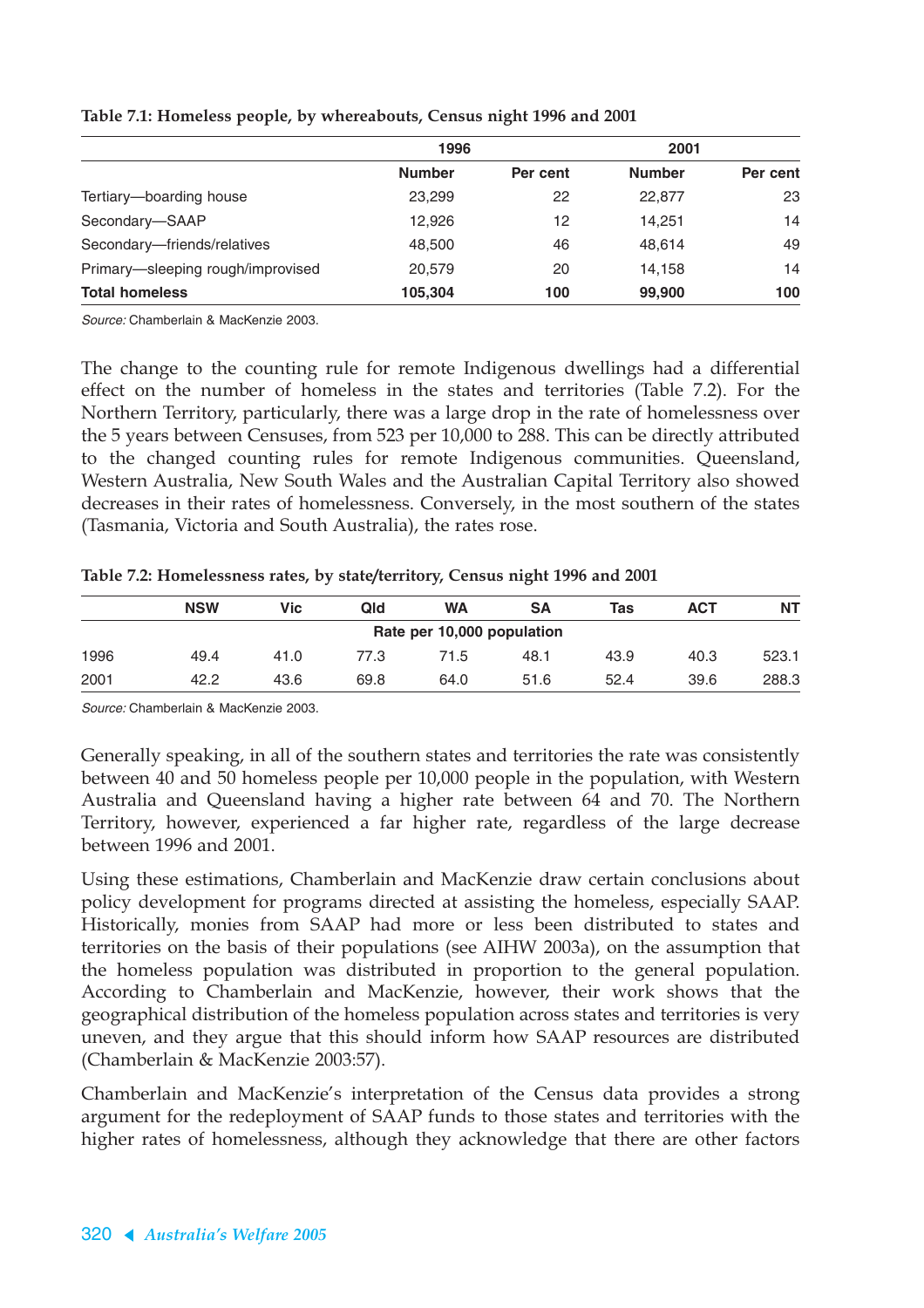**Table 7.1: Homeless people, by whereabouts, Census night 1996 and 2001**

| | 1996 | | 2001 | |
|---|---|---|---|---|
| | Number | Per cent | Number | Per cent |
| Tertiary—boarding house | 23,299 | 22 | 22,877 | 23 |
| Secondary—SAAP | 12,926 | 12 | 14,251 | 14 |
| Secondary—friends/relatives | 48,500 | 46 | 48,614 | 49 |
| Primary—sleeping rough/improvised | 20,579 | 20 | 14,158 | 14 |
| **Total homeless** | **105,304** | **100** | **99,900** | **100** |

*Source:* Chamberlain & MacKenzie 2003.

The change to the counting rule for remote Indigenous dwellings had a differential effect on the number of homeless in the states and territories (Table 7.2). For the Northern Territory, particularly, there was a large drop in the rate of homelessness over the 5 years between Censuses, from 523 per 10,000 to 288. This can be directly attributed to the changed counting rules for remote Indigenous communities. Queensland, Western Australia, New South Wales and the Australian Capital Territory also showed decreases in their rates of homelessness. Conversely, in the most southern of the states (Tasmania, Victoria and South Australia), the rates rose.

**Table 7.2: Homelessness rates, by state/territory, Census night 1996 and 2001**

| | NSW | Vic | Qld | WA | SA | Tas | ACT | NT |
|---|---|---|---|---|---|---|---|---|
| | | | | Rate per 10,000 population | | | | |
| 1996 | 49.4 | 41.0 | 77.3 | 71.5 | 48.1 | 43.9 | 40.3 | 523.1 |
| 2001 | 42.2 | 43.6 | 69.8 | 64.0 | 51.6 | 52.4 | 39.6 | 288.3 |

*Source:* Chamberlain & MacKenzie 2003.

Generally speaking, in all of the southern states and territories the rate was consistently between 40 and 50 homeless people per 10,000 people in the population, with Western Australia and Queensland having a higher rate between 64 and 70. The Northern Territory, however, experienced a far higher rate, regardless of the large decrease between 1996 and 2001.

Using these estimations, Chamberlain and MacKenzie draw certain conclusions about policy development for programs directed at assisting the homeless, especially SAAP. Historically, monies from SAAP had more or less been distributed to states and territories on the basis of their populations (see AIHW 2003a), on the assumption that the homeless population was distributed in proportion to the general population. According to Chamberlain and MacKenzie, however, their work shows that the geographical distribution of the homeless population across states and territories is very uneven, and they argue that this should inform how SAAP resources are distributed (Chamberlain & MacKenzie 2003:57).

Chamberlain and MacKenzie's interpretation of the Census data provides a strong argument for the redeployment of SAAP funds to those states and territories with the higher rates of homelessness, although they acknowledge that there are other factors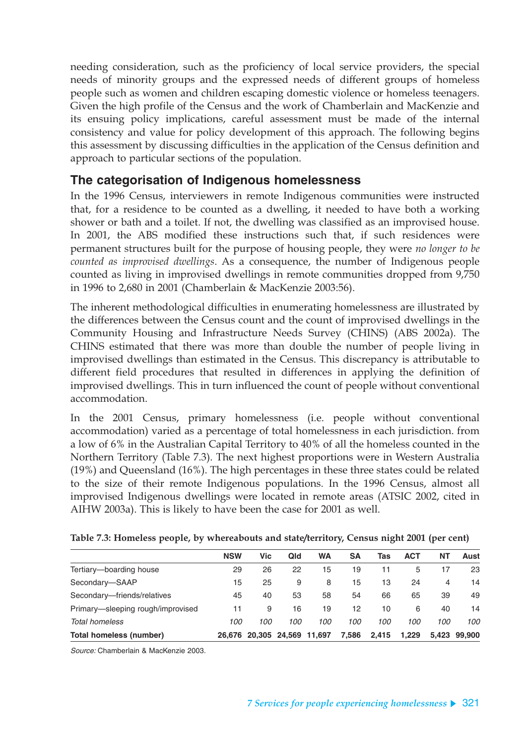needing consideration, such as the proficiency of local service providers, the special needs of minority groups and the expressed needs of different groups of homeless people such as women and children escaping domestic violence or homeless teenagers. Given the high profile of the Census and the work of Chamberlain and MacKenzie and its ensuing policy implications, careful assessment must be made of the internal consistency and value for policy development of this approach. The following begins this assessment by discussing difficulties in the application of the Census definition and approach to particular sections of the population.

## The categorisation of Indigenous homelessness

In the 1996 Census, interviewers in remote Indigenous communities were instructed that, for a residence to be counted as a dwelling, it needed to have both a working shower or bath and a toilet. If not, the dwelling was classified as an improvised house. In 2001, the ABS modified these instructions such that, if such residences were permanent structures built for the purpose of housing people, they were *no longer to be counted as improvised dwellings*. As a consequence, the number of Indigenous people counted as living in improvised dwellings in remote communities dropped from 9,750 in 1996 to 2,680 in 2001 (Chamberlain & MacKenzie 2003:56).

The inherent methodological difficulties in enumerating homelessness are illustrated by the differences between the Census count and the count of improvised dwellings in the Community Housing and Infrastructure Needs Survey (CHINS) (ABS 2002a). The CHINS estimated that there was more than double the number of people living in improvised dwellings than estimated in the Census. This discrepancy is attributable to different field procedures that resulted in differences in applying the definition of improvised dwellings. This in turn influenced the count of people without conventional accommodation.

In the 2001 Census, primary homelessness (i.e. people without conventional accommodation) varied as a percentage of total homelessness in each jurisdiction. from a low of 6% in the Australian Capital Territory to 40% of all the homeless counted in the Northern Territory (Table 7.3). The next highest proportions were in Western Australia (19%) and Queensland (16%). The high percentages in these three states could be related to the size of their remote Indigenous populations. In the 1996 Census, almost all improvised Indigenous dwellings were located in remote areas (ATSIC 2002, cited in AIHW 2003a). This is likely to have been the case for 2001 as well.

**Table 7.3: Homeless people, by whereabouts and state/territory, Census night 2001 (per cent)**

| | NSW | Vic | Qld | WA | SA | Tas | ACT | NT | Aust |
|---|---|---|---|---|---|---|---|---|---|
| Tertiary—boarding house | 29 | 26 | 22 | 15 | 19 | 11 | 5 | 17 | 23 |
| Secondary—SAAP | 15 | 25 | 9 | 8 | 15 | 13 | 24 | 4 | 14 |
| Secondary—friends/relatives | 45 | 40 | 53 | 58 | 54 | 66 | 65 | 39 | 49 |
| Primary—sleeping rough/improvised | 11 | 9 | 16 | 19 | 12 | 10 | 6 | 40 | 14 |
| *Total homeless* | *100* | *100* | *100* | *100* | *100* | *100* | *100* | *100* | *100* |
| **Total homeless (number)** | **26,676** | **20,305** | **24,569** | **11,697** | **7,586** | **2,415** | **1,229** | **5,423** | **99,900** |

*Source:* Chamberlain & MacKenzie 2003.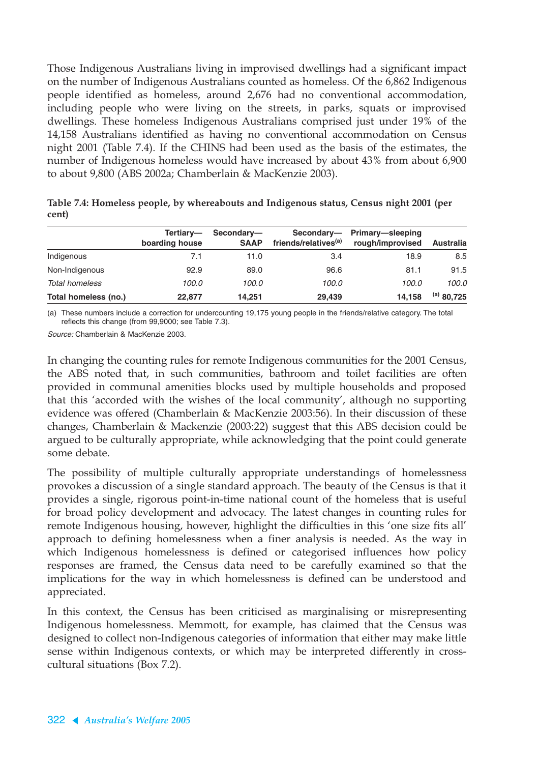Those Indigenous Australians living in improvised dwellings had a significant impact on the number of Indigenous Australians counted as homeless. Of the 6,862 Indigenous people identified as homeless, around 2,676 had no conventional accommodation, including people who were living on the streets, in parks, squats or improvised dwellings. These homeless Indigenous Australians comprised just under 19% of the 14,158 Australians identified as having no conventional accommodation on Census night 2001 (Table 7.4). If the CHINS had been used as the basis of the estimates, the number of Indigenous homeless would have increased by about 43% from about 6,900 to about 9,800 (ABS 2002a; Chamberlain & MacKenzie 2003).

**Table 7.4: Homeless people, by whereabouts and Indigenous status, Census night 2001 (per cent)**

| | Tertiary—boarding house | Secondary—SAAP | Secondary—friends/relatives[(a)] | Primary—sleeping rough/improvised | Australia |
|---|---|---|---|---|---|
| Indigenous | 7.1 | 11.0 | 3.4 | 18.9 | 8.5 |
| Non-Indigenous | 92.9 | 89.0 | 96.6 | 81.1 | 91.5 |
| *Total homeless* | *100.0* | *100.0* | *100.0* | *100.0* | *100.0* |
| **Total homeless (no.)** | **22,877** | **14,251** | **29,439** | **14,158** | [(a)] **80,725** |

(a) These numbers include a correction for undercounting 19,175 young people in the friends/relative category. The total reflects this change (from 99,9000; see Table 7.3).

*Source:* Chamberlain & MacKenzie 2003.

In changing the counting rules for remote Indigenous communities for the 2001 Census, the ABS noted that, in such communities, bathroom and toilet facilities are often provided in communal amenities blocks used by multiple households and proposed that this 'accorded with the wishes of the local community', although no supporting evidence was offered (Chamberlain & MacKenzie 2003:56). In their discussion of these changes, Chamberlain & Mackenzie (2003:22) suggest that this ABS decision could be argued to be culturally appropriate, while acknowledging that the point could generate some debate.

The possibility of multiple culturally appropriate understandings of homelessness provokes a discussion of a single standard approach. The beauty of the Census is that it provides a single, rigorous point-in-time national count of the homeless that is useful for broad policy development and advocacy. The latest changes in counting rules for remote Indigenous housing, however, highlight the difficulties in this 'one size fits all' approach to defining homelessness when a finer analysis is needed. As the way in which Indigenous homelessness is defined or categorised influences how policy responses are framed, the Census data need to be carefully examined so that the implications for the way in which homelessness is defined can be understood and appreciated.

In this context, the Census has been criticised as marginalising or misrepresenting Indigenous homelessness. Memmott, for example, has claimed that the Census was designed to collect non-Indigenous categories of information that either may make little sense within Indigenous contexts, or which may be interpreted differently in cross-cultural situations (Box 7.2).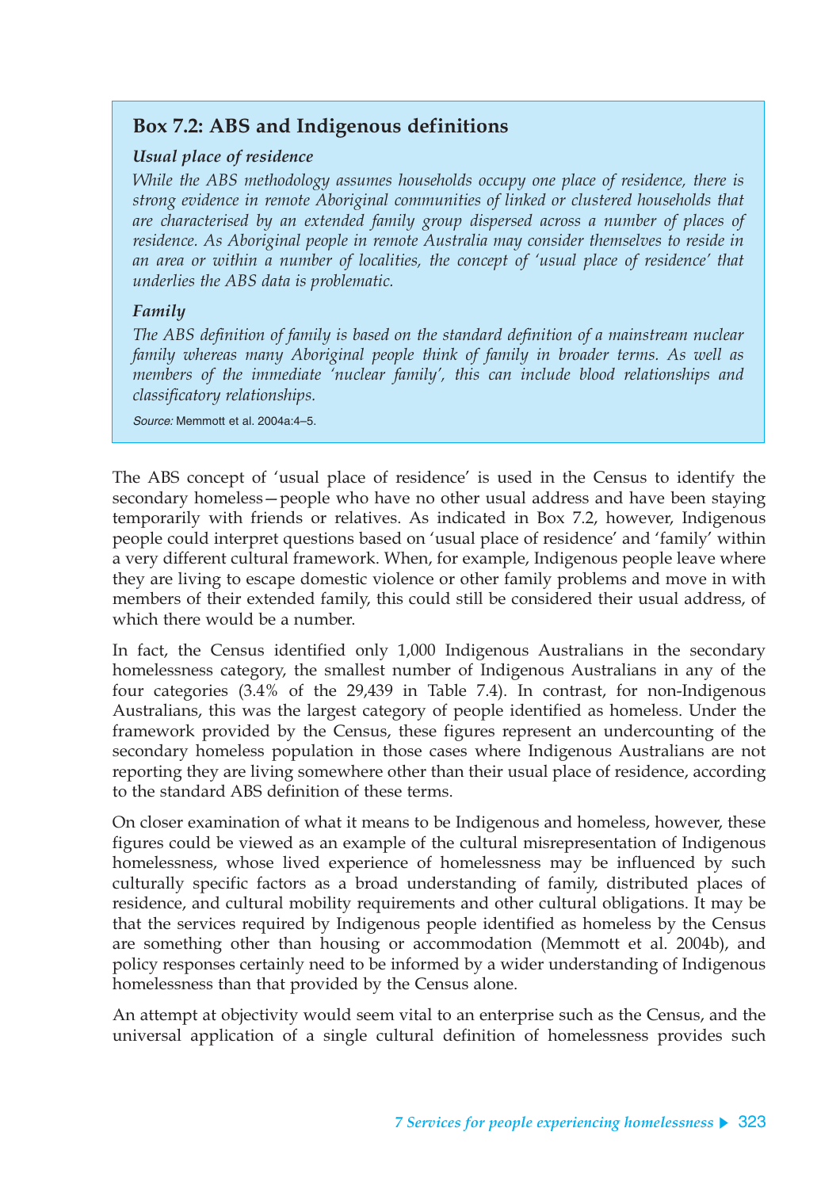### Box 7.2: ABS and Indigenous definitions

**_Usual place of residence_**

*While the ABS methodology assumes households occupy one place of residence, there is strong evidence in remote Aboriginal communities of linked or clustered households that are characterised by an extended family group dispersed across a number of places of residence. As Aboriginal people in remote Australia may consider themselves to reside in an area or within a number of localities, the concept of 'usual place of residence' that underlies the ABS data is problematic.*

**_Family_**

*The ABS definition of family is based on the standard definition of a mainstream nuclear family whereas many Aboriginal people think of family in broader terms. As well as members of the immediate 'nuclear family', this can include blood relationships and classificatory relationships.*

*Source:* Memmott et al. 2004a:4–5.

The ABS concept of 'usual place of residence' is used in the Census to identify the secondary homeless—people who have no other usual address and have been staying temporarily with friends or relatives. As indicated in Box 7.2, however, Indigenous people could interpret questions based on 'usual place of residence' and 'family' within a very different cultural framework. When, for example, Indigenous people leave where they are living to escape domestic violence or other family problems and move in with members of their extended family, this could still be considered their usual address, of which there would be a number.

In fact, the Census identified only 1,000 Indigenous Australians in the secondary homelessness category, the smallest number of Indigenous Australians in any of the four categories (3.4% of the 29,439 in Table 7.4). In contrast, for non-Indigenous Australians, this was the largest category of people identified as homeless. Under the framework provided by the Census, these figures represent an undercounting of the secondary homeless population in those cases where Indigenous Australians are not reporting they are living somewhere other than their usual place of residence, according to the standard ABS definition of these terms.

On closer examination of what it means to be Indigenous and homeless, however, these figures could be viewed as an example of the cultural misrepresentation of Indigenous homelessness, whose lived experience of homelessness may be influenced by such culturally specific factors as a broad understanding of family, distributed places of residence, and cultural mobility requirements and other cultural obligations. It may be that the services required by Indigenous people identified as homeless by the Census are something other than housing or accommodation (Memmott et al. 2004b), and policy responses certainly need to be informed by a wider understanding of Indigenous homelessness than that provided by the Census alone.

An attempt at objectivity would seem vital to an enterprise such as the Census, and the universal application of a single cultural definition of homelessness provides such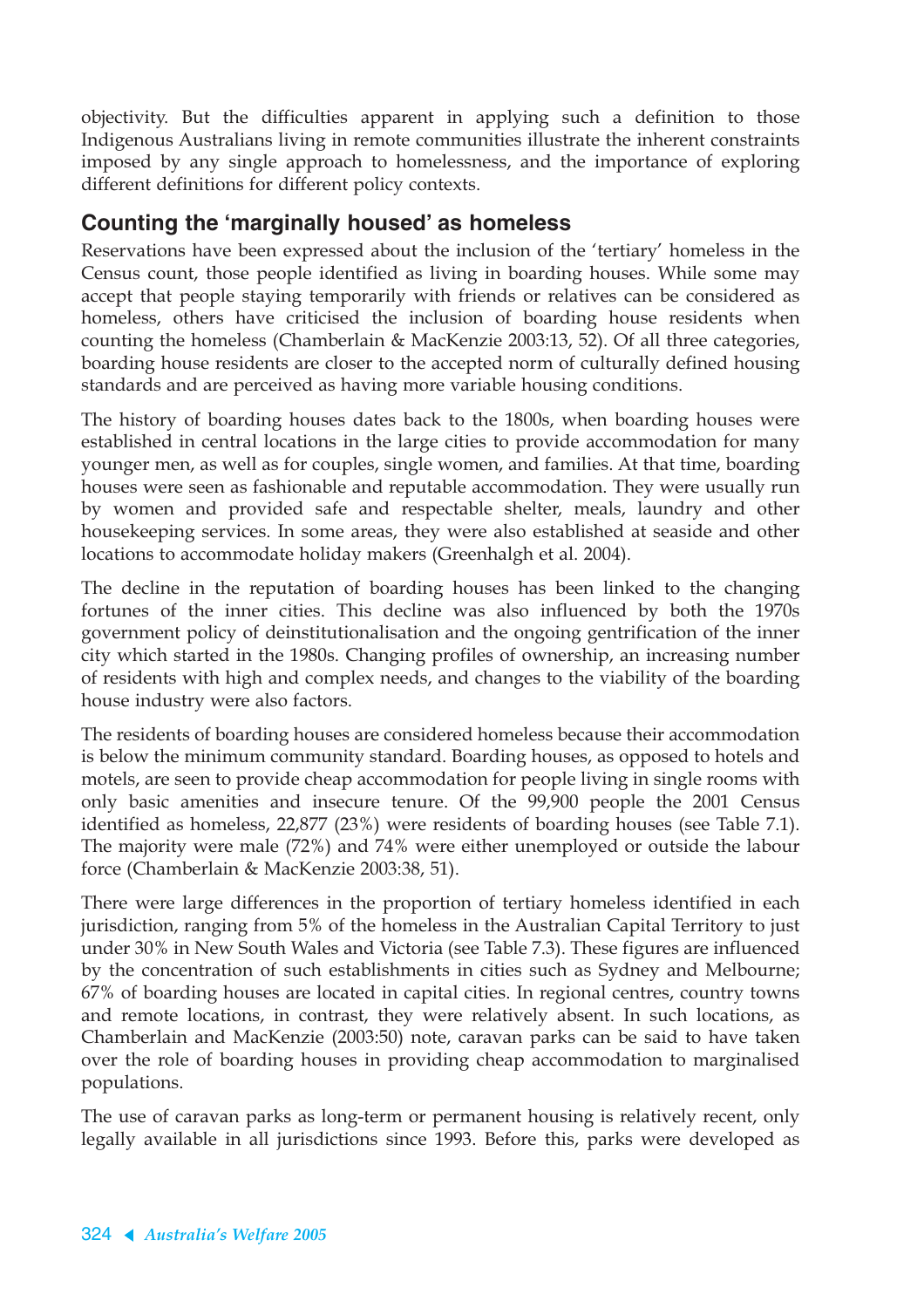objectivity. But the difficulties apparent in applying such a definition to those Indigenous Australians living in remote communities illustrate the inherent constraints imposed by any single approach to homelessness, and the importance of exploring different definitions for different policy contexts.

## Counting the 'marginally housed' as homeless

Reservations have been expressed about the inclusion of the 'tertiary' homeless in the Census count, those people identified as living in boarding houses. While some may accept that people staying temporarily with friends or relatives can be considered as homeless, others have criticised the inclusion of boarding house residents when counting the homeless (Chamberlain & MacKenzie 2003:13, 52). Of all three categories, boarding house residents are closer to the accepted norm of culturally defined housing standards and are perceived as having more variable housing conditions.

The history of boarding houses dates back to the 1800s, when boarding houses were established in central locations in the large cities to provide accommodation for many younger men, as well as for couples, single women, and families. At that time, boarding houses were seen as fashionable and reputable accommodation. They were usually run by women and provided safe and respectable shelter, meals, laundry and other housekeeping services. In some areas, they were also established at seaside and other locations to accommodate holiday makers (Greenhalgh et al. 2004).

The decline in the reputation of boarding houses has been linked to the changing fortunes of the inner cities. This decline was also influenced by both the 1970s government policy of deinstitutionalisation and the ongoing gentrification of the inner city which started in the 1980s. Changing profiles of ownership, an increasing number of residents with high and complex needs, and changes to the viability of the boarding house industry were also factors.

The residents of boarding houses are considered homeless because their accommodation is below the minimum community standard. Boarding houses, as opposed to hotels and motels, are seen to provide cheap accommodation for people living in single rooms with only basic amenities and insecure tenure. Of the 99,900 people the 2001 Census identified as homeless, 22,877 (23%) were residents of boarding houses (see Table 7.1). The majority were male (72%) and 74% were either unemployed or outside the labour force (Chamberlain & MacKenzie 2003:38, 51).

There were large differences in the proportion of tertiary homeless identified in each jurisdiction, ranging from 5% of the homeless in the Australian Capital Territory to just under 30% in New South Wales and Victoria (see Table 7.3). These figures are influenced by the concentration of such establishments in cities such as Sydney and Melbourne; 67% of boarding houses are located in capital cities. In regional centres, country towns and remote locations, in contrast, they were relatively absent. In such locations, as Chamberlain and MacKenzie (2003:50) note, caravan parks can be said to have taken over the role of boarding houses in providing cheap accommodation to marginalised populations.

The use of caravan parks as long-term or permanent housing is relatively recent, only legally available in all jurisdictions since 1993. Before this, parks were developed as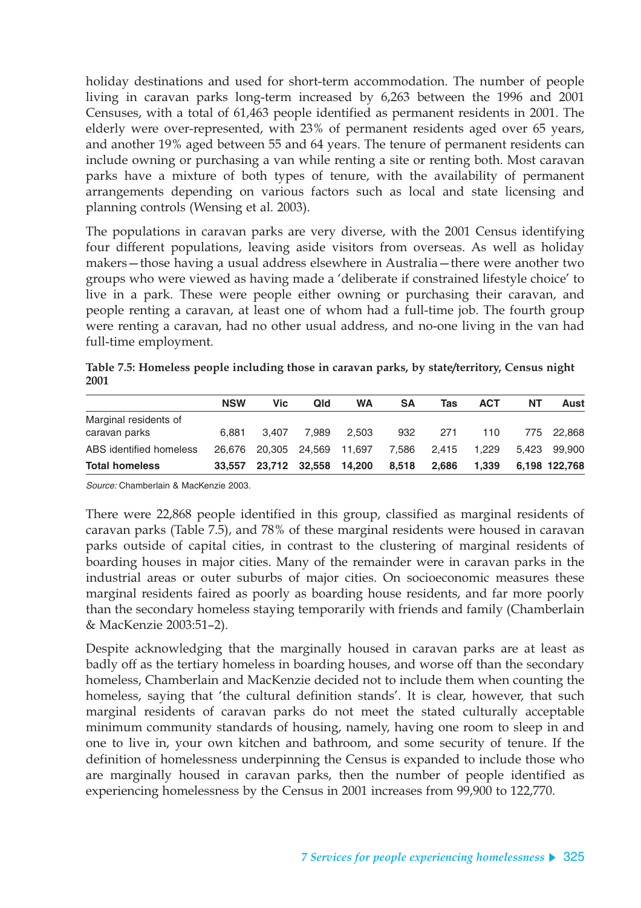holiday destinations and used for short-term accommodation. The number of people living in caravan parks long-term increased by 6,263 between the 1996 and 2001 Censuses, with a total of 61,463 people identified as permanent residents in 2001. The elderly were over-represented, with 23% of permanent residents aged over 65 years, and another 19% aged between 55 and 64 years. The tenure of permanent residents can include owning or purchasing a van while renting a site or renting both. Most caravan parks have a mixture of both types of tenure, with the availability of permanent arrangements depending on various factors such as local and state licensing and planning controls (Wensing et al. 2003).

The populations in caravan parks are very diverse, with the 2001 Census identifying four different populations, leaving aside visitors from overseas. As well as holiday makers—those having a usual address elsewhere in Australia—there were another two groups who were viewed as having made a 'deliberate if constrained lifestyle choice' to live in a park. These were people either owning or purchasing their caravan, and people renting a caravan, at least one of whom had a full-time job. The fourth group were renting a caravan, had no other usual address, and no-one living in the van had full-time employment.

**Table 7.5: Homeless people including those in caravan parks, by state/territory, Census night 2001**

| | NSW | Vic | Qld | WA | SA | Tas | ACT | NT | Aust |
|---|---|---|---|---|---|---|---|---|---|
| Marginal residents of caravan parks | 6,881 | 3,407 | 7,989 | 2,503 | 932 | 271 | 110 | 775 | 22,868 |
| ABS identified homeless | 26,676 | 20,305 | 24,569 | 11,697 | 7,586 | 2,415 | 1,229 | 5,423 | 99,900 |
| **Total homeless** | **33,557** | **23,712** | **32,558** | **14,200** | **8,518** | **2,686** | **1,339** | **6,198** | **122,768** |

*Source:* Chamberlain & MacKenzie 2003.

There were 22,868 people identified in this group, classified as marginal residents of caravan parks (Table 7.5), and 78% of these marginal residents were housed in caravan parks outside of capital cities, in contrast to the clustering of marginal residents of boarding houses in major cities. Many of the remainder were in caravan parks in the industrial areas or outer suburbs of major cities. On socioeconomic measures these marginal residents faired as poorly as boarding house residents, and far more poorly than the secondary homeless staying temporarily with friends and family (Chamberlain & MacKenzie 2003:51–2).

Despite acknowledging that the marginally housed in caravan parks are at least as badly off as the tertiary homeless in boarding houses, and worse off than the secondary homeless, Chamberlain and MacKenzie decided not to include them when counting the homeless, saying that 'the cultural definition stands'. It is clear, however, that such marginal residents of caravan parks do not meet the stated culturally acceptable minimum community standards of housing, namely, having one room to sleep in and one to live in, your own kitchen and bathroom, and some security of tenure. If the definition of homelessness underpinning the Census is expanded to include those who are marginally housed in caravan parks, then the number of people identified as experiencing homelessness by the Census in 2001 increases from 99,900 to 122,770.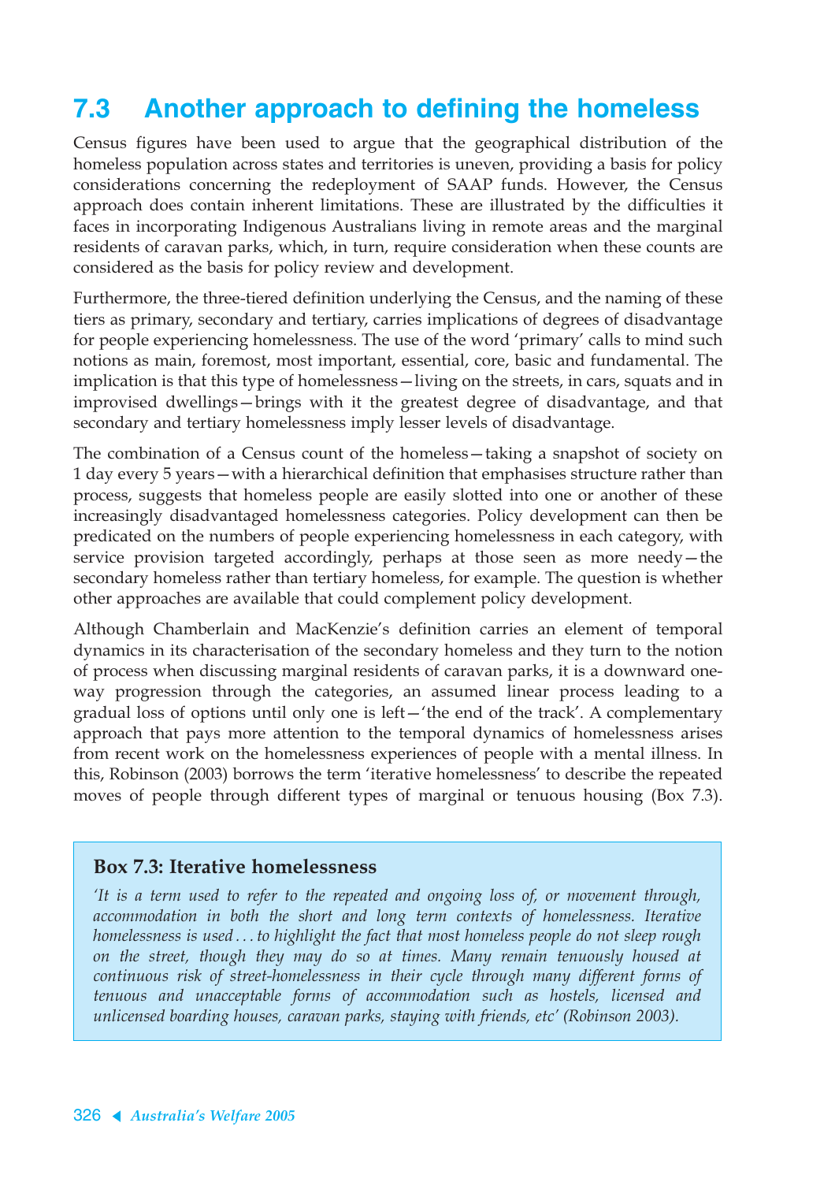## 7.3 Another approach to defining the homeless

Census figures have been used to argue that the geographical distribution of the homeless population across states and territories is uneven, providing a basis for policy considerations concerning the redeployment of SAAP funds. However, the Census approach does contain inherent limitations. These are illustrated by the difficulties it faces in incorporating Indigenous Australians living in remote areas and the marginal residents of caravan parks, which, in turn, require consideration when these counts are considered as the basis for policy review and development.

Furthermore, the three-tiered definition underlying the Census, and the naming of these tiers as primary, secondary and tertiary, carries implications of degrees of disadvantage for people experiencing homelessness. The use of the word 'primary' calls to mind such notions as main, foremost, most important, essential, core, basic and fundamental. The implication is that this type of homelessness—living on the streets, in cars, squats and in improvised dwellings—brings with it the greatest degree of disadvantage, and that secondary and tertiary homelessness imply lesser levels of disadvantage.

The combination of a Census count of the homeless—taking a snapshot of society on 1 day every 5 years—with a hierarchical definition that emphasises structure rather than process, suggests that homeless people are easily slotted into one or another of these increasingly disadvantaged homelessness categories. Policy development can then be predicated on the numbers of people experiencing homelessness in each category, with service provision targeted accordingly, perhaps at those seen as more needy—the secondary homeless rather than tertiary homeless, for example. The question is whether other approaches are available that could complement policy development.

Although Chamberlain and MacKenzie's definition carries an element of temporal dynamics in its characterisation of the secondary homeless and they turn to the notion of process when discussing marginal residents of caravan parks, it is a downward one-way progression through the categories, an assumed linear process leading to a gradual loss of options until only one is left—'the end of the track'. A complementary approach that pays more attention to the temporal dynamics of homelessness arises from recent work on the homelessness experiences of people with a mental illness. In this, Robinson (2003) borrows the term 'iterative homelessness' to describe the repeated moves of people through different types of marginal or tenuous housing (Box 7.3).

> **Box 7.3: Iterative homelessness**
>
> *'It is a term used to refer to the repeated and ongoing loss of, or movement through, accommodation in both the short and long term contexts of homelessness. Iterative homelessness is used . . . to highlight the fact that most homeless people do not sleep rough on the street, though they may do so at times. Many remain tenuously housed at continuous risk of street-homelessness in their cycle through many different forms of tenuous and unacceptable forms of accommodation such as hostels, licensed and unlicensed boarding houses, caravan parks, staying with friends, etc' (Robinson 2003).*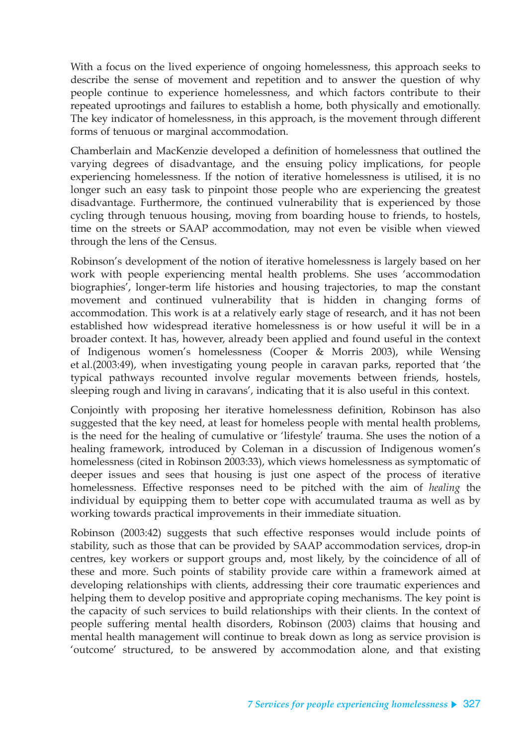With a focus on the lived experience of ongoing homelessness, this approach seeks to describe the sense of movement and repetition and to answer the question of why people continue to experience homelessness, and which factors contribute to their repeated uprootings and failures to establish a home, both physically and emotionally. The key indicator of homelessness, in this approach, is the movement through different forms of tenuous or marginal accommodation.

Chamberlain and MacKenzie developed a definition of homelessness that outlined the varying degrees of disadvantage, and the ensuing policy implications, for people experiencing homelessness. If the notion of iterative homelessness is utilised, it is no longer such an easy task to pinpoint those people who are experiencing the greatest disadvantage. Furthermore, the continued vulnerability that is experienced by those cycling through tenuous housing, moving from boarding house to friends, to hostels, time on the streets or SAAP accommodation, may not even be visible when viewed through the lens of the Census.

Robinson's development of the notion of iterative homelessness is largely based on her work with people experiencing mental health problems. She uses 'accommodation biographies', longer-term life histories and housing trajectories, to map the constant movement and continued vulnerability that is hidden in changing forms of accommodation. This work is at a relatively early stage of research, and it has not been established how widespread iterative homelessness is or how useful it will be in a broader context. It has, however, already been applied and found useful in the context of Indigenous women's homelessness (Cooper & Morris 2003), while Wensing et al.(2003:49), when investigating young people in caravan parks, reported that 'the typical pathways recounted involve regular movements between friends, hostels, sleeping rough and living in caravans', indicating that it is also useful in this context.

Conjointly with proposing her iterative homelessness definition, Robinson has also suggested that the key need, at least for homeless people with mental health problems, is the need for the healing of cumulative or 'lifestyle' trauma. She uses the notion of a healing framework, introduced by Coleman in a discussion of Indigenous women's homelessness (cited in Robinson 2003:33), which views homelessness as symptomatic of deeper issues and sees that housing is just one aspect of the process of iterative homelessness. Effective responses need to be pitched with the aim of *healing* the individual by equipping them to better cope with accumulated trauma as well as by working towards practical improvements in their immediate situation.

Robinson (2003:42) suggests that such effective responses would include points of stability, such as those that can be provided by SAAP accommodation services, drop-in centres, key workers or support groups and, most likely, by the coincidence of all of these and more. Such points of stability provide care within a framework aimed at developing relationships with clients, addressing their core traumatic experiences and helping them to develop positive and appropriate coping mechanisms. The key point is the capacity of such services to build relationships with their clients. In the context of people suffering mental health disorders, Robinson (2003) claims that housing and mental health management will continue to break down as long as service provision is 'outcome' structured, to be answered by accommodation alone, and that existing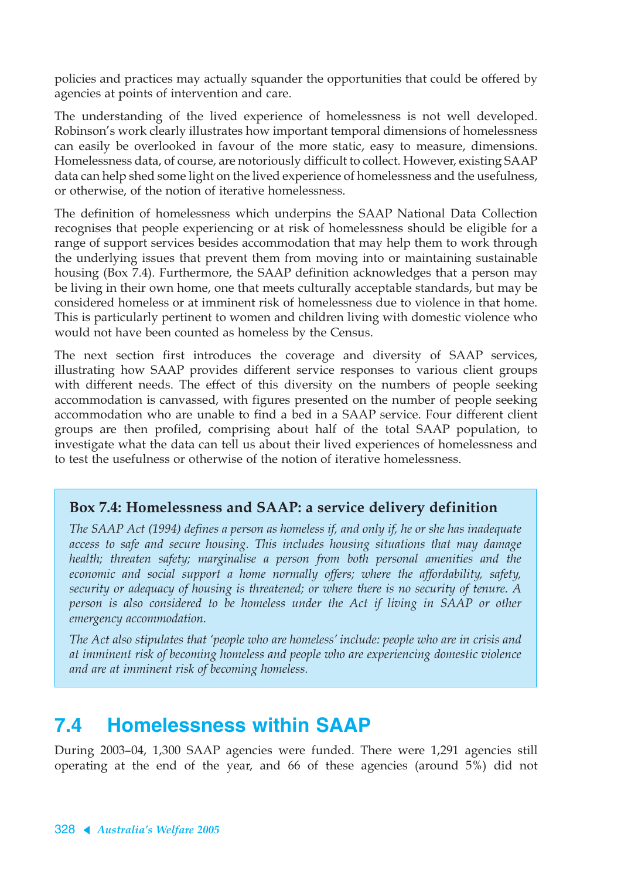policies and practices may actually squander the opportunities that could be offered by agencies at points of intervention and care.

The understanding of the lived experience of homelessness is not well developed. Robinson's work clearly illustrates how important temporal dimensions of homelessness can easily be overlooked in favour of the more static, easy to measure, dimensions. Homelessness data, of course, are notoriously difficult to collect. However, existing SAAP data can help shed some light on the lived experience of homelessness and the usefulness, or otherwise, of the notion of iterative homelessness.

The definition of homelessness which underpins the SAAP National Data Collection recognises that people experiencing or at risk of homelessness should be eligible for a range of support services besides accommodation that may help them to work through the underlying issues that prevent them from moving into or maintaining sustainable housing (Box 7.4). Furthermore, the SAAP definition acknowledges that a person may be living in their own home, one that meets culturally acceptable standards, but may be considered homeless or at imminent risk of homelessness due to violence in that home. This is particularly pertinent to women and children living with domestic violence who would not have been counted as homeless by the Census.

The next section first introduces the coverage and diversity of SAAP services, illustrating how SAAP provides different service responses to various client groups with different needs. The effect of this diversity on the numbers of people seeking accommodation is canvassed, with figures presented on the number of people seeking accommodation who are unable to find a bed in a SAAP service. Four different client groups are then profiled, comprising about half of the total SAAP population, to investigate what the data can tell us about their lived experiences of homelessness and to test the usefulness or otherwise of the notion of iterative homelessness.

> **Box 7.4: Homelessness and SAAP: a service delivery definition**
>
> *The SAAP Act (1994) defines a person as homeless if, and only if, he or she has inadequate access to safe and secure housing. This includes housing situations that may damage health; threaten safety; marginalise a person from both personal amenities and the economic and social support a home normally offers; where the affordability, safety, security or adequacy of housing is threatened; or where there is no security of tenure. A person is also considered to be homeless under the Act if living in SAAP or other emergency accommodation.*
>
> *The Act also stipulates that 'people who are homeless' include: people who are in crisis and at imminent risk of becoming homeless and people who are experiencing domestic violence and are at imminent risk of becoming homeless.*

## 7.4 Homelessness within SAAP

During 2003–04, 1,300 SAAP agencies were funded. There were 1,291 agencies still operating at the end of the year, and 66 of these agencies (around 5%) did not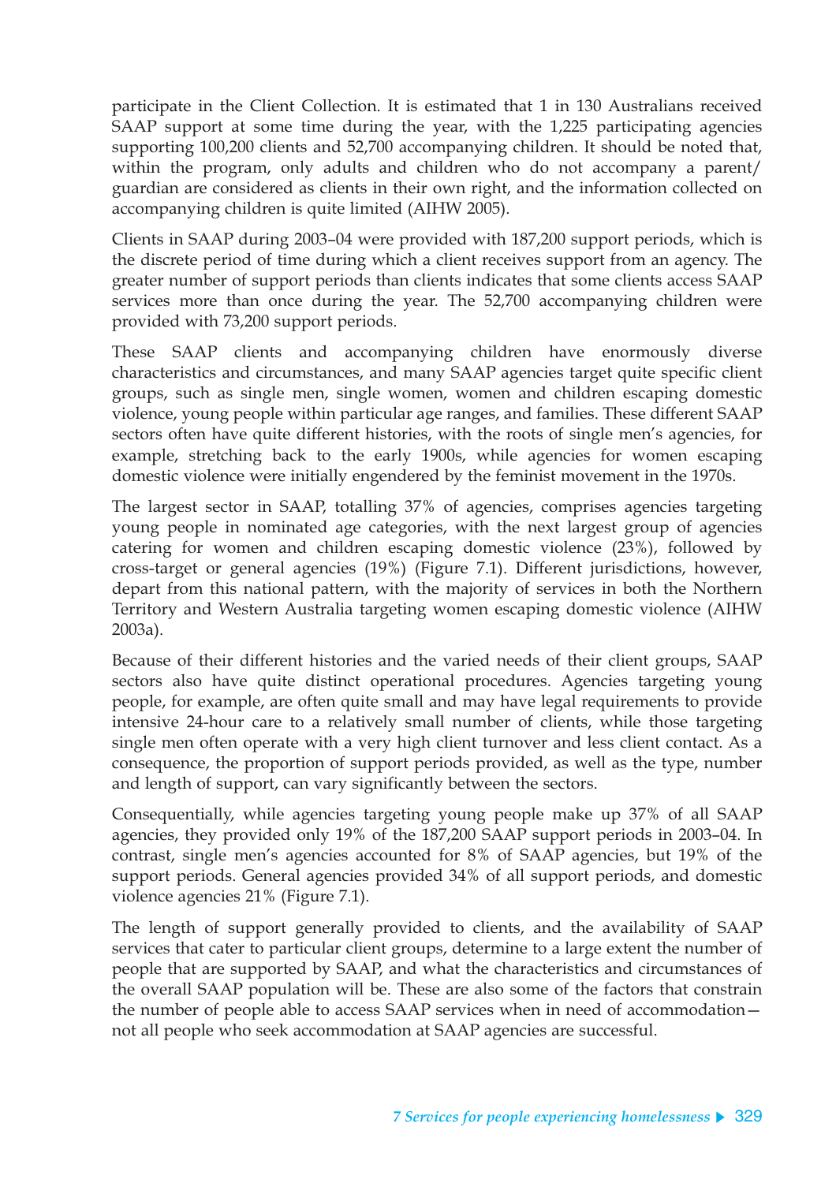participate in the Client Collection. It is estimated that 1 in 130 Australians received SAAP support at some time during the year, with the 1,225 participating agencies supporting 100,200 clients and 52,700 accompanying children. It should be noted that, within the program, only adults and children who do not accompany a parent/guardian are considered as clients in their own right, and the information collected on accompanying children is quite limited (AIHW 2005).

Clients in SAAP during 2003–04 were provided with 187,200 support periods, which is the discrete period of time during which a client receives support from an agency. The greater number of support periods than clients indicates that some clients access SAAP services more than once during the year. The 52,700 accompanying children were provided with 73,200 support periods.

These SAAP clients and accompanying children have enormously diverse characteristics and circumstances, and many SAAP agencies target quite specific client groups, such as single men, single women, women and children escaping domestic violence, young people within particular age ranges, and families. These different SAAP sectors often have quite different histories, with the roots of single men's agencies, for example, stretching back to the early 1900s, while agencies for women escaping domestic violence were initially engendered by the feminist movement in the 1970s.

The largest sector in SAAP, totalling 37% of agencies, comprises agencies targeting young people in nominated age categories, with the next largest group of agencies catering for women and children escaping domestic violence (23%), followed by cross-target or general agencies (19%) (Figure 7.1). Different jurisdictions, however, depart from this national pattern, with the majority of services in both the Northern Territory and Western Australia targeting women escaping domestic violence (AIHW 2003a).

Because of their different histories and the varied needs of their client groups, SAAP sectors also have quite distinct operational procedures. Agencies targeting young people, for example, are often quite small and may have legal requirements to provide intensive 24-hour care to a relatively small number of clients, while those targeting single men often operate with a very high client turnover and less client contact. As a consequence, the proportion of support periods provided, as well as the type, number and length of support, can vary significantly between the sectors.

Consequentially, while agencies targeting young people make up 37% of all SAAP agencies, they provided only 19% of the 187,200 SAAP support periods in 2003–04. In contrast, single men's agencies accounted for 8% of SAAP agencies, but 19% of the support periods. General agencies provided 34% of all support periods, and domestic violence agencies 21% (Figure 7.1).

The length of support generally provided to clients, and the availability of SAAP services that cater to particular client groups, determine to a large extent the number of people that are supported by SAAP, and what the characteristics and circumstances of the overall SAAP population will be. These are also some of the factors that constrain the number of people able to access SAAP services when in need of accommodation—not all people who seek accommodation at SAAP agencies are successful.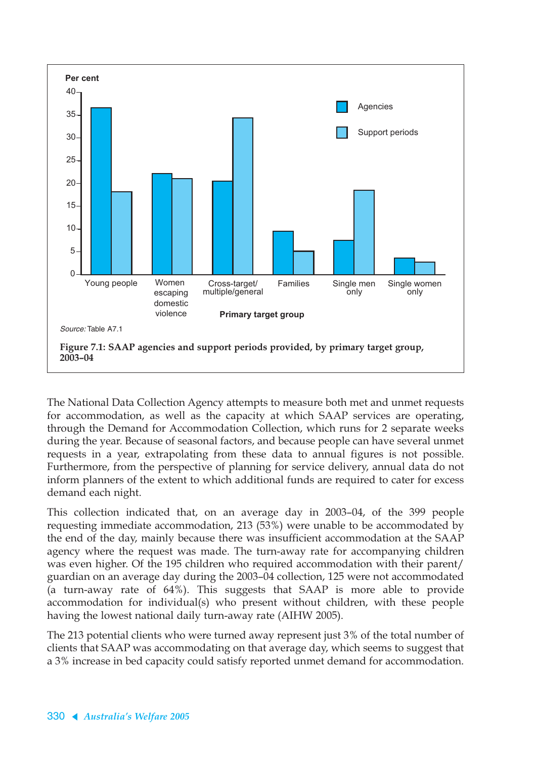Source: Table A7.1

**Figure 7.1: SAAP agencies and support periods provided, by primary target group, 2003–04**

The National Data Collection Agency attempts to measure both met and unmet requests for accommodation, as well as the capacity at which SAAP services are operating, through the Demand for Accommodation Collection, which runs for 2 separate weeks during the year. Because of seasonal factors, and because people can have several unmet requests in a year, extrapolating from these data to annual figures is not possible. Furthermore, from the perspective of planning for service delivery, annual data do not inform planners of the extent to which additional funds are required to cater for excess demand each night.

This collection indicated that, on an average day in 2003–04, of the 399 people requesting immediate accommodation, 213 (53%) were unable to be accommodated by the end of the day, mainly because there was insufficient accommodation at the SAAP agency where the request was made. The turn-away rate for accompanying children was even higher. Of the 195 children who required accommodation with their parent/guardian on an average day during the 2003–04 collection, 125 were not accommodated (a turn-away rate of 64%). This suggests that SAAP is more able to provide accommodation for individual(s) who present without children, with these people having the lowest national daily turn-away rate (AIHW 2005).

The 213 potential clients who were turned away represent just 3% of the total number of clients that SAAP was accommodating on that average day, which seems to suggest that a 3% increase in bed capacity could satisfy reported unmet demand for accommodation.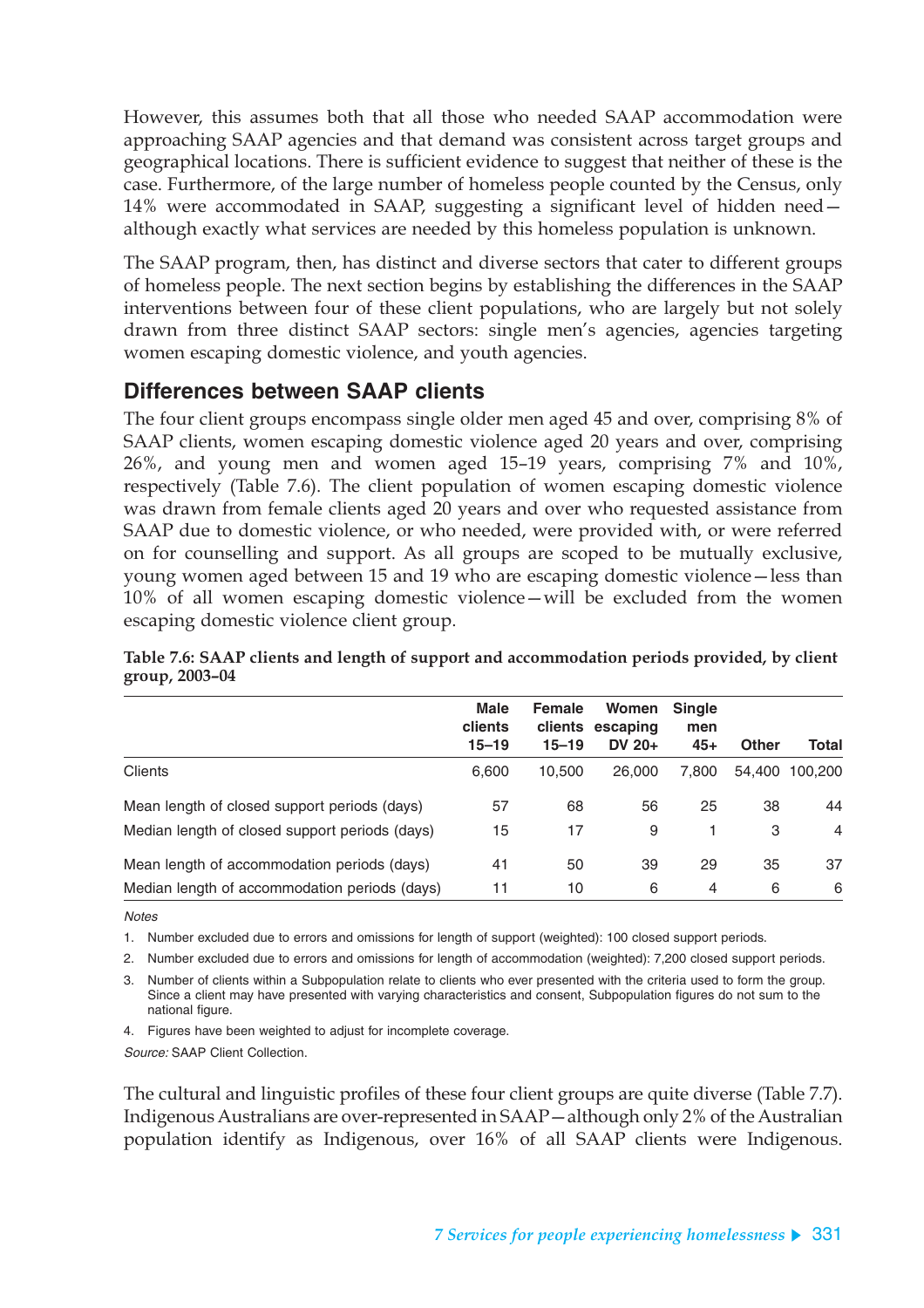However, this assumes both that all those who needed SAAP accommodation were approaching SAAP agencies and that demand was consistent across target groups and geographical locations. There is sufficient evidence to suggest that neither of these is the case. Furthermore, of the large number of homeless people counted by the Census, only 14% were accommodated in SAAP, suggesting a significant level of hidden need—although exactly what services are needed by this homeless population is unknown.

The SAAP program, then, has distinct and diverse sectors that cater to different groups of homeless people. The next section begins by establishing the differences in the SAAP interventions between four of these client populations, who are largely but not solely drawn from three distinct SAAP sectors: single men's agencies, agencies targeting women escaping domestic violence, and youth agencies.

## Differences between SAAP clients

The four client groups encompass single older men aged 45 and over, comprising 8% of SAAP clients, women escaping domestic violence aged 20 years and over, comprising 26%, and young men and women aged 15–19 years, comprising 7% and 10%, respectively (Table 7.6). The client population of women escaping domestic violence was drawn from female clients aged 20 years and over who requested assistance from SAAP due to domestic violence, or who needed, were provided with, or were referred on for counselling and support. As all groups are scoped to be mutually exclusive, young women aged between 15 and 19 who are escaping domestic violence—less than 10% of all women escaping domestic violence—will be excluded from the women escaping domestic violence client group.

**Table 7.6: SAAP clients and length of support and accommodation periods provided, by client group, 2003–04**

| | Male clients 15–19 | Female clients 15–19 | Women escaping DV 20+ | Single men 45+ | Other | Total |
|---|---|---|---|---|---|---|
| Clients | 6,600 | 10,500 | 26,000 | 7,800 | 54,400 | 100,200 |
| Mean length of closed support periods (days) | 57 | 68 | 56 | 25 | 38 | 44 |
| Median length of closed support periods (days) | 15 | 17 | 9 | 1 | 3 | 4 |
| Mean length of accommodation periods (days) | 41 | 50 | 39 | 29 | 35 | 37 |
| Median length of accommodation periods (days) | 11 | 10 | 6 | 4 | 6 | 6 |

*Notes*

1. Number excluded due to errors and omissions for length of support (weighted): 100 closed support periods.
2. Number excluded due to errors and omissions for length of accommodation (weighted): 7,200 closed support periods.
3. Number of clients within a Subpopulation relate to clients who ever presented with the criteria used to form the group. Since a client may have presented with varying characteristics and consent, Subpopulation figures do not sum to the national figure.
4. Figures have been weighted to adjust for incomplete coverage.

*Source:* SAAP Client Collection.

The cultural and linguistic profiles of these four client groups are quite diverse (Table 7.7). Indigenous Australians are over-represented in SAAP—although only 2% of the Australian population identify as Indigenous, over 16% of all SAAP clients were Indigenous.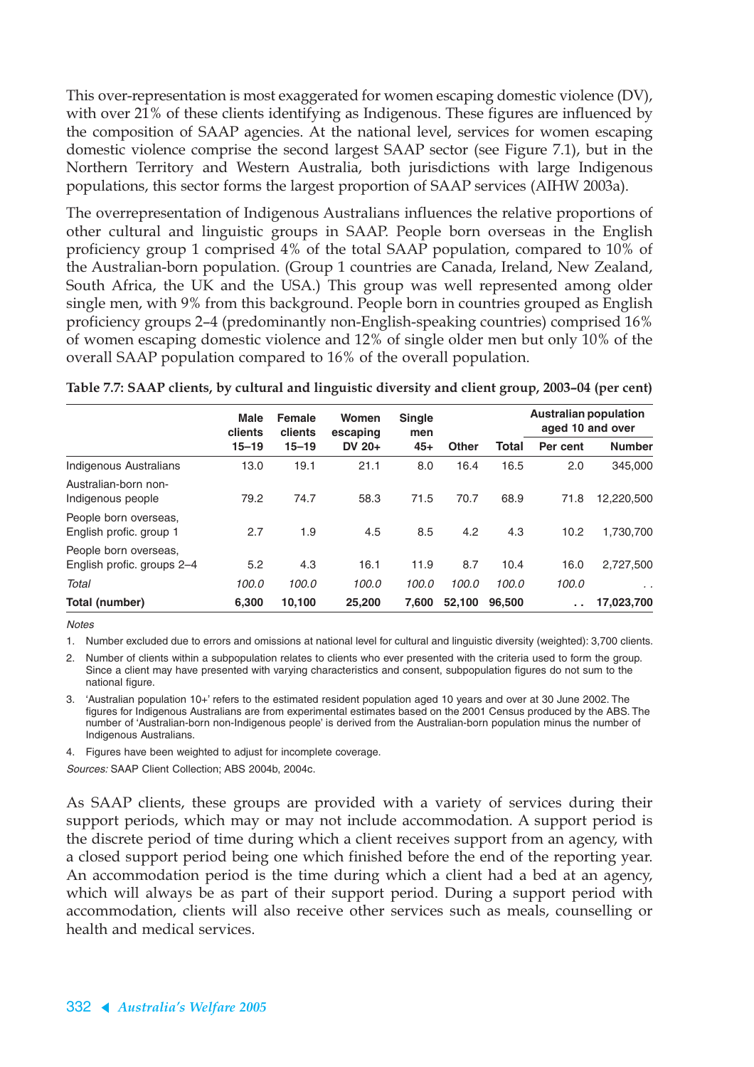This over-representation is most exaggerated for women escaping domestic violence (DV), with over 21% of these clients identifying as Indigenous. These figures are influenced by the composition of SAAP agencies. At the national level, services for women escaping domestic violence comprise the second largest SAAP sector (see Figure 7.1), but in the Northern Territory and Western Australia, both jurisdictions with large Indigenous populations, this sector forms the largest proportion of SAAP services (AIHW 2003a).

The overrepresentation of Indigenous Australians influences the relative proportions of other cultural and linguistic groups in SAAP. People born overseas in the English proficiency group 1 comprised 4% of the total SAAP population, compared to 10% of the Australian-born population. (Group 1 countries are Canada, Ireland, New Zealand, South Africa, the UK and the USA.) This group was well represented among older single men, with 9% from this background. People born in countries grouped as English proficiency groups 2–4 (predominantly non-English-speaking countries) comprised 16% of women escaping domestic violence and 12% of single older men but only 10% of the overall SAAP population compared to 16% of the overall population.

**Table 7.7: SAAP clients, by cultural and linguistic diversity and client group, 2003–04 (per cent)**

| | Male clients 15–19 | Female clients 15–19 | Women escaping DV 20+ | Single men 45+ | Other | Total | Australian population aged 10 and over | |
|---|---|---|---|---|---|---|---|---|
| | | | | | | | Per cent | Number |
| Indigenous Australians | 13.0 | 19.1 | 21.1 | 8.0 | 16.4 | 16.5 | 2.0 | 345,000 |
| Australian-born non-Indigenous people | 79.2 | 74.7 | 58.3 | 71.5 | 70.7 | 68.9 | 71.8 | 12,220,500 |
| People born overseas, English profic. group 1 | 2.7 | 1.9 | 4.5 | 8.5 | 4.2 | 4.3 | 10.2 | 1,730,700 |
| People born overseas, English profic. groups 2–4 | 5.2 | 4.3 | 16.1 | 11.9 | 8.7 | 10.4 | 16.0 | 2,727,500 |
| *Total* | *100.0* | *100.0* | *100.0* | *100.0* | *100.0* | *100.0* | *100.0* | . . |
| **Total (number)** | **6,300** | **10,100** | **25,200** | **7,600** | **52,100** | **96,500** | . . | **17,023,700** |

*Notes*

1. Number excluded due to errors and omissions at national level for cultural and linguistic diversity (weighted): 3,700 clients.
2. Number of clients within a subpopulation relates to clients who ever presented with the criteria used to form the group. Since a client may have presented with varying characteristics and consent, subpopulation figures do not sum to the national figure.
3. 'Australian population 10+' refers to the estimated resident population aged 10 years and over at 30 June 2002. The figures for Indigenous Australians are from experimental estimates based on the 2001 Census produced by the ABS. The number of 'Australian-born non-Indigenous people' is derived from the Australian-born population minus the number of Indigenous Australians.
4. Figures have been weighted to adjust for incomplete coverage.

*Sources:* SAAP Client Collection; ABS 2004b, 2004c.

As SAAP clients, these groups are provided with a variety of services during their support periods, which may or may not include accommodation. A support period is the discrete period of time during which a client receives support from an agency, with a closed support period being one which finished before the end of the reporting year. An accommodation period is the time during which a client had a bed at an agency, which will always be as part of their support period. During a support period with accommodation, clients will also receive other services such as meals, counselling or health and medical services.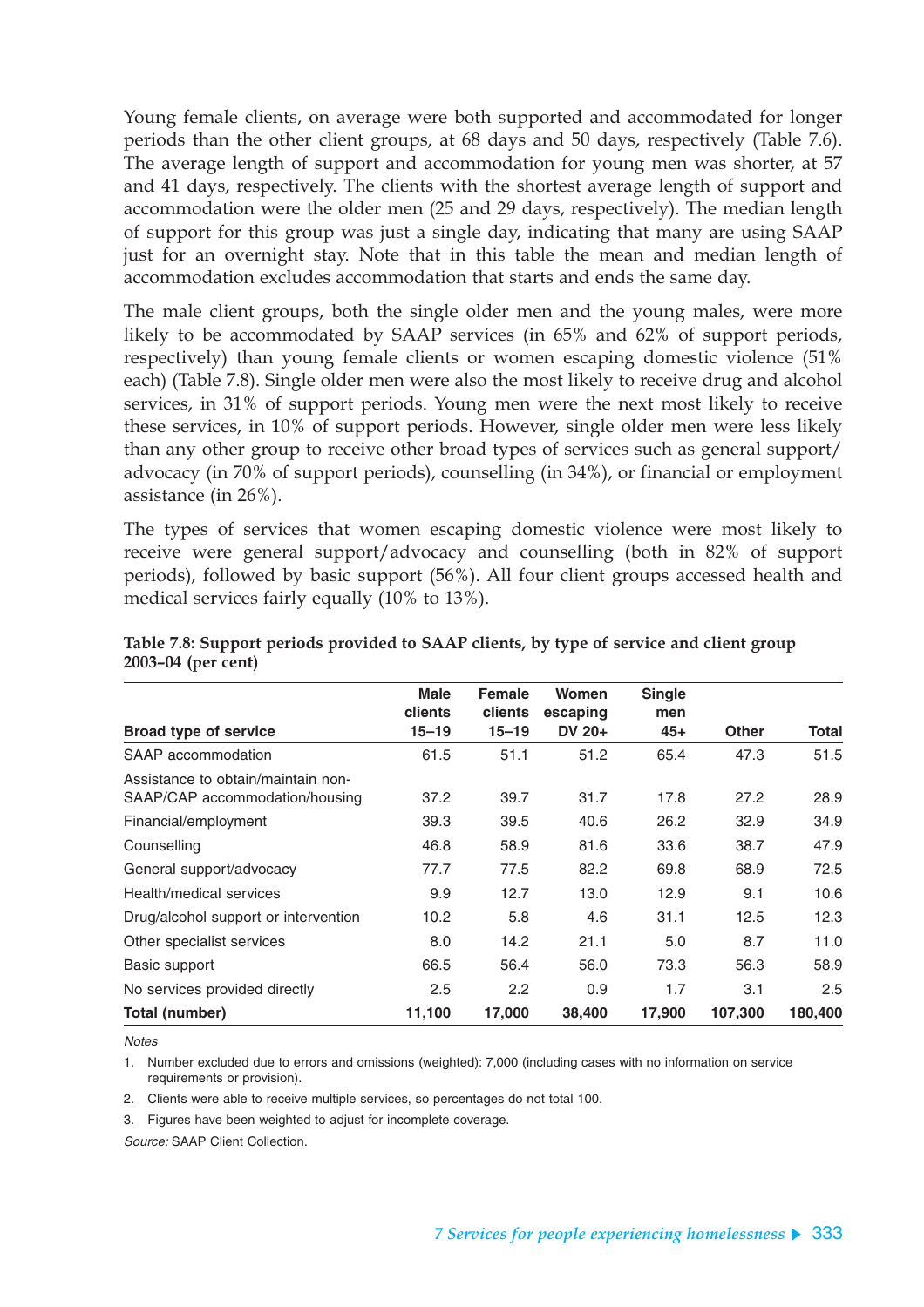Young female clients, on average were both supported and accommodated for longer periods than the other client groups, at 68 days and 50 days, respectively (Table 7.6). The average length of support and accommodation for young men was shorter, at 57 and 41 days, respectively. The clients with the shortest average length of support and accommodation were the older men (25 and 29 days, respectively). The median length of support for this group was just a single day, indicating that many are using SAAP just for an overnight stay. Note that in this table the mean and median length of accommodation excludes accommodation that starts and ends the same day.

The male client groups, both the single older men and the young males, were more likely to be accommodated by SAAP services (in 65% and 62% of support periods, respectively) than young female clients or women escaping domestic violence (51% each) (Table 7.8). Single older men were also the most likely to receive drug and alcohol services, in 31% of support periods. Young men were the next most likely to receive these services, in 10% of support periods. However, single older men were less likely than any other group to receive other broad types of services such as general support/ advocacy (in 70% of support periods), counselling (in 34%), or financial or employment assistance (in 26%).

The types of services that women escaping domestic violence were most likely to receive were general support/advocacy and counselling (both in 82% of support periods), followed by basic support (56%). All four client groups accessed health and medical services fairly equally (10% to 13%).

**Table 7.8: Support periods provided to SAAP clients, by type of service and client group 2003–04 (per cent)**

| Broad type of service | Male clients 15–19 | Female clients 15–19 | Women escaping DV 20+ | Single men 45+ | Other | Total |
|---|---|---|---|---|---|---|
| SAAP accommodation | 61.5 | 51.1 | 51.2 | 65.4 | 47.3 | 51.5 |
| Assistance to obtain/maintain non-SAAP/CAP accommodation/housing | 37.2 | 39.7 | 31.7 | 17.8 | 27.2 | 28.9 |
| Financial/employment | 39.3 | 39.5 | 40.6 | 26.2 | 32.9 | 34.9 |
| Counselling | 46.8 | 58.9 | 81.6 | 33.6 | 38.7 | 47.9 |
| General support/advocacy | 77.7 | 77.5 | 82.2 | 69.8 | 68.9 | 72.5 |
| Health/medical services | 9.9 | 12.7 | 13.0 | 12.9 | 9.1 | 10.6 |
| Drug/alcohol support or intervention | 10.2 | 5.8 | 4.6 | 31.1 | 12.5 | 12.3 |
| Other specialist services | 8.0 | 14.2 | 21.1 | 5.0 | 8.7 | 11.0 |
| Basic support | 66.5 | 56.4 | 56.0 | 73.3 | 56.3 | 58.9 |
| No services provided directly | 2.5 | 2.2 | 0.9 | 1.7 | 3.1 | 2.5 |
| **Total (number)** | **11,100** | **17,000** | **38,400** | **17,900** | **107,300** | **180,400** |

*Notes*

1. Number excluded due to errors and omissions (weighted): 7,000 (including cases with no information on service requirements or provision).
2. Clients were able to receive multiple services, so percentages do not total 100.
3. Figures have been weighted to adjust for incomplete coverage.

*Source:* SAAP Client Collection.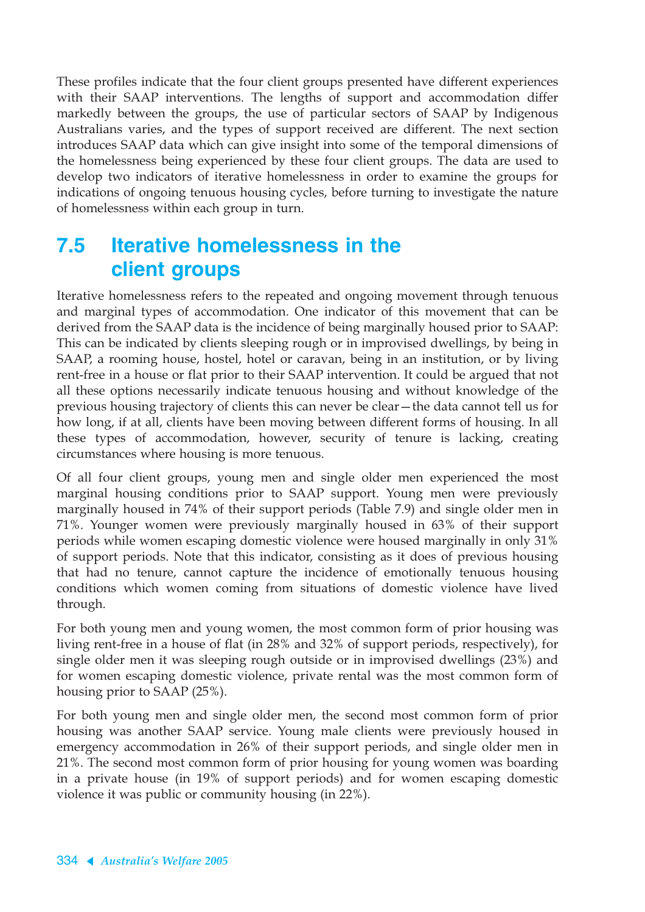These profiles indicate that the four client groups presented have different experiences with their SAAP interventions. The lengths of support and accommodation differ markedly between the groups, the use of particular sectors of SAAP by Indigenous Australians varies, and the types of support received are different. The next section introduces SAAP data which can give insight into some of the temporal dimensions of the homelessness being experienced by these four client groups. The data are used to develop two indicators of iterative homelessness in order to examine the groups for indications of ongoing tenuous housing cycles, before turning to investigate the nature of homelessness within each group in turn.

## 7.5 Iterative homelessness in the client groups

Iterative homelessness refers to the repeated and ongoing movement through tenuous and marginal types of accommodation. One indicator of this movement that can be derived from the SAAP data is the incidence of being marginally housed prior to SAAP: This can be indicated by clients sleeping rough or in improvised dwellings, by being in SAAP, a rooming house, hostel, hotel or caravan, being in an institution, or by living rent-free in a house or flat prior to their SAAP intervention. It could be argued that not all these options necessarily indicate tenuous housing and without knowledge of the previous housing trajectory of clients this can never be clear—the data cannot tell us for how long, if at all, clients have been moving between different forms of housing. In all these types of accommodation, however, security of tenure is lacking, creating circumstances where housing is more tenuous.

Of all four client groups, young men and single older men experienced the most marginal housing conditions prior to SAAP support. Young men were previously marginally housed in 74% of their support periods (Table 7.9) and single older men in 71%. Younger women were previously marginally housed in 63% of their support periods while women escaping domestic violence were housed marginally in only 31% of support periods. Note that this indicator, consisting as it does of previous housing that had no tenure, cannot capture the incidence of emotionally tenuous housing conditions which women coming from situations of domestic violence have lived through.

For both young men and young women, the most common form of prior housing was living rent-free in a house of flat (in 28% and 32% of support periods, respectively), for single older men it was sleeping rough outside or in improvised dwellings (23%) and for women escaping domestic violence, private rental was the most common form of housing prior to SAAP (25%).

For both young men and single older men, the second most common form of prior housing was another SAAP service. Young male clients were previously housed in emergency accommodation in 26% of their support periods, and single older men in 21%. The second most common form of prior housing for young women was boarding in a private house (in 19% of support periods) and for women escaping domestic violence it was public or community housing (in 22%).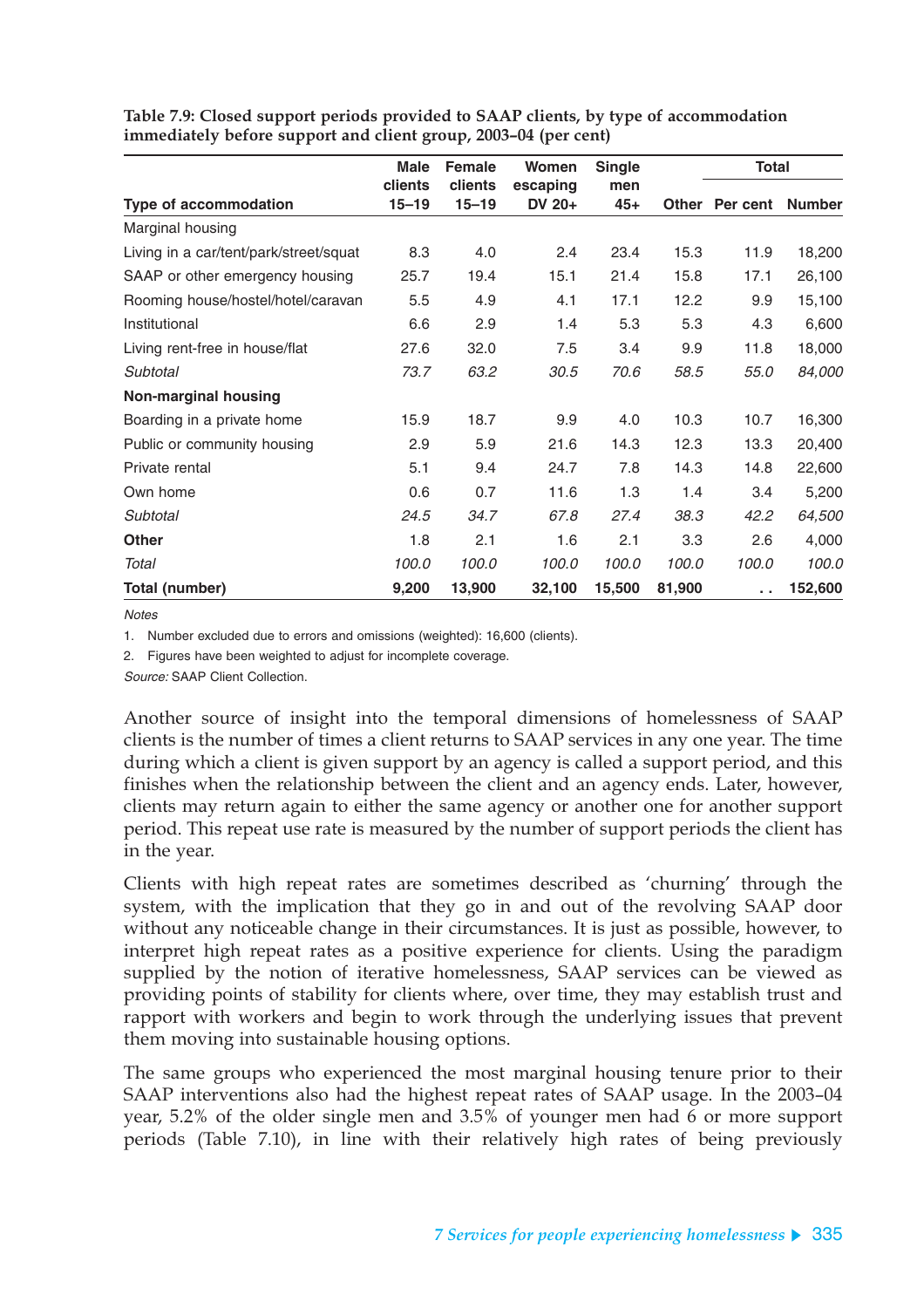**Table 7.9: Closed support periods provided to SAAP clients, by type of accommodation immediately before support and client group, 2003–04 (per cent)**

| Type of accommodation | Male clients 15–19 | Female clients 15–19 | Women escaping DV 20+ | Single men 45+ | Other | Total | |
|---|---|---|---|---|---|---|---|
| | | | | | | Per cent | Number |
| Marginal housing | | | | | | | |
| Living in a car/tent/park/street/squat | 8.3 | 4.0 | 2.4 | 23.4 | 15.3 | 11.9 | 18,200 |
| SAAP or other emergency housing | 25.7 | 19.4 | 15.1 | 21.4 | 15.8 | 17.1 | 26,100 |
| Rooming house/hostel/hotel/caravan | 5.5 | 4.9 | 4.1 | 17.1 | 12.2 | 9.9 | 15,100 |
| Institutional | 6.6 | 2.9 | 1.4 | 5.3 | 5.3 | 4.3 | 6,600 |
| Living rent-free in house/flat | 27.6 | 32.0 | 7.5 | 3.4 | 9.9 | 11.8 | 18,000 |
| *Subtotal* | *73.7* | *63.2* | *30.5* | *70.6* | *58.5* | *55.0* | *84,000* |
| **Non-marginal housing** | | | | | | | |
| Boarding in a private home | 15.9 | 18.7 | 9.9 | 4.0 | 10.3 | 10.7 | 16,300 |
| Public or community housing | 2.9 | 5.9 | 21.6 | 14.3 | 12.3 | 13.3 | 20,400 |
| Private rental | 5.1 | 9.4 | 24.7 | 7.8 | 14.3 | 14.8 | 22,600 |
| Own home | 0.6 | 0.7 | 11.6 | 1.3 | 1.4 | 3.4 | 5,200 |
| *Subtotal* | *24.5* | *34.7* | *67.8* | *27.4* | *38.3* | *42.2* | *64,500* |
| **Other** | 1.8 | 2.1 | 1.6 | 2.1 | 3.3 | 2.6 | 4,000 |
| *Total* | *100.0* | *100.0* | *100.0* | *100.0* | *100.0* | *100.0* | *100.0* |
| **Total (number)** | **9,200** | **13,900** | **32,100** | **15,500** | **81,900** | **. .** | **152,600** |

*Notes*

1. Number excluded due to errors and omissions (weighted): 16,600 (clients).
2. Figures have been weighted to adjust for incomplete coverage.

*Source:* SAAP Client Collection.

Another source of insight into the temporal dimensions of homelessness of SAAP clients is the number of times a client returns to SAAP services in any one year. The time during which a client is given support by an agency is called a support period, and this finishes when the relationship between the client and an agency ends. Later, however, clients may return again to either the same agency or another one for another support period. This repeat use rate is measured by the number of support periods the client has in the year.

Clients with high repeat rates are sometimes described as 'churning' through the system, with the implication that they go in and out of the revolving SAAP door without any noticeable change in their circumstances. It is just as possible, however, to interpret high repeat rates as a positive experience for clients. Using the paradigm supplied by the notion of iterative homelessness, SAAP services can be viewed as providing points of stability for clients where, over time, they may establish trust and rapport with workers and begin to work through the underlying issues that prevent them moving into sustainable housing options.

The same groups who experienced the most marginal housing tenure prior to their SAAP interventions also had the highest repeat rates of SAAP usage. In the 2003–04 year, 5.2% of the older single men and 3.5% of younger men had 6 or more support periods (Table 7.10), in line with their relatively high rates of being previously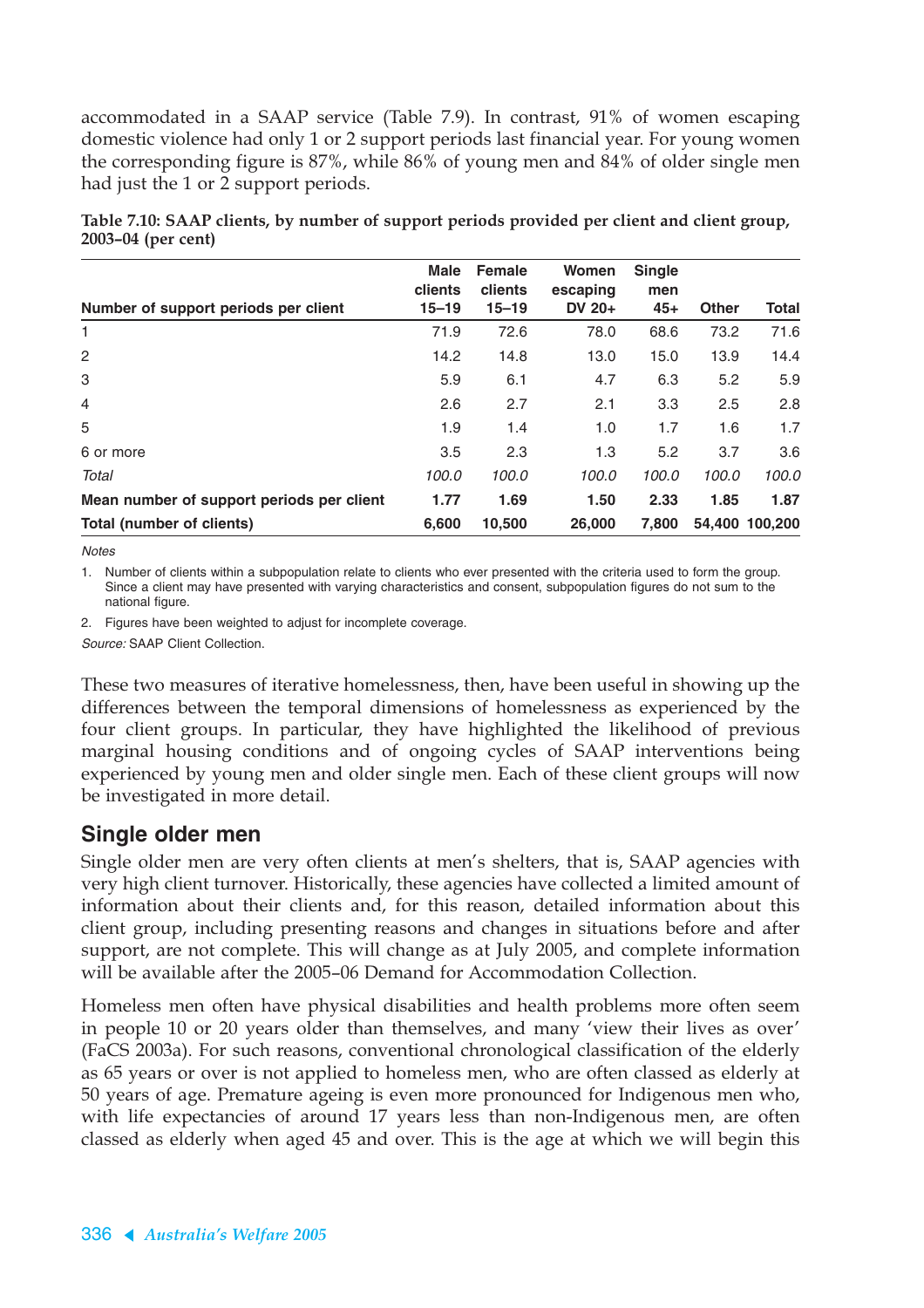accommodated in a SAAP service (Table 7.9). In contrast, 91% of women escaping domestic violence had only 1 or 2 support periods last financial year. For young women the corresponding figure is 87%, while 86% of young men and 84% of older single men had just the 1 or 2 support periods.

**Table 7.10: SAAP clients, by number of support periods provided per client and client group, 2003–04 (per cent)**

| Number of support periods per client | Male clients 15–19 | Female clients 15–19 | Women escaping DV 20+ | Single men 45+ | Other | Total |
|---|---|---|---|---|---|---|
| 1 | 71.9 | 72.6 | 78.0 | 68.6 | 73.2 | 71.6 |
| 2 | 14.2 | 14.8 | 13.0 | 15.0 | 13.9 | 14.4 |
| 3 | 5.9 | 6.1 | 4.7 | 6.3 | 5.2 | 5.9 |
| 4 | 2.6 | 2.7 | 2.1 | 3.3 | 2.5 | 2.8 |
| 5 | 1.9 | 1.4 | 1.0 | 1.7 | 1.6 | 1.7 |
| 6 or more | 3.5 | 2.3 | 1.3 | 5.2 | 3.7 | 3.6 |
| *Total* | *100.0* | *100.0* | *100.0* | *100.0* | *100.0* | *100.0* |
| **Mean number of support periods per client** | **1.77** | **1.69** | **1.50** | **2.33** | **1.85** | **1.87** |
| **Total (number of clients)** | **6,600** | **10,500** | **26,000** | **7,800** | **54,400** | **100,200** |

*Notes*

1. Number of clients within a subpopulation relate to clients who ever presented with the criteria used to form the group. Since a client may have presented with varying characteristics and consent, subpopulation figures do not sum to the national figure.
2. Figures have been weighted to adjust for incomplete coverage.

*Source:* SAAP Client Collection.

These two measures of iterative homelessness, then, have been useful in showing up the differences between the temporal dimensions of homelessness as experienced by the four client groups. In particular, they have highlighted the likelihood of previous marginal housing conditions and of ongoing cycles of SAAP interventions being experienced by young men and older single men. Each of these client groups will now be investigated in more detail.

## Single older men

Single older men are very often clients at men's shelters, that is, SAAP agencies with very high client turnover. Historically, these agencies have collected a limited amount of information about their clients and, for this reason, detailed information about this client group, including presenting reasons and changes in situations before and after support, are not complete. This will change as at July 2005, and complete information will be available after the 2005–06 Demand for Accommodation Collection.

Homeless men often have physical disabilities and health problems more often seem in people 10 or 20 years older than themselves, and many 'view their lives as over' (FaCS 2003a). For such reasons, conventional chronological classification of the elderly as 65 years or over is not applied to homeless men, who are often classed as elderly at 50 years of age. Premature ageing is even more pronounced for Indigenous men who, with life expectancies of around 17 years less than non-Indigenous men, are often classed as elderly when aged 45 and over. This is the age at which we will begin this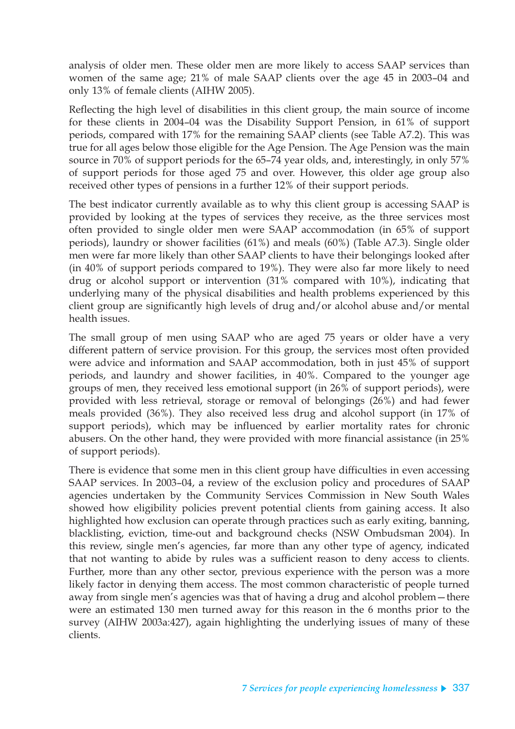analysis of older men. These older men are more likely to access SAAP services than women of the same age; 21% of male SAAP clients over the age 45 in 2003–04 and only 13% of female clients (AIHW 2005).

Reflecting the high level of disabilities in this client group, the main source of income for these clients in 2004–04 was the Disability Support Pension, in 61% of support periods, compared with 17% for the remaining SAAP clients (see Table A7.2). This was true for all ages below those eligible for the Age Pension. The Age Pension was the main source in 70% of support periods for the 65–74 year olds, and, interestingly, in only 57% of support periods for those aged 75 and over. However, this older age group also received other types of pensions in a further 12% of their support periods.

The best indicator currently available as to why this client group is accessing SAAP is provided by looking at the types of services they receive, as the three services most often provided to single older men were SAAP accommodation (in 65% of support periods), laundry or shower facilities (61%) and meals (60%) (Table A7.3). Single older men were far more likely than other SAAP clients to have their belongings looked after (in 40% of support periods compared to 19%). They were also far more likely to need drug or alcohol support or intervention (31% compared with 10%), indicating that underlying many of the physical disabilities and health problems experienced by this client group are significantly high levels of drug and/or alcohol abuse and/or mental health issues.

The small group of men using SAAP who are aged 75 years or older have a very different pattern of service provision. For this group, the services most often provided were advice and information and SAAP accommodation, both in just 45% of support periods, and laundry and shower facilities, in 40%. Compared to the younger age groups of men, they received less emotional support (in 26% of support periods), were provided with less retrieval, storage or removal of belongings (26%) and had fewer meals provided (36%). They also received less drug and alcohol support (in 17% of support periods), which may be influenced by earlier mortality rates for chronic abusers. On the other hand, they were provided with more financial assistance (in 25% of support periods).

There is evidence that some men in this client group have difficulties in even accessing SAAP services. In 2003–04, a review of the exclusion policy and procedures of SAAP agencies undertaken by the Community Services Commission in New South Wales showed how eligibility policies prevent potential clients from gaining access. It also highlighted how exclusion can operate through practices such as early exiting, banning, blacklisting, eviction, time-out and background checks (NSW Ombudsman 2004). In this review, single men's agencies, far more than any other type of agency, indicated that not wanting to abide by rules was a sufficient reason to deny access to clients. Further, more than any other sector, previous experience with the person was a more likely factor in denying them access. The most common characteristic of people turned away from single men's agencies was that of having a drug and alcohol problem—there were an estimated 130 men turned away for this reason in the 6 months prior to the survey (AIHW 2003a:427), again highlighting the underlying issues of many of these clients.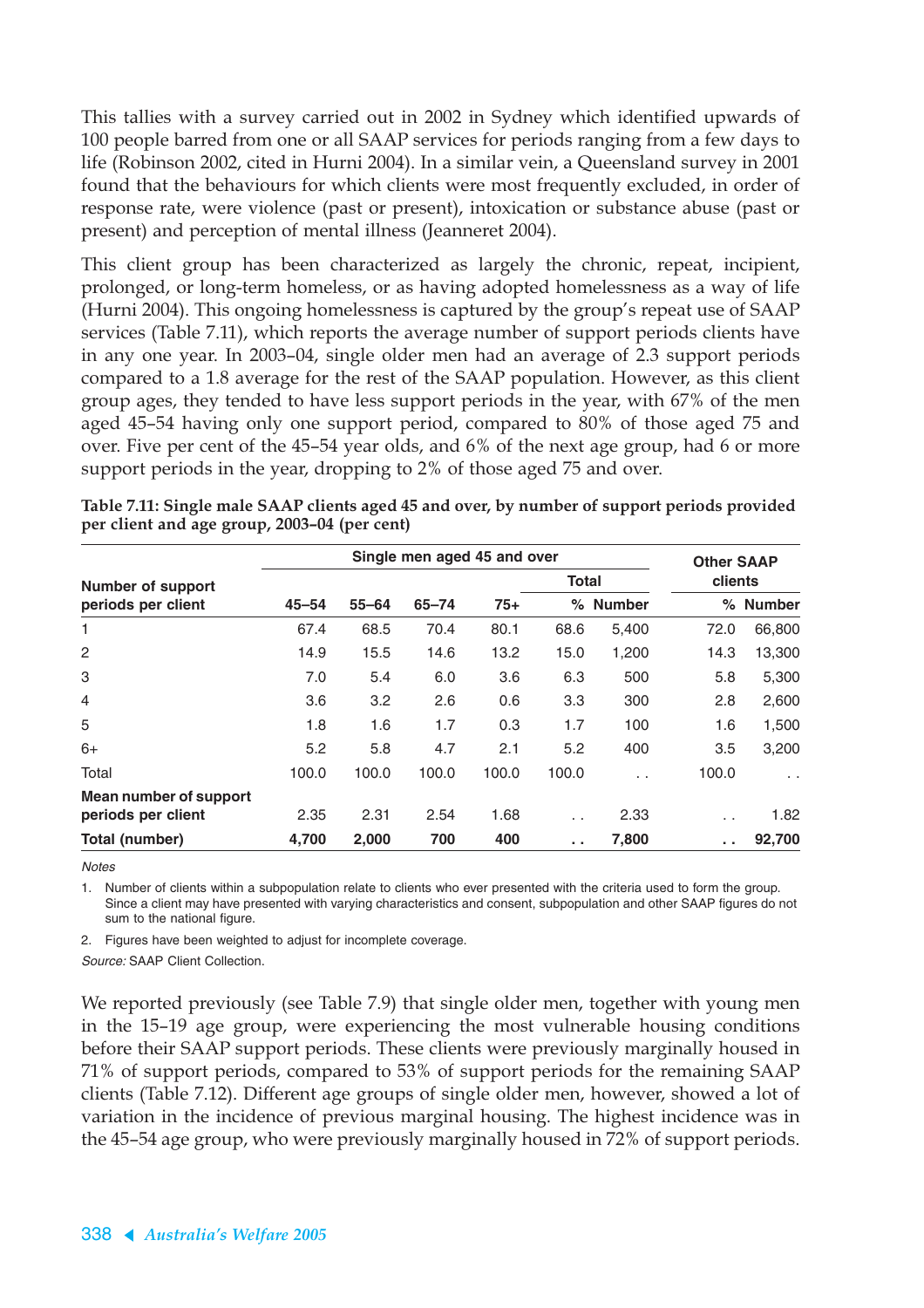This tallies with a survey carried out in 2002 in Sydney which identified upwards of 100 people barred from one or all SAAP services for periods ranging from a few days to life (Robinson 2002, cited in Hurni 2004). In a similar vein, a Queensland survey in 2001 found that the behaviours for which clients were most frequently excluded, in order of response rate, were violence (past or present), intoxication or substance abuse (past or present) and perception of mental illness (Jeanneret 2004).

This client group has been characterized as largely the chronic, repeat, incipient, prolonged, or long-term homeless, or as having adopted homelessness as a way of life (Hurni 2004). This ongoing homelessness is captured by the group's repeat use of SAAP services (Table 7.11), which reports the average number of support periods clients have in any one year. In 2003–04, single older men had an average of 2.3 support periods compared to a 1.8 average for the rest of the SAAP population. However, as this client group ages, they tended to have less support periods in the year, with 67% of the men aged 45–54 having only one support period, compared to 80% of those aged 75 and over. Five per cent of the 45–54 year olds, and 6% of the next age group, had 6 or more support periods in the year, dropping to 2% of those aged 75 and over.

**Table 7.11: Single male SAAP clients aged 45 and over, by number of support periods provided per client and age group, 2003–04 (per cent)**

| Number of support periods per client | Single men aged 45 and over | | | | | | Other SAAP clients | |
|---|---|---|---|---|---|---|---|---|
| | | | | | Total | | | |
| | 45–54 | 55–64 | 65–74 | 75+ | % | Number | % | Number |
| 1 | 67.4 | 68.5 | 70.4 | 80.1 | 68.6 | 5,400 | 72.0 | 66,800 |
| 2 | 14.9 | 15.5 | 14.6 | 13.2 | 15.0 | 1,200 | 14.3 | 13,300 |
| 3 | 7.0 | 5.4 | 6.0 | 3.6 | 6.3 | 500 | 5.8 | 5,300 |
| 4 | 3.6 | 3.2 | 2.6 | 0.6 | 3.3 | 300 | 2.8 | 2,600 |
| 5 | 1.8 | 1.6 | 1.7 | 0.3 | 1.7 | 100 | 1.6 | 1,500 |
| 6+ | 5.2 | 5.8 | 4.7 | 2.1 | 5.2 | 400 | 3.5 | 3,200 |
| Total | 100.0 | 100.0 | 100.0 | 100.0 | 100.0 | . . | 100.0 | . . |
| **Mean number of support periods per client** | 2.35 | 2.31 | 2.54 | 1.68 | . . | 2.33 | . . | 1.82 |
| **Total (number)** | **4,700** | **2,000** | **700** | **400** | **. .** | **7,800** | **. .** | **92,700** |

*Notes*

1. Number of clients within a subpopulation relate to clients who ever presented with the criteria used to form the group. Since a client may have presented with varying characteristics and consent, subpopulation and other SAAP figures do not sum to the national figure.
2. Figures have been weighted to adjust for incomplete coverage.

*Source:* SAAP Client Collection.

We reported previously (see Table 7.9) that single older men, together with young men in the 15–19 age group, were experiencing the most vulnerable housing conditions before their SAAP support periods. These clients were previously marginally housed in 71% of support periods, compared to 53% of support periods for the remaining SAAP clients (Table 7.12). Different age groups of single older men, however, showed a lot of variation in the incidence of previous marginal housing. The highest incidence was in the 45–54 age group, who were previously marginally housed in 72% of support periods.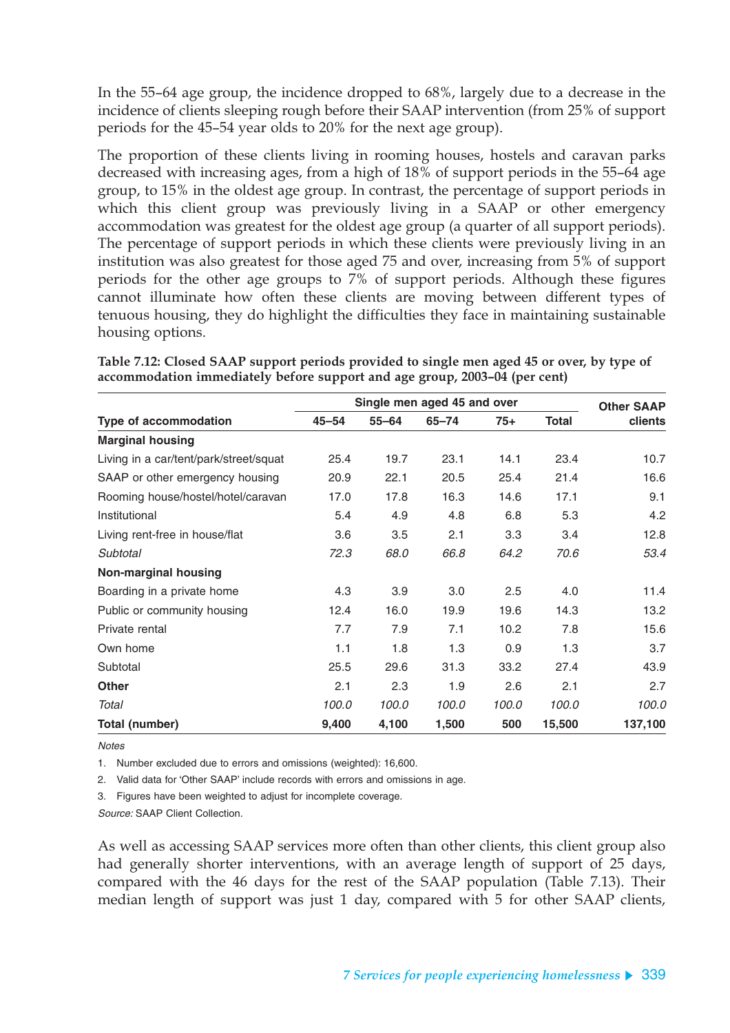In the 55–64 age group, the incidence dropped to 68%, largely due to a decrease in the incidence of clients sleeping rough before their SAAP intervention (from 25% of support periods for the 45–54 year olds to 20% for the next age group).

The proportion of these clients living in rooming houses, hostels and caravan parks decreased with increasing ages, from a high of 18% of support periods in the 55–64 age group, to 15% in the oldest age group. In contrast, the percentage of support periods in which this client group was previously living in a SAAP or other emergency accommodation was greatest for the oldest age group (a quarter of all support periods). The percentage of support periods in which these clients were previously living in an institution was also greatest for those aged 75 and over, increasing from 5% of support periods for the other age groups to 7% of support periods. Although these figures cannot illuminate how often these clients are moving between different types of tenuous housing, they do highlight the difficulties they face in maintaining sustainable housing options.

**Table 7.12: Closed SAAP support periods provided to single men aged 45 or over, by type of accommodation immediately before support and age group, 2003–04 (per cent)**

| | Single men aged 45 and over | | | | | Other SAAP |
|---|---|---|---|---|---|---|
| **Type of accommodation** | **45–54** | **55–64** | **65–74** | **75+** | **Total** | **clients** |
| **Marginal housing** | | | | | | |
| Living in a car/tent/park/street/squat | 25.4 | 19.7 | 23.1 | 14.1 | 23.4 | 10.7 |
| SAAP or other emergency housing | 20.9 | 22.1 | 20.5 | 25.4 | 21.4 | 16.6 |
| Rooming house/hostel/hotel/caravan | 17.0 | 17.8 | 16.3 | 14.6 | 17.1 | 9.1 |
| Institutional | 5.4 | 4.9 | 4.8 | 6.8 | 5.3 | 4.2 |
| Living rent-free in house/flat | 3.6 | 3.5 | 2.1 | 3.3 | 3.4 | 12.8 |
| *Subtotal* | *72.3* | *68.0* | *66.8* | *64.2* | *70.6* | *53.4* |
| **Non-marginal housing** | | | | | | |
| Boarding in a private home | 4.3 | 3.9 | 3.0 | 2.5 | 4.0 | 11.4 |
| Public or community housing | 12.4 | 16.0 | 19.9 | 19.6 | 14.3 | 13.2 |
| Private rental | 7.7 | 7.9 | 7.1 | 10.2 | 7.8 | 15.6 |
| Own home | 1.1 | 1.8 | 1.3 | 0.9 | 1.3 | 3.7 |
| Subtotal | 25.5 | 29.6 | 31.3 | 33.2 | 27.4 | 43.9 |
| **Other** | 2.1 | 2.3 | 1.9 | 2.6 | 2.1 | 2.7 |
| *Total* | *100.0* | *100.0* | *100.0* | *100.0* | *100.0* | *100.0* |
| **Total (number)** | **9,400** | **4,100** | **1,500** | **500** | **15,500** | **137,100** |

*Notes*

1. Number excluded due to errors and omissions (weighted): 16,600.
2. Valid data for 'Other SAAP' include records with errors and omissions in age.
3. Figures have been weighted to adjust for incomplete coverage.

*Source:* SAAP Client Collection.

As well as accessing SAAP services more often than other clients, this client group also had generally shorter interventions, with an average length of support of 25 days, compared with the 46 days for the rest of the SAAP population (Table 7.13). Their median length of support was just 1 day, compared with 5 for other SAAP clients,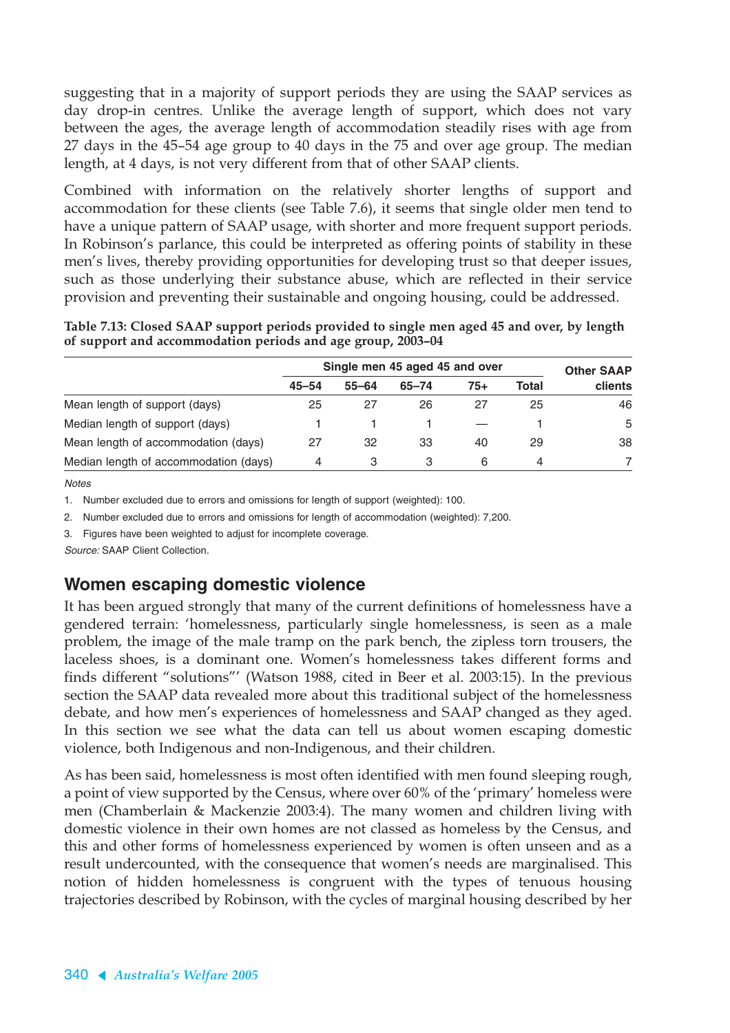suggesting that in a majority of support periods they are using the SAAP services as day drop-in centres. Unlike the average length of support, which does not vary between the ages, the average length of accommodation steadily rises with age from 27 days in the 45–54 age group to 40 days in the 75 and over age group. The median length, at 4 days, is not very different from that of other SAAP clients.

Combined with information on the relatively shorter lengths of support and accommodation for these clients (see Table 7.6), it seems that single older men tend to have a unique pattern of SAAP usage, with shorter and more frequent support periods. In Robinson's parlance, this could be interpreted as offering points of stability in these men's lives, thereby providing opportunities for developing trust so that deeper issues, such as those underlying their substance abuse, which are reflected in their service provision and preventing their sustainable and ongoing housing, could be addressed.

**Table 7.13: Closed SAAP support periods provided to single men aged 45 and over, by length of support and accommodation periods and age group, 2003–04**

| | Single men 45 aged 45 and over | | | | | Other SAAP clients |
|---|---|---|---|---|---|---|
| | 45–54 | 55–64 | 65–74 | 75+ | Total | |
| Mean length of support (days) | 25 | 27 | 26 | 27 | 25 | 46 |
| Median length of support (days) | 1 | 1 | 1 | — | 1 | 5 |
| Mean length of accommodation (days) | 27 | 32 | 33 | 40 | 29 | 38 |
| Median length of accommodation (days) | 4 | 3 | 3 | 6 | 4 | 7 |

*Notes*

1. Number excluded due to errors and omissions for length of support (weighted): 100.
2. Number excluded due to errors and omissions for length of accommodation (weighted): 7,200.
3. Figures have been weighted to adjust for incomplete coverage.

*Source:* SAAP Client Collection.

## Women escaping domestic violence

It has been argued strongly that many of the current definitions of homelessness have a gendered terrain: 'homelessness, particularly single homelessness, is seen as a male problem, the image of the male tramp on the park bench, the zipless torn trousers, the laceless shoes, is a dominant one. Women's homelessness takes different forms and finds different "solutions"' (Watson 1988, cited in Beer et al. 2003:15). In the previous section the SAAP data revealed more about this traditional subject of the homelessness debate, and how men's experiences of homelessness and SAAP changed as they aged. In this section we see what the data can tell us about women escaping domestic violence, both Indigenous and non-Indigenous, and their children.

As has been said, homelessness is most often identified with men found sleeping rough, a point of view supported by the Census, where over 60% of the 'primary' homeless were men (Chamberlain & Mackenzie 2003:4). The many women and children living with domestic violence in their own homes are not classed as homeless by the Census, and this and other forms of homelessness experienced by women is often unseen and as a result undercounted, with the consequence that women's needs are marginalised. This notion of hidden homelessness is congruent with the types of tenuous housing trajectories described by Robinson, with the cycles of marginal housing described by her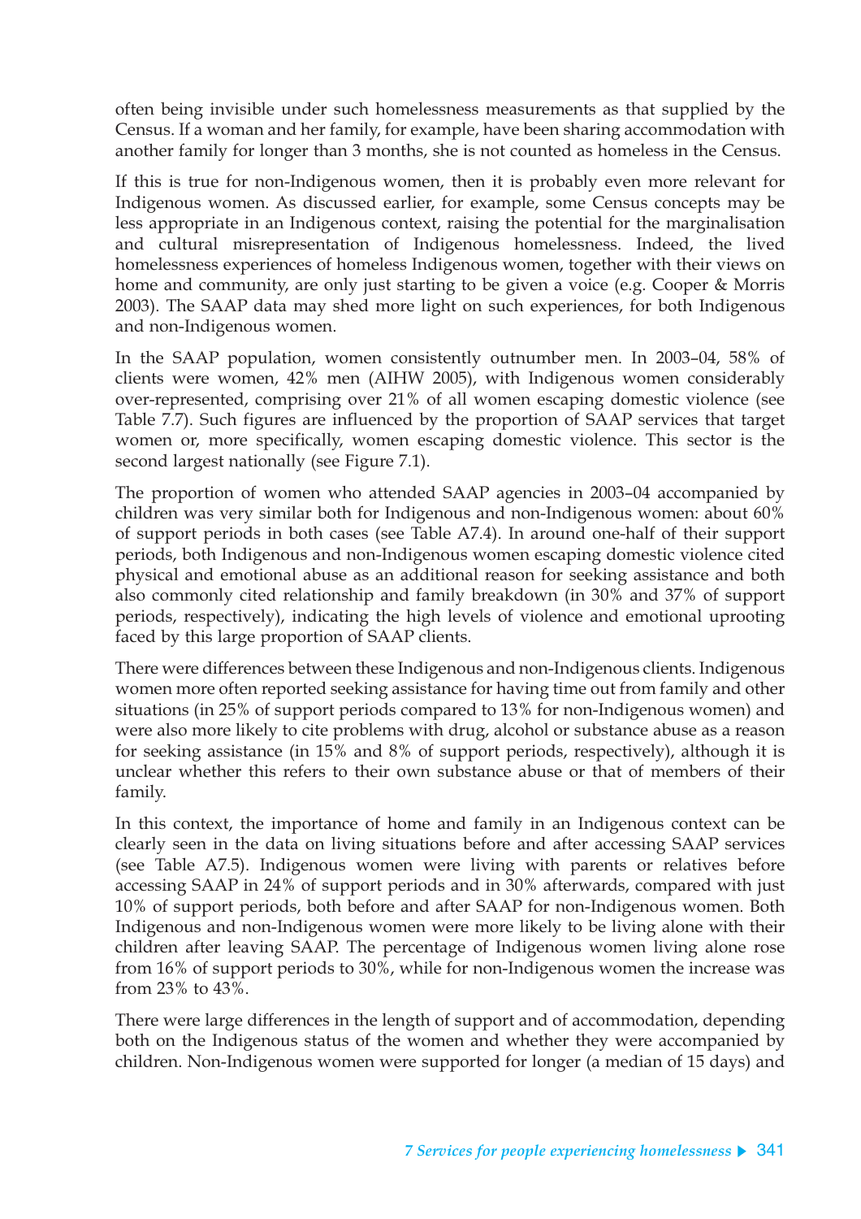often being invisible under such homelessness measurements as that supplied by the Census. If a woman and her family, for example, have been sharing accommodation with another family for longer than 3 months, she is not counted as homeless in the Census.

If this is true for non-Indigenous women, then it is probably even more relevant for Indigenous women. As discussed earlier, for example, some Census concepts may be less appropriate in an Indigenous context, raising the potential for the marginalisation and cultural misrepresentation of Indigenous homelessness. Indeed, the lived homelessness experiences of homeless Indigenous women, together with their views on home and community, are only just starting to be given a voice (e.g. Cooper & Morris 2003). The SAAP data may shed more light on such experiences, for both Indigenous and non-Indigenous women.

In the SAAP population, women consistently outnumber men. In 2003–04, 58% of clients were women, 42% men (AIHW 2005), with Indigenous women considerably over-represented, comprising over 21% of all women escaping domestic violence (see Table 7.7). Such figures are influenced by the proportion of SAAP services that target women or, more specifically, women escaping domestic violence. This sector is the second largest nationally (see Figure 7.1).

The proportion of women who attended SAAP agencies in 2003–04 accompanied by children was very similar both for Indigenous and non-Indigenous women: about 60% of support periods in both cases (see Table A7.4). In around one-half of their support periods, both Indigenous and non-Indigenous women escaping domestic violence cited physical and emotional abuse as an additional reason for seeking assistance and both also commonly cited relationship and family breakdown (in 30% and 37% of support periods, respectively), indicating the high levels of violence and emotional uprooting faced by this large proportion of SAAP clients.

There were differences between these Indigenous and non-Indigenous clients. Indigenous women more often reported seeking assistance for having time out from family and other situations (in 25% of support periods compared to 13% for non-Indigenous women) and were also more likely to cite problems with drug, alcohol or substance abuse as a reason for seeking assistance (in 15% and 8% of support periods, respectively), although it is unclear whether this refers to their own substance abuse or that of members of their family.

In this context, the importance of home and family in an Indigenous context can be clearly seen in the data on living situations before and after accessing SAAP services (see Table A7.5). Indigenous women were living with parents or relatives before accessing SAAP in 24% of support periods and in 30% afterwards, compared with just 10% of support periods, both before and after SAAP for non-Indigenous women. Both Indigenous and non-Indigenous women were more likely to be living alone with their children after leaving SAAP. The percentage of Indigenous women living alone rose from 16% of support periods to 30%, while for non-Indigenous women the increase was from 23% to 43%.

There were large differences in the length of support and of accommodation, depending both on the Indigenous status of the women and whether they were accompanied by children. Non-Indigenous women were supported for longer (a median of 15 days) and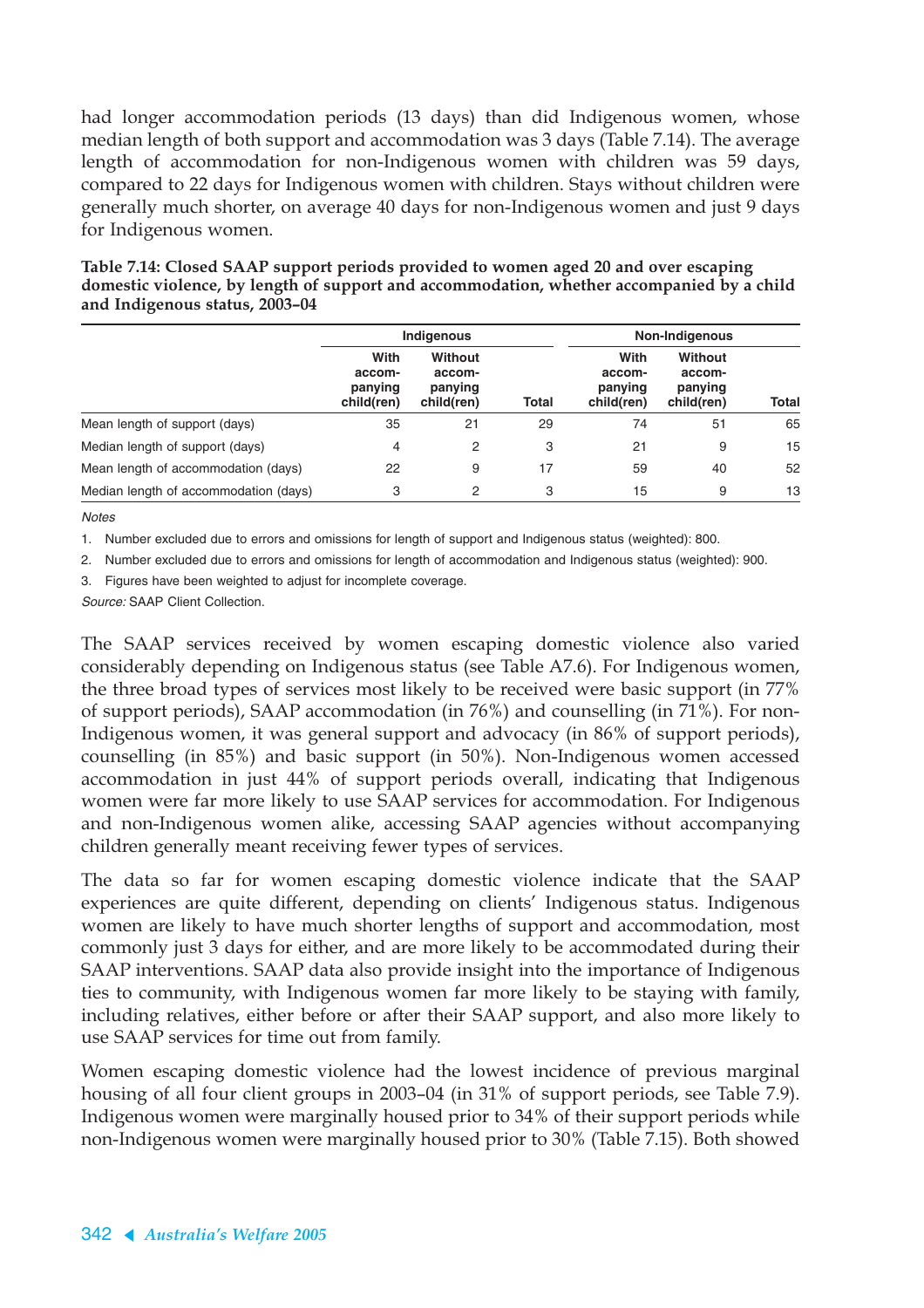had longer accommodation periods (13 days) than did Indigenous women, whose median length of both support and accommodation was 3 days (Table 7.14). The average length of accommodation for non-Indigenous women with children was 59 days, compared to 22 days for Indigenous women with children. Stays without children were generally much shorter, on average 40 days for non-Indigenous women and just 9 days for Indigenous women.

**Table 7.14: Closed SAAP support periods provided to women aged 20 and over escaping domestic violence, by length of support and accommodation, whether accompanied by a child and Indigenous status, 2003–04**

| | Indigenous | | | Non-Indigenous | | |
|---|---|---|---|---|---|---|
| | With accom-panying child(ren) | Without accom-panying child(ren) | Total | With accom-panying child(ren) | Without accom-panying child(ren) | Total |
| Mean length of support (days) | 35 | 21 | 29 | 74 | 51 | 65 |
| Median length of support (days) | 4 | 2 | 3 | 21 | 9 | 15 |
| Mean length of accommodation (days) | 22 | 9 | 17 | 59 | 40 | 52 |
| Median length of accommodation (days) | 3 | 2 | 3 | 15 | 9 | 13 |

*Notes*

1. Number excluded due to errors and omissions for length of support and Indigenous status (weighted): 800.
2. Number excluded due to errors and omissions for length of accommodation and Indigenous status (weighted): 900.
3. Figures have been weighted to adjust for incomplete coverage.

*Source:* SAAP Client Collection.

The SAAP services received by women escaping domestic violence also varied considerably depending on Indigenous status (see Table A7.6). For Indigenous women, the three broad types of services most likely to be received were basic support (in 77% of support periods), SAAP accommodation (in 76%) and counselling (in 71%). For non-Indigenous women, it was general support and advocacy (in 86% of support periods), counselling (in 85%) and basic support (in 50%). Non-Indigenous women accessed accommodation in just 44% of support periods overall, indicating that Indigenous women were far more likely to use SAAP services for accommodation. For Indigenous and non-Indigenous women alike, accessing SAAP agencies without accompanying children generally meant receiving fewer types of services.

The data so far for women escaping domestic violence indicate that the SAAP experiences are quite different, depending on clients' Indigenous status. Indigenous women are likely to have much shorter lengths of support and accommodation, most commonly just 3 days for either, and are more likely to be accommodated during their SAAP interventions. SAAP data also provide insight into the importance of Indigenous ties to community, with Indigenous women far more likely to be staying with family, including relatives, either before or after their SAAP support, and also more likely to use SAAP services for time out from family.

Women escaping domestic violence had the lowest incidence of previous marginal housing of all four client groups in 2003–04 (in 31% of support periods, see Table 7.9). Indigenous women were marginally housed prior to 34% of their support periods while non-Indigenous women were marginally housed prior to 30% (Table 7.15). Both showed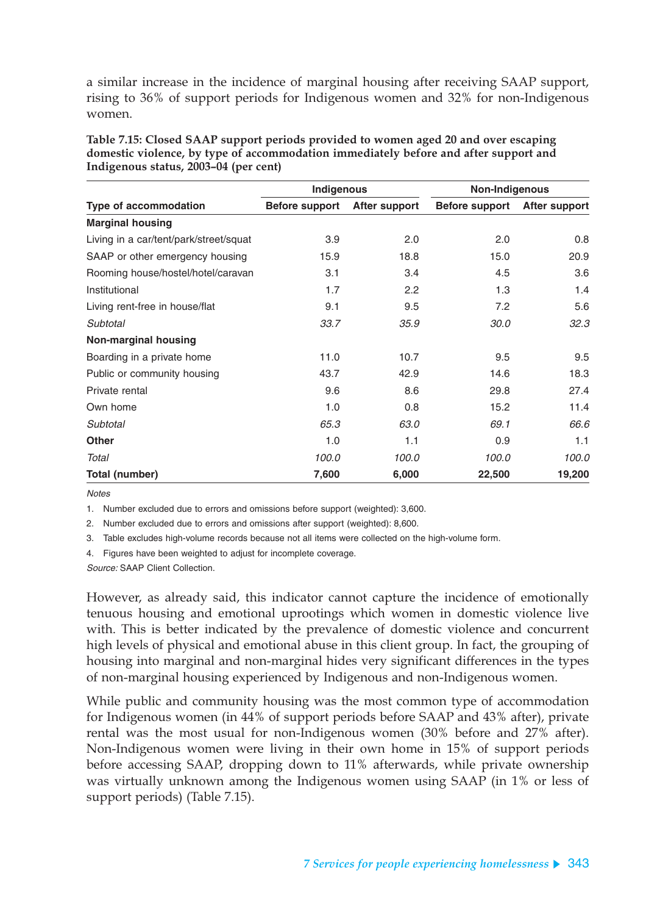a similar increase in the incidence of marginal housing after receiving SAAP support, rising to 36% of support periods for Indigenous women and 32% for non-Indigenous women.

**Table 7.15: Closed SAAP support periods provided to women aged 20 and over escaping domestic violence, by type of accommodation immediately before and after support and Indigenous status, 2003–04 (per cent)**

| | Indigenous | | Non-Indigenous | |
|---|---|---|---|---|
| **Type of accommodation** | **Before support** | **After support** | **Before support** | **After support** |
| **Marginal housing** | | | | |
| Living in a car/tent/park/street/squat | 3.9 | 2.0 | 2.0 | 0.8 |
| SAAP or other emergency housing | 15.9 | 18.8 | 15.0 | 20.9 |
| Rooming house/hostel/hotel/caravan | 3.1 | 3.4 | 4.5 | 3.6 |
| Institutional | 1.7 | 2.2 | 1.3 | 1.4 |
| Living rent-free in house/flat | 9.1 | 9.5 | 7.2 | 5.6 |
| *Subtotal* | *33.7* | *35.9* | *30.0* | *32.3* |
| **Non-marginal housing** | | | | |
| Boarding in a private home | 11.0 | 10.7 | 9.5 | 9.5 |
| Public or community housing | 43.7 | 42.9 | 14.6 | 18.3 |
| Private rental | 9.6 | 8.6 | 29.8 | 27.4 |
| Own home | 1.0 | 0.8 | 15.2 | 11.4 |
| *Subtotal* | *65.3* | *63.0* | *69.1* | *66.6* |
| **Other** | 1.0 | 1.1 | 0.9 | 1.1 |
| *Total* | *100.0* | *100.0* | *100.0* | *100.0* |
| **Total (number)** | **7,600** | **6,000** | **22,500** | **19,200** |

*Notes*

1. Number excluded due to errors and omissions before support (weighted): 3,600.
2. Number excluded due to errors and omissions after support (weighted): 8,600.
3. Table excludes high-volume records because not all items were collected on the high-volume form.
4. Figures have been weighted to adjust for incomplete coverage.

*Source:* SAAP Client Collection.

However, as already said, this indicator cannot capture the incidence of emotionally tenuous housing and emotional uprootings which women in domestic violence live with. This is better indicated by the prevalence of domestic violence and concurrent high levels of physical and emotional abuse in this client group. In fact, the grouping of housing into marginal and non-marginal hides very significant differences in the types of non-marginal housing experienced by Indigenous and non-Indigenous women.

While public and community housing was the most common type of accommodation for Indigenous women (in 44% of support periods before SAAP and 43% after), private rental was the most usual for non-Indigenous women (30% before and 27% after). Non-Indigenous women were living in their own home in 15% of support periods before accessing SAAP, dropping down to 11% afterwards, while private ownership was virtually unknown among the Indigenous women using SAAP (in 1% or less of support periods) (Table 7.15).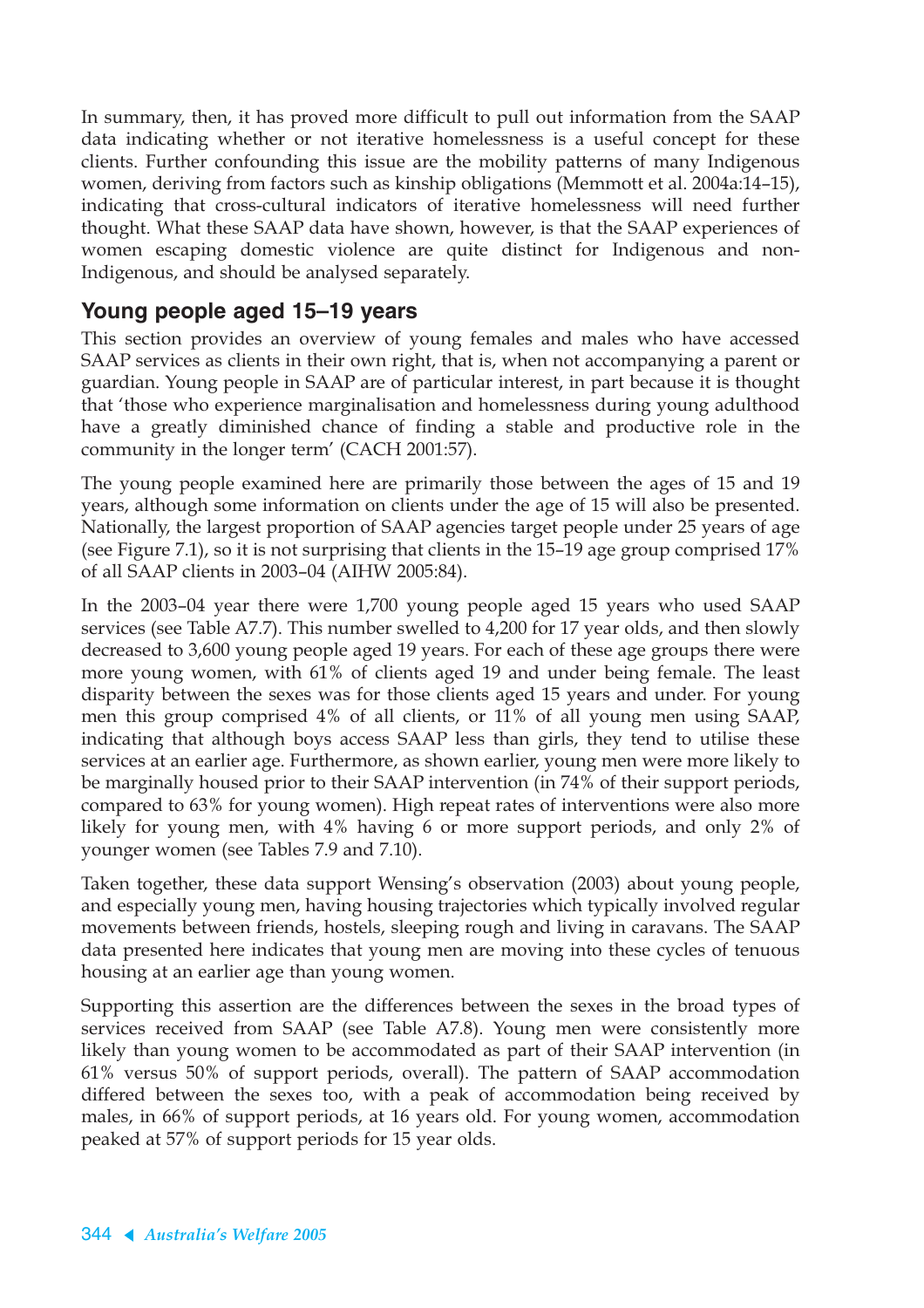In summary, then, it has proved more difficult to pull out information from the SAAP data indicating whether or not iterative homelessness is a useful concept for these clients. Further confounding this issue are the mobility patterns of many Indigenous women, deriving from factors such as kinship obligations (Memmott et al. 2004a:14–15), indicating that cross-cultural indicators of iterative homelessness will need further thought. What these SAAP data have shown, however, is that the SAAP experiences of women escaping domestic violence are quite distinct for Indigenous and non-Indigenous, and should be analysed separately.

## Young people aged 15–19 years

This section provides an overview of young females and males who have accessed SAAP services as clients in their own right, that is, when not accompanying a parent or guardian. Young people in SAAP are of particular interest, in part because it is thought that 'those who experience marginalisation and homelessness during young adulthood have a greatly diminished chance of finding a stable and productive role in the community in the longer term' (CACH 2001:57).

The young people examined here are primarily those between the ages of 15 and 19 years, although some information on clients under the age of 15 will also be presented. Nationally, the largest proportion of SAAP agencies target people under 25 years of age (see Figure 7.1), so it is not surprising that clients in the 15–19 age group comprised 17% of all SAAP clients in 2003–04 (AIHW 2005:84).

In the 2003–04 year there were 1,700 young people aged 15 years who used SAAP services (see Table A7.7). This number swelled to 4,200 for 17 year olds, and then slowly decreased to 3,600 young people aged 19 years. For each of these age groups there were more young women, with 61% of clients aged 19 and under being female. The least disparity between the sexes was for those clients aged 15 years and under. For young men this group comprised 4% of all clients, or 11% of all young men using SAAP, indicating that although boys access SAAP less than girls, they tend to utilise these services at an earlier age. Furthermore, as shown earlier, young men were more likely to be marginally housed prior to their SAAP intervention (in 74% of their support periods, compared to 63% for young women). High repeat rates of interventions were also more likely for young men, with 4% having 6 or more support periods, and only 2% of younger women (see Tables 7.9 and 7.10).

Taken together, these data support Wensing's observation (2003) about young people, and especially young men, having housing trajectories which typically involved regular movements between friends, hostels, sleeping rough and living in caravans. The SAAP data presented here indicates that young men are moving into these cycles of tenuous housing at an earlier age than young women.

Supporting this assertion are the differences between the sexes in the broad types of services received from SAAP (see Table A7.8). Young men were consistently more likely than young women to be accommodated as part of their SAAP intervention (in 61% versus 50% of support periods, overall). The pattern of SAAP accommodation differed between the sexes too, with a peak of accommodation being received by males, in 66% of support periods, at 16 years old. For young women, accommodation peaked at 57% of support periods for 15 year olds.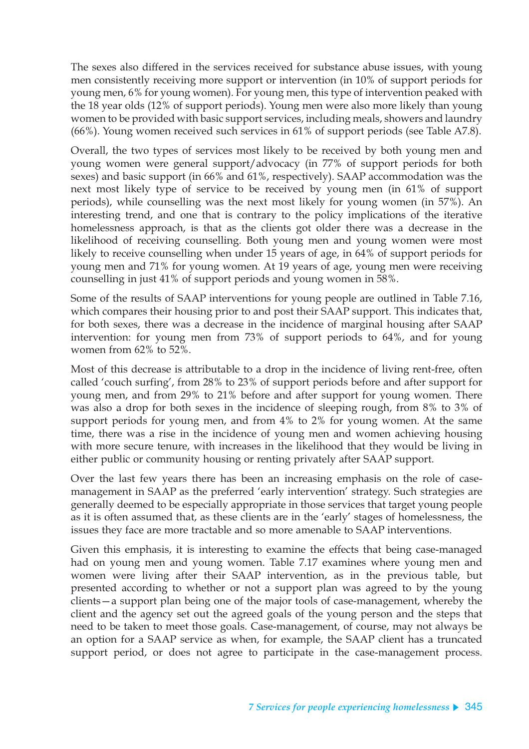The sexes also differed in the services received for substance abuse issues, with young men consistently receiving more support or intervention (in 10% of support periods for young men, 6% for young women). For young men, this type of intervention peaked with the 18 year olds (12% of support periods). Young men were also more likely than young women to be provided with basic support services, including meals, showers and laundry (66%). Young women received such services in 61% of support periods (see Table A7.8).

Overall, the two types of services most likely to be received by both young men and young women were general support/advocacy (in 77% of support periods for both sexes) and basic support (in 66% and 61%, respectively). SAAP accommodation was the next most likely type of service to be received by young men (in 61% of support periods), while counselling was the next most likely for young women (in 57%). An interesting trend, and one that is contrary to the policy implications of the iterative homelessness approach, is that as the clients got older there was a decrease in the likelihood of receiving counselling. Both young men and young women were most likely to receive counselling when under 15 years of age, in 64% of support periods for young men and 71% for young women. At 19 years of age, young men were receiving counselling in just 41% of support periods and young women in 58%.

Some of the results of SAAP interventions for young people are outlined in Table 7.16, which compares their housing prior to and post their SAAP support. This indicates that, for both sexes, there was a decrease in the incidence of marginal housing after SAAP intervention: for young men from 73% of support periods to 64%, and for young women from 62% to 52%.

Most of this decrease is attributable to a drop in the incidence of living rent-free, often called 'couch surfing', from 28% to 23% of support periods before and after support for young men, and from 29% to 21% before and after support for young women. There was also a drop for both sexes in the incidence of sleeping rough, from 8% to 3% of support periods for young men, and from 4% to 2% for young women. At the same time, there was a rise in the incidence of young men and women achieving housing with more secure tenure, with increases in the likelihood that they would be living in either public or community housing or renting privately after SAAP support.

Over the last few years there has been an increasing emphasis on the role of case-management in SAAP as the preferred 'early intervention' strategy. Such strategies are generally deemed to be especially appropriate in those services that target young people as it is often assumed that, as these clients are in the 'early' stages of homelessness, the issues they face are more tractable and so more amenable to SAAP interventions.

Given this emphasis, it is interesting to examine the effects that being case-managed had on young men and young women. Table 7.17 examines where young men and women were living after their SAAP intervention, as in the previous table, but presented according to whether or not a support plan was agreed to by the young clients—a support plan being one of the major tools of case-management, whereby the client and the agency set out the agreed goals of the young person and the steps that need to be taken to meet those goals. Case-management, of course, may not always be an option for a SAAP service as when, for example, the SAAP client has a truncated support period, or does not agree to participate in the case-management process.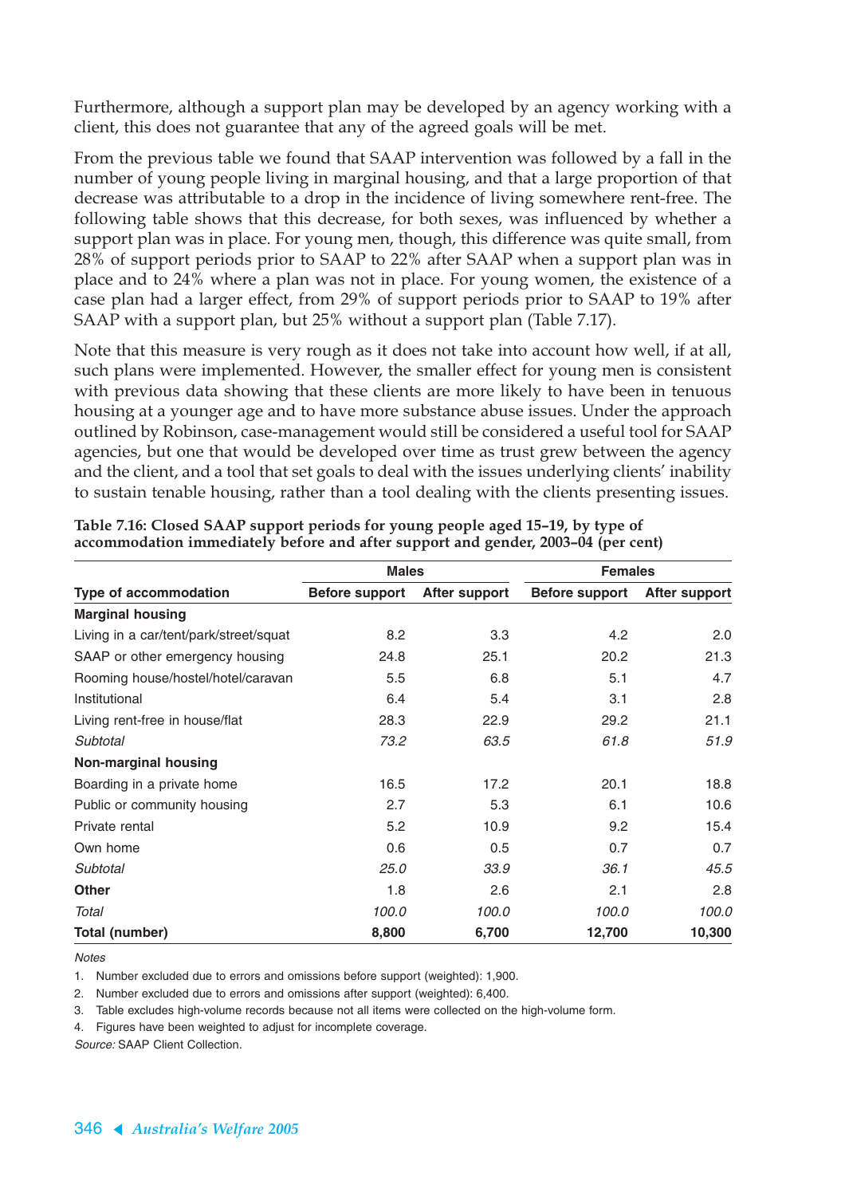Furthermore, although a support plan may be developed by an agency working with a client, this does not guarantee that any of the agreed goals will be met.

From the previous table we found that SAAP intervention was followed by a fall in the number of young people living in marginal housing, and that a large proportion of that decrease was attributable to a drop in the incidence of living somewhere rent-free. The following table shows that this decrease, for both sexes, was influenced by whether a support plan was in place. For young men, though, this difference was quite small, from 28% of support periods prior to SAAP to 22% after SAAP when a support plan was in place and to 24% where a plan was not in place. For young women, the existence of a case plan had a larger effect, from 29% of support periods prior to SAAP to 19% after SAAP with a support plan, but 25% without a support plan (Table 7.17).

Note that this measure is very rough as it does not take into account how well, if at all, such plans were implemented. However, the smaller effect for young men is consistent with previous data showing that these clients are more likely to have been in tenuous housing at a younger age and to have more substance abuse issues. Under the approach outlined by Robinson, case-management would still be considered a useful tool for SAAP agencies, but one that would be developed over time as trust grew between the agency and the client, and a tool that set goals to deal with the issues underlying clients' inability to sustain tenable housing, rather than a tool dealing with the clients presenting issues.

**Table 7.16: Closed SAAP support periods for young people aged 15–19, by type of accommodation immediately before and after support and gender, 2003–04 (per cent)**

| | Males | | Females | |
|---|---|---|---|---|
| **Type of accommodation** | **Before support** | **After support** | **Before support** | **After support** |
| **Marginal housing** | | | | |
| Living in a car/tent/park/street/squat | 8.2 | 3.3 | 4.2 | 2.0 |
| SAAP or other emergency housing | 24.8 | 25.1 | 20.2 | 21.3 |
| Rooming house/hostel/hotel/caravan | 5.5 | 6.8 | 5.1 | 4.7 |
| Institutional | 6.4 | 5.4 | 3.1 | 2.8 |
| Living rent-free in house/flat | 28.3 | 22.9 | 29.2 | 21.1 |
| *Subtotal* | *73.2* | *63.5* | *61.8* | *51.9* |
| **Non-marginal housing** | | | | |
| Boarding in a private home | 16.5 | 17.2 | 20.1 | 18.8 |
| Public or community housing | 2.7 | 5.3 | 6.1 | 10.6 |
| Private rental | 5.2 | 10.9 | 9.2 | 15.4 |
| Own home | 0.6 | 0.5 | 0.7 | 0.7 |
| *Subtotal* | *25.0* | *33.9* | *36.1* | *45.5* |
| **Other** | 1.8 | 2.6 | 2.1 | 2.8 |
| *Total* | *100.0* | *100.0* | *100.0* | *100.0* |
| **Total (number)** | **8,800** | **6,700** | **12,700** | **10,300** |

*Notes*

1. Number excluded due to errors and omissions before support (weighted): 1,900.
2. Number excluded due to errors and omissions after support (weighted): 6,400.
3. Table excludes high-volume records because not all items were collected on the high-volume form.
4. Figures have been weighted to adjust for incomplete coverage.

*Source:* SAAP Client Collection.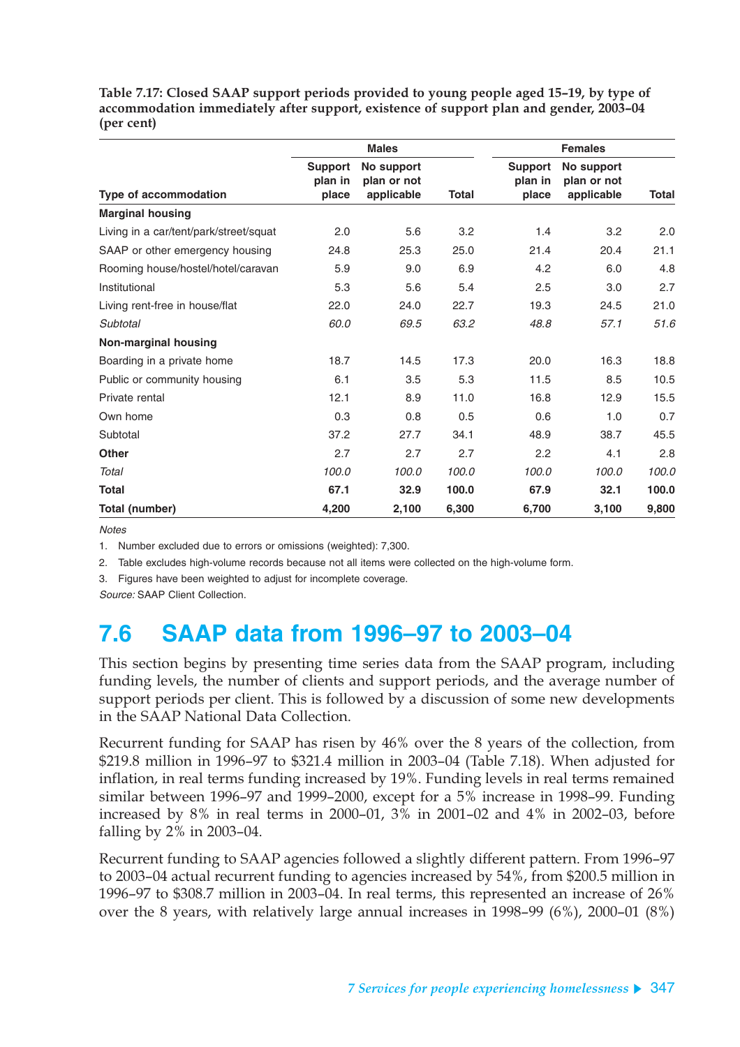**Table 7.17: Closed SAAP support periods provided to young people aged 15–19, by type of accommodation immediately after support, existence of support plan and gender, 2003–04 (per cent)**

| | Males | | | Females | | |
|---|---|---|---|---|---|---|
| Type of accommodation | Support plan in place | No support plan or not applicable | Total | Support plan in place | No support plan or not applicable | Total |
| **Marginal housing** | | | | | | |
| Living in a car/tent/park/street/squat | 2.0 | 5.6 | 3.2 | 1.4 | 3.2 | 2.0 |
| SAAP or other emergency housing | 24.8 | 25.3 | 25.0 | 21.4 | 20.4 | 21.1 |
| Rooming house/hostel/hotel/caravan | 5.9 | 9.0 | 6.9 | 4.2 | 6.0 | 4.8 |
| Institutional | 5.3 | 5.6 | 5.4 | 2.5 | 3.0 | 2.7 |
| Living rent-free in house/flat | 22.0 | 24.0 | 22.7 | 19.3 | 24.5 | 21.0 |
| *Subtotal* | *60.0* | *69.5* | *63.2* | *48.8* | *57.1* | *51.6* |
| **Non-marginal housing** | | | | | | |
| Boarding in a private home | 18.7 | 14.5 | 17.3 | 20.0 | 16.3 | 18.8 |
| Public or community housing | 6.1 | 3.5 | 5.3 | 11.5 | 8.5 | 10.5 |
| Private rental | 12.1 | 8.9 | 11.0 | 16.8 | 12.9 | 15.5 |
| Own home | 0.3 | 0.8 | 0.5 | 0.6 | 1.0 | 0.7 |
| Subtotal | 37.2 | 27.7 | 34.1 | 48.9 | 38.7 | 45.5 |
| **Other** | 2.7 | 2.7 | 2.7 | 2.2 | 4.1 | 2.8 |
| *Total* | *100.0* | *100.0* | *100.0* | *100.0* | *100.0* | *100.0* |
| **Total** | **67.1** | **32.9** | **100.0** | **67.9** | **32.1** | **100.0** |
| **Total (number)** | **4,200** | **2,100** | **6,300** | **6,700** | **3,100** | **9,800** |

*Notes*

1. Number excluded due to errors or omissions (weighted): 7,300.
2. Table excludes high-volume records because not all items were collected on the high-volume form.
3. Figures have been weighted to adjust for incomplete coverage.

*Source:* SAAP Client Collection.

## 7.6 SAAP data from 1996–97 to 2003–04

This section begins by presenting time series data from the SAAP program, including funding levels, the number of clients and support periods, and the average number of support periods per client. This is followed by a discussion of some new developments in the SAAP National Data Collection.

Recurrent funding for SAAP has risen by 46% over the 8 years of the collection, from $219.8 million in 1996–97 to $321.4 million in 2003–04 (Table 7.18). When adjusted for inflation, in real terms funding increased by 19%. Funding levels in real terms remained similar between 1996–97 and 1999–2000, except for a 5% increase in 1998–99. Funding increased by 8% in real terms in 2000–01, 3% in 2001–02 and 4% in 2002–03, before falling by 2% in 2003–04.

Recurrent funding to SAAP agencies followed a slightly different pattern. From 1996–97 to 2003–04 actual recurrent funding to agencies increased by 54%, from $200.5 million in 1996–97 to $308.7 million in 2003–04. In real terms, this represented an increase of 26% over the 8 years, with relatively large annual increases in 1998–99 (6%), 2000–01 (8%)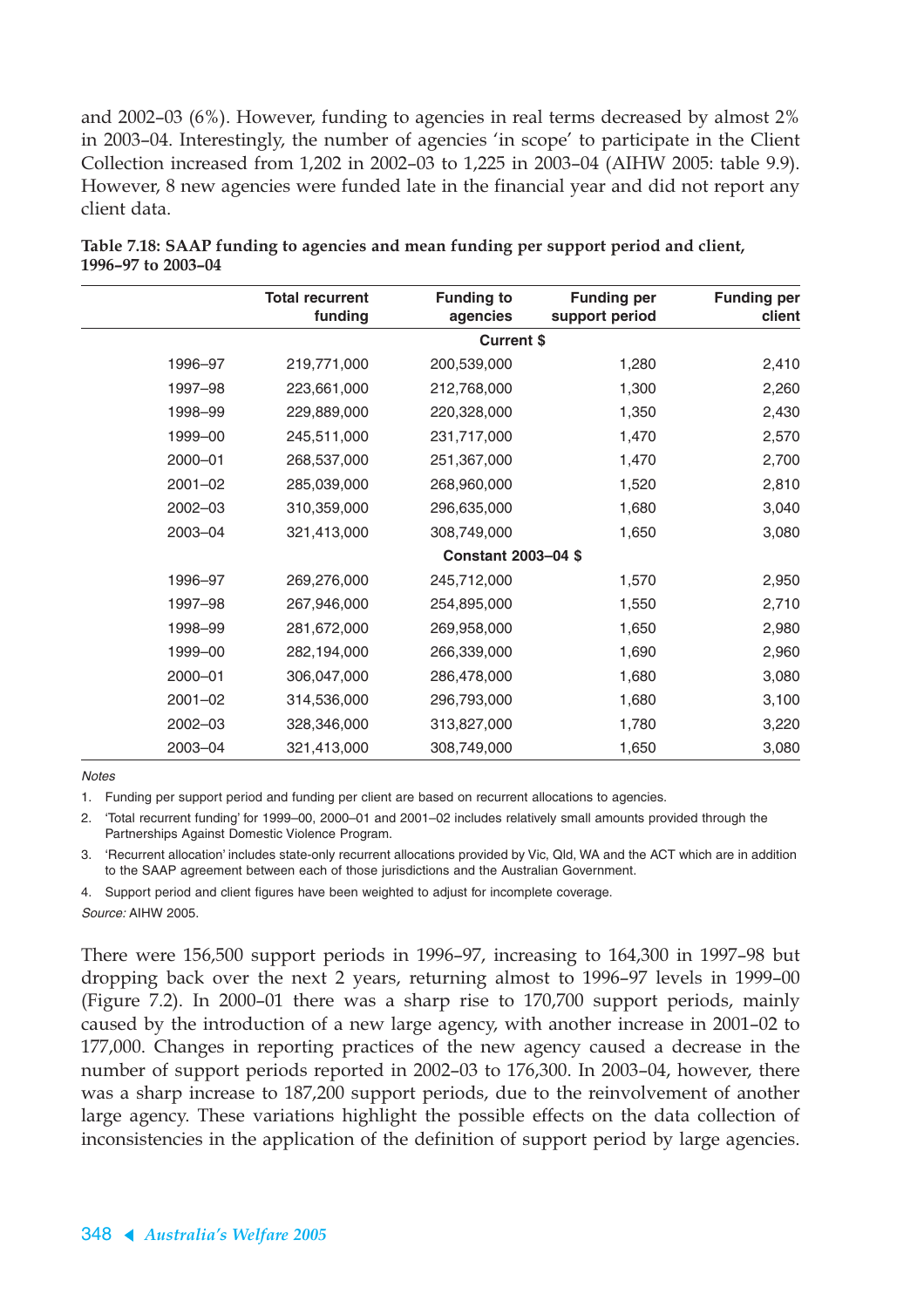and 2002–03 (6%). However, funding to agencies in real terms decreased by almost 2% in 2003–04. Interestingly, the number of agencies 'in scope' to participate in the Client Collection increased from 1,202 in 2002–03 to 1,225 in 2003–04 (AIHW 2005: table 9.9). However, 8 new agencies were funded late in the financial year and did not report any client data.

**Table 7.18: SAAP funding to agencies and mean funding per support period and client, 1996–97 to 2003–04**

| | Total recurrent funding | Funding to agencies | Funding per support period | Funding per client |
|---|---|---|---|---|
| | | **Current $** | | |
| 1996–97 | 219,771,000 | 200,539,000 | 1,280 | 2,410 |
| 1997–98 | 223,661,000 | 212,768,000 | 1,300 | 2,260 |
| 1998–99 | 229,889,000 | 220,328,000 | 1,350 | 2,430 |
| 1999–00 | 245,511,000 | 231,717,000 | 1,470 | 2,570 |
| 2000–01 | 268,537,000 | 251,367,000 | 1,470 | 2,700 |
| 2001–02 | 285,039,000 | 268,960,000 | 1,520 | 2,810 |
| 2002–03 | 310,359,000 | 296,635,000 | 1,680 | 3,040 |
| 2003–04 | 321,413,000 | 308,749,000 | 1,650 | 3,080 |
| | | **Constant 2003–04 $** | | |
| 1996–97 | 269,276,000 | 245,712,000 | 1,570 | 2,950 |
| 1997–98 | 267,946,000 | 254,895,000 | 1,550 | 2,710 |
| 1998–99 | 281,672,000 | 269,958,000 | 1,650 | 2,980 |
| 1999–00 | 282,194,000 | 266,339,000 | 1,690 | 2,960 |
| 2000–01 | 306,047,000 | 286,478,000 | 1,680 | 3,080 |
| 2001–02 | 314,536,000 | 296,793,000 | 1,680 | 3,100 |
| 2002–03 | 328,346,000 | 313,827,000 | 1,780 | 3,220 |
| 2003–04 | 321,413,000 | 308,749,000 | 1,650 | 3,080 |

*Notes*

1. Funding per support period and funding per client are based on recurrent allocations to agencies.
2. 'Total recurrent funding' for 1999–00, 2000–01 and 2001–02 includes relatively small amounts provided through the Partnerships Against Domestic Violence Program.
3. 'Recurrent allocation' includes state-only recurrent allocations provided by Vic, Qld, WA and the ACT which are in addition to the SAAP agreement between each of those jurisdictions and the Australian Government.
4. Support period and client figures have been weighted to adjust for incomplete coverage.

*Source:* AIHW 2005.

There were 156,500 support periods in 1996–97, increasing to 164,300 in 1997–98 but dropping back over the next 2 years, returning almost to 1996–97 levels in 1999–00 (Figure 7.2). In 2000–01 there was a sharp rise to 170,700 support periods, mainly caused by the introduction of a new large agency, with another increase in 2001–02 to 177,000. Changes in reporting practices of the new agency caused a decrease in the number of support periods reported in 2002–03 to 176,300. In 2003–04, however, there was a sharp increase to 187,200 support periods, due to the reinvolvement of another large agency. These variations highlight the possible effects on the data collection of inconsistencies in the application of the definition of support period by large agencies.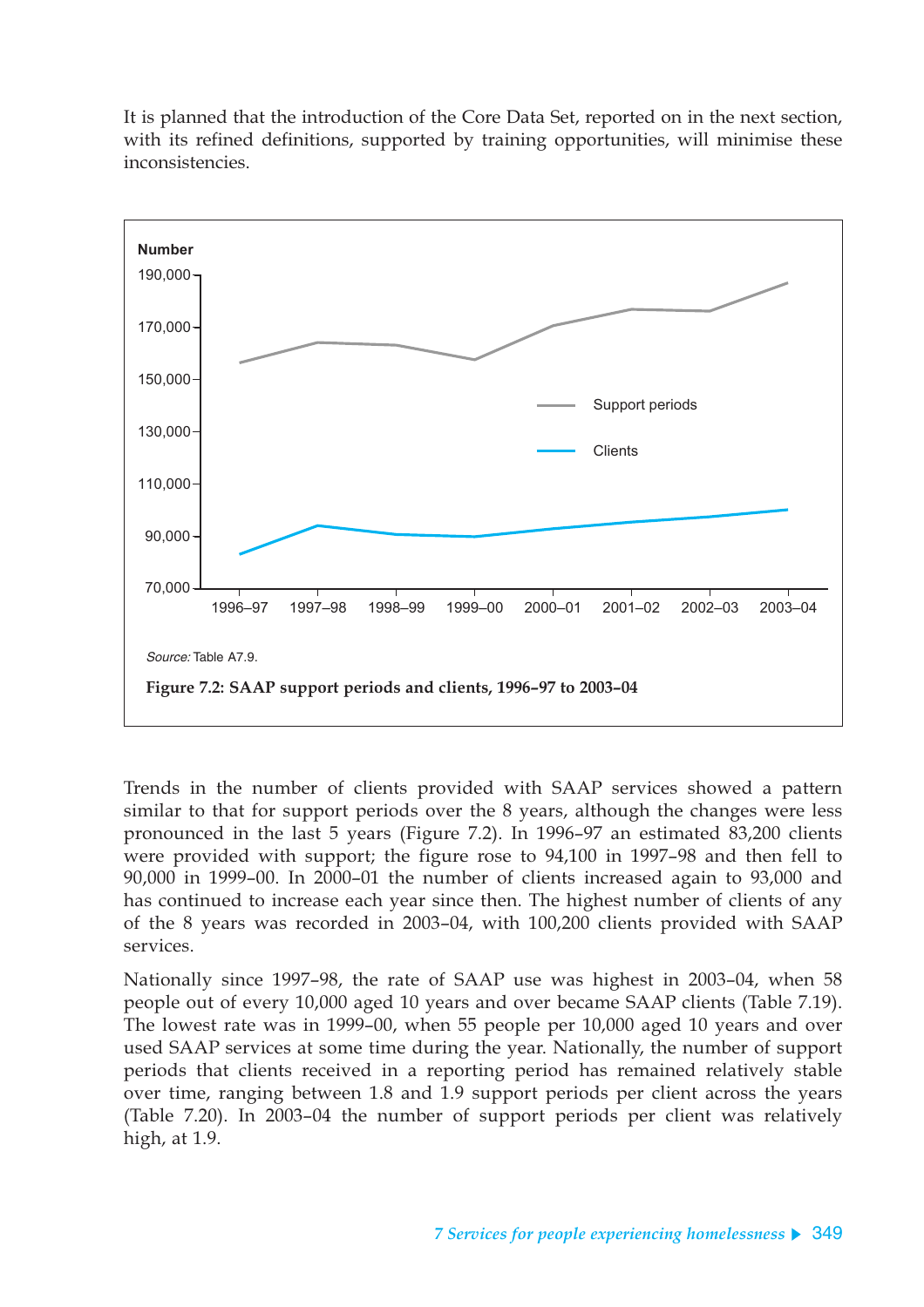It is planned that the introduction of the Core Data Set, reported on in the next section, with its refined definitions, supported by training opportunities, will minimise these inconsistencies.

Source: Table A7.9.

**Figure 7.2: SAAP support periods and clients, 1996–97 to 2003–04**

Trends in the number of clients provided with SAAP services showed a pattern similar to that for support periods over the 8 years, although the changes were less pronounced in the last 5 years (Figure 7.2). In 1996–97 an estimated 83,200 clients were provided with support; the figure rose to 94,100 in 1997–98 and then fell to 90,000 in 1999–00. In 2000–01 the number of clients increased again to 93,000 and has continued to increase each year since then. The highest number of clients of any of the 8 years was recorded in 2003–04, with 100,200 clients provided with SAAP services.

Nationally since 1997–98, the rate of SAAP use was highest in 2003–04, when 58 people out of every 10,000 aged 10 years and over became SAAP clients (Table 7.19). The lowest rate was in 1999–00, when 55 people per 10,000 aged 10 years and over used SAAP services at some time during the year. Nationally, the number of support periods that clients received in a reporting period has remained relatively stable over time, ranging between 1.8 and 1.9 support periods per client across the years (Table 7.20). In 2003–04 the number of support periods per client was relatively high, at 1.9.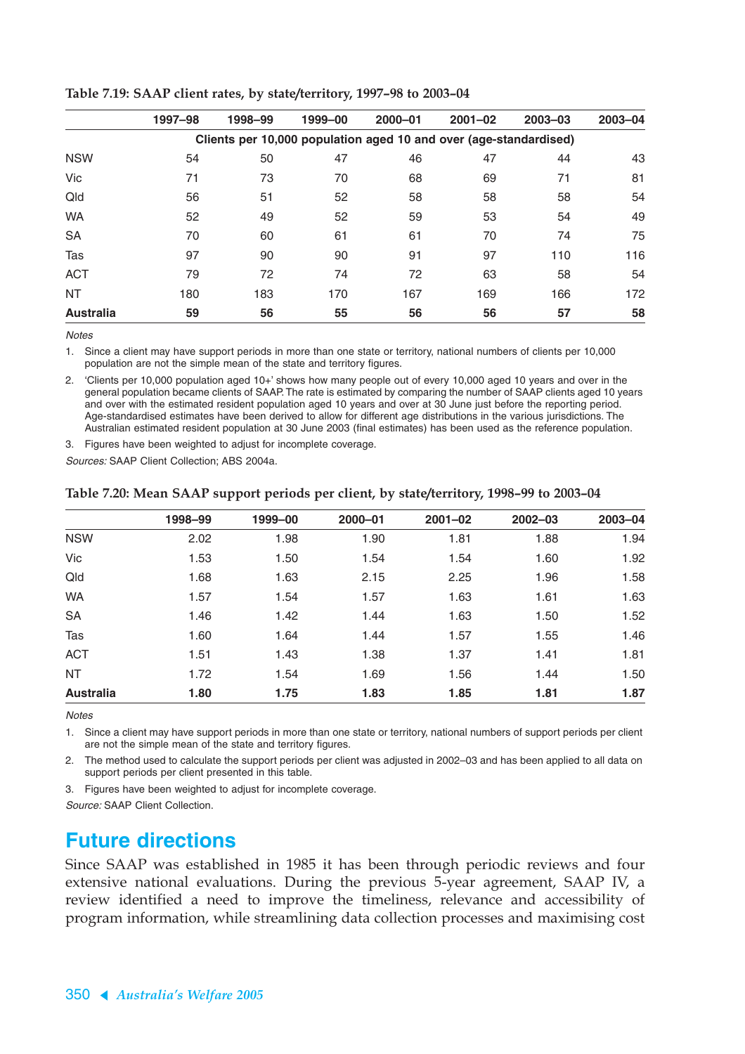**Table 7.19: SAAP client rates, by state/territory, 1997–98 to 2003–04**

| | 1997–98 | 1998–99 | 1999–00 | 2000–01 | 2001–02 | 2003–03 | 2003–04 |
|---|---|---|---|---|---|---|---|
| | Clients per 10,000 population aged 10 and over (age-standardised) | | | | | | |
| NSW | 54 | 50 | 47 | 46 | 47 | 44 | 43 |
| Vic | 71 | 73 | 70 | 68 | 69 | 71 | 81 |
| Qld | 56 | 51 | 52 | 58 | 58 | 58 | 54 |
| WA | 52 | 49 | 52 | 59 | 53 | 54 | 49 |
| SA | 70 | 60 | 61 | 61 | 70 | 74 | 75 |
| Tas | 97 | 90 | 90 | 91 | 97 | 110 | 116 |
| ACT | 79 | 72 | 74 | 72 | 63 | 58 | 54 |
| NT | 180 | 183 | 170 | 167 | 169 | 166 | 172 |
| **Australia** | **59** | **56** | **55** | **56** | **56** | **57** | **58** |

*Notes*

1. Since a client may have support periods in more than one state or territory, national numbers of clients per 10,000 population are not the simple mean of the state and territory figures.
2. 'Clients per 10,000 population aged 10+' shows how many people out of every 10,000 aged 10 years and over in the general population became clients of SAAP. The rate is estimated by comparing the number of SAAP clients aged 10 years and over with the estimated resident population aged 10 years and over at 30 June just before the reporting period. Age-standardised estimates have been derived to allow for different age distributions in the various jurisdictions. The Australian estimated resident population at 30 June 2003 (final estimates) has been used as the reference population.
3. Figures have been weighted to adjust for incomplete coverage.

*Sources:* SAAP Client Collection; ABS 2004a.

**Table 7.20: Mean SAAP support periods per client, by state/territory, 1998–99 to 2003–04**

| | 1998–99 | 1999–00 | 2000–01 | 2001–02 | 2002–03 | 2003–04 |
|---|---|---|---|---|---|---|
| NSW | 2.02 | 1.98 | 1.90 | 1.81 | 1.88 | 1.94 |
| Vic | 1.53 | 1.50 | 1.54 | 1.54 | 1.60 | 1.92 |
| Qld | 1.68 | 1.63 | 2.15 | 2.25 | 1.96 | 1.58 |
| WA | 1.57 | 1.54 | 1.57 | 1.63 | 1.61 | 1.63 |
| SA | 1.46 | 1.42 | 1.44 | 1.63 | 1.50 | 1.52 |
| Tas | 1.60 | 1.64 | 1.44 | 1.57 | 1.55 | 1.46 |
| ACT | 1.51 | 1.43 | 1.38 | 1.37 | 1.41 | 1.81 |
| NT | 1.72 | 1.54 | 1.69 | 1.56 | 1.44 | 1.50 |
| **Australia** | **1.80** | **1.75** | **1.83** | **1.85** | **1.81** | **1.87** |

*Notes*

1. Since a client may have support periods in more than one state or territory, national numbers of support periods per client are not the simple mean of the state and territory figures.
2. The method used to calculate the support periods per client was adjusted in 2002–03 and has been applied to all data on support periods per client presented in this table.
3. Figures have been weighted to adjust for incomplete coverage.

*Source:* SAAP Client Collection.

## Future directions

Since SAAP was established in 1985 it has been through periodic reviews and four extensive national evaluations. During the previous 5-year agreement, SAAP IV, a review identified a need to improve the timeliness, relevance and accessibility of program information, while streamlining data collection processes and maximising cost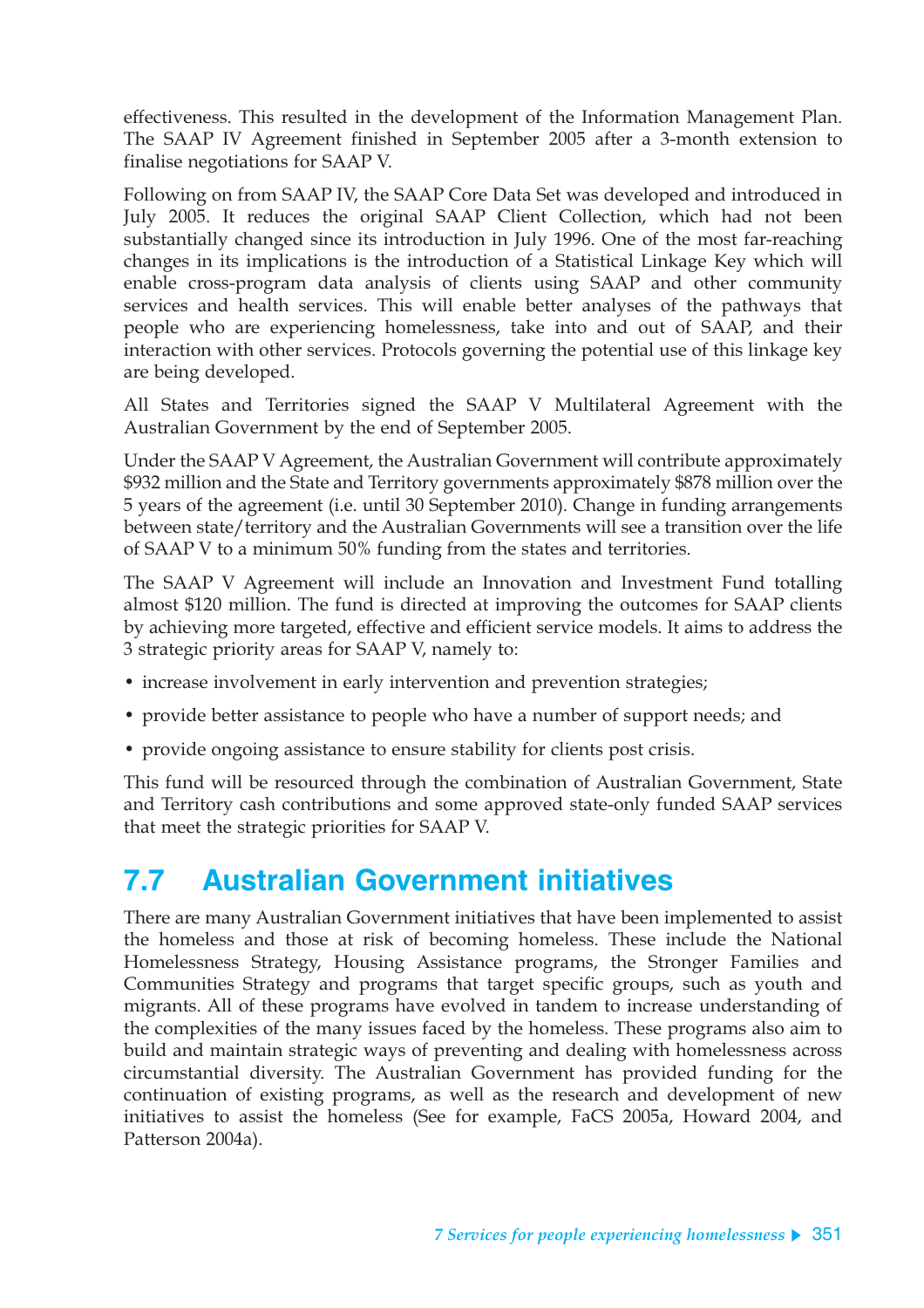effectiveness. This resulted in the development of the Information Management Plan. The SAAP IV Agreement finished in September 2005 after a 3-month extension to finalise negotiations for SAAP V.

Following on from SAAP IV, the SAAP Core Data Set was developed and introduced in July 2005. It reduces the original SAAP Client Collection, which had not been substantially changed since its introduction in July 1996. One of the most far-reaching changes in its implications is the introduction of a Statistical Linkage Key which will enable cross-program data analysis of clients using SAAP and other community services and health services. This will enable better analyses of the pathways that people who are experiencing homelessness, take into and out of SAAP, and their interaction with other services. Protocols governing the potential use of this linkage key are being developed.

All States and Territories signed the SAAP V Multilateral Agreement with the Australian Government by the end of September 2005.

Under the SAAP V Agreement, the Australian Government will contribute approximately $932 million and the State and Territory governments approximately $878 million over the 5 years of the agreement (i.e. until 30 September 2010). Change in funding arrangements between state/territory and the Australian Governments will see a transition over the life of SAAP V to a minimum 50% funding from the states and territories.

The SAAP V Agreement will include an Innovation and Investment Fund totalling almost $120 million. The fund is directed at improving the outcomes for SAAP clients by achieving more targeted, effective and efficient service models. It aims to address the 3 strategic priority areas for SAAP V, namely to:

- increase involvement in early intervention and prevention strategies;
- provide better assistance to people who have a number of support needs; and
- provide ongoing assistance to ensure stability for clients post crisis.

This fund will be resourced through the combination of Australian Government, State and Territory cash contributions and some approved state-only funded SAAP services that meet the strategic priorities for SAAP V.

## 7.7 Australian Government initiatives

There are many Australian Government initiatives that have been implemented to assist the homeless and those at risk of becoming homeless. These include the National Homelessness Strategy, Housing Assistance programs, the Stronger Families and Communities Strategy and programs that target specific groups, such as youth and migrants. All of these programs have evolved in tandem to increase understanding of the complexities of the many issues faced by the homeless. These programs also aim to build and maintain strategic ways of preventing and dealing with homelessness across circumstantial diversity. The Australian Government has provided funding for the continuation of existing programs, as well as the research and development of new initiatives to assist the homeless (See for example, FaCS 2005a, Howard 2004, and Patterson 2004a).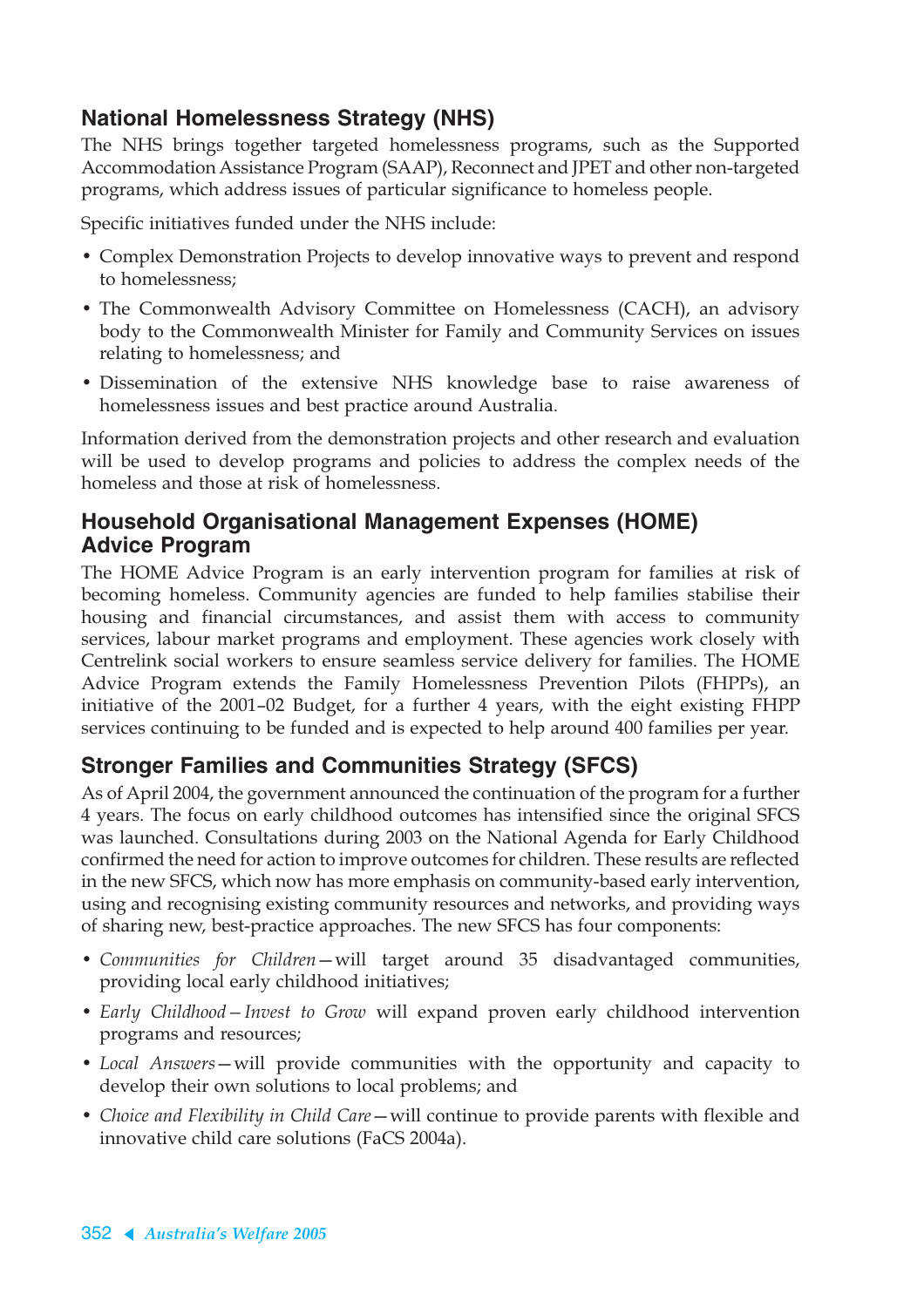## National Homelessness Strategy (NHS)

The NHS brings together targeted homelessness programs, such as the Supported Accommodation Assistance Program (SAAP), Reconnect and JPET and other non-targeted programs, which address issues of particular significance to homeless people.

Specific initiatives funded under the NHS include:

- Complex Demonstration Projects to develop innovative ways to prevent and respond to homelessness;
- The Commonwealth Advisory Committee on Homelessness (CACH), an advisory body to the Commonwealth Minister for Family and Community Services on issues relating to homelessness; and
- Dissemination of the extensive NHS knowledge base to raise awareness of homelessness issues and best practice around Australia.

Information derived from the demonstration projects and other research and evaluation will be used to develop programs and policies to address the complex needs of the homeless and those at risk of homelessness.

## Household Organisational Management Expenses (HOME) Advice Program

The HOME Advice Program is an early intervention program for families at risk of becoming homeless. Community agencies are funded to help families stabilise their housing and financial circumstances, and assist them with access to community services, labour market programs and employment. These agencies work closely with Centrelink social workers to ensure seamless service delivery for families. The HOME Advice Program extends the Family Homelessness Prevention Pilots (FHPPs), an initiative of the 2001–02 Budget, for a further 4 years, with the eight existing FHPP services continuing to be funded and is expected to help around 400 families per year.

## Stronger Families and Communities Strategy (SFCS)

As of April 2004, the government announced the continuation of the program for a further 4 years. The focus on early childhood outcomes has intensified since the original SFCS was launched. Consultations during 2003 on the National Agenda for Early Childhood confirmed the need for action to improve outcomes for children. These results are reflected in the new SFCS, which now has more emphasis on community-based early intervention, using and recognising existing community resources and networks, and providing ways of sharing new, best-practice approaches. The new SFCS has four components:

- *Communities for Children*—will target around 35 disadvantaged communities, providing local early childhood initiatives;
- *Early Childhood—Invest to Grow* will expand proven early childhood intervention programs and resources;
- *Local Answers*—will provide communities with the opportunity and capacity to develop their own solutions to local problems; and
- *Choice and Flexibility in Child Care*—will continue to provide parents with flexible and innovative child care solutions (FaCS 2004a).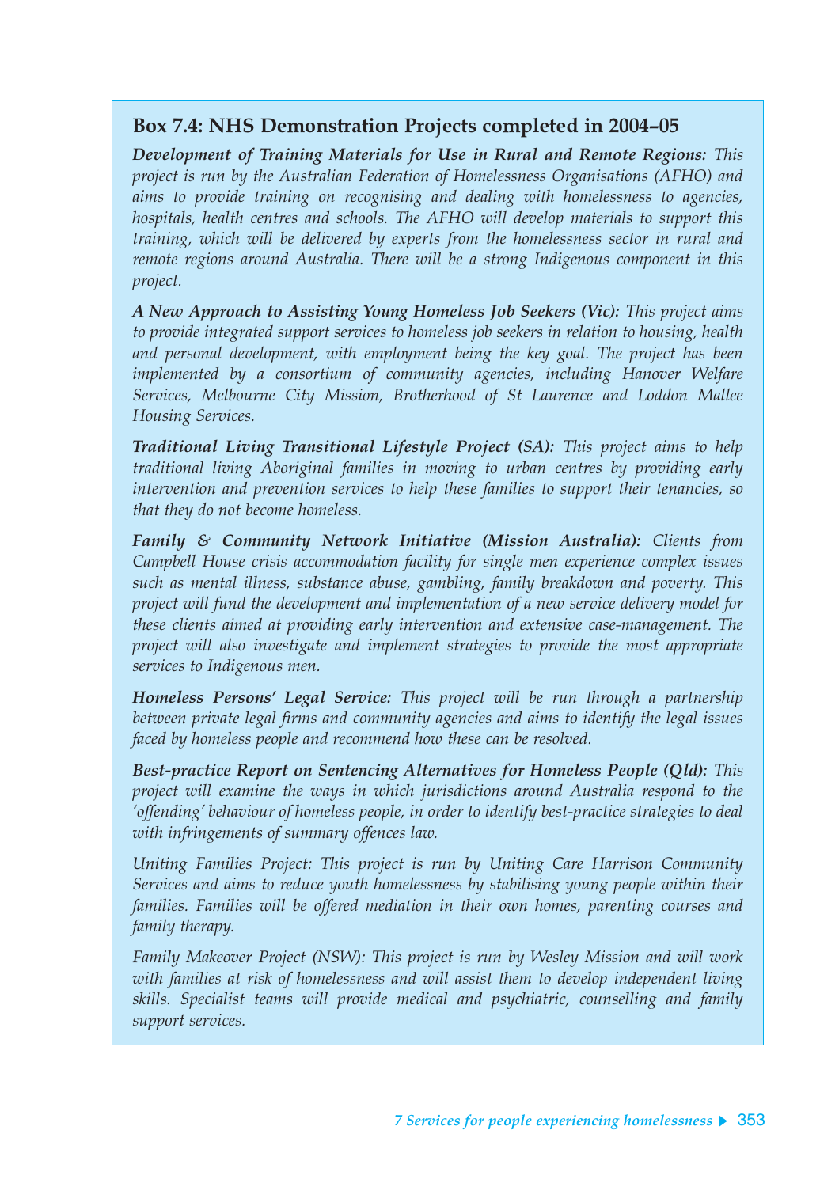### Box 7.4: NHS Demonstration Projects completed in 2004–05

***Development of Training Materials for Use in Rural and Remote Regions:*** *This project is run by the Australian Federation of Homelessness Organisations (AFHO) and aims to provide training on recognising and dealing with homelessness to agencies, hospitals, health centres and schools. The AFHO will develop materials to support this training, which will be delivered by experts from the homelessness sector in rural and remote regions around Australia. There will be a strong Indigenous component in this project.*

***A New Approach to Assisting Young Homeless Job Seekers (Vic):*** *This project aims to provide integrated support services to homeless job seekers in relation to housing, health and personal development, with employment being the key goal. The project has been implemented by a consortium of community agencies, including Hanover Welfare Services, Melbourne City Mission, Brotherhood of St Laurence and Loddon Mallee Housing Services.*

***Traditional Living Transitional Lifestyle Project (SA):*** *This project aims to help traditional living Aboriginal families in moving to urban centres by providing early intervention and prevention services to help these families to support their tenancies, so that they do not become homeless.*

***Family & Community Network Initiative (Mission Australia):*** *Clients from Campbell House crisis accommodation facility for single men experience complex issues such as mental illness, substance abuse, gambling, family breakdown and poverty. This project will fund the development and implementation of a new service delivery model for these clients aimed at providing early intervention and extensive case-management. The project will also investigate and implement strategies to provide the most appropriate services to Indigenous men.*

***Homeless Persons' Legal Service:*** *This project will be run through a partnership between private legal firms and community agencies and aims to identify the legal issues faced by homeless people and recommend how these can be resolved.*

***Best-practice Report on Sentencing Alternatives for Homeless People (Qld):*** *This project will examine the ways in which jurisdictions around Australia respond to the 'offending' behaviour of homeless people, in order to identify best-practice strategies to deal with infringements of summary offences law.*

*Uniting Families Project: This project is run by Uniting Care Harrison Community Services and aims to reduce youth homelessness by stabilising young people within their families. Families will be offered mediation in their own homes, parenting courses and family therapy.*

*Family Makeover Project (NSW): This project is run by Wesley Mission and will work with families at risk of homelessness and will assist them to develop independent living skills. Specialist teams will provide medical and psychiatric, counselling and family support services.*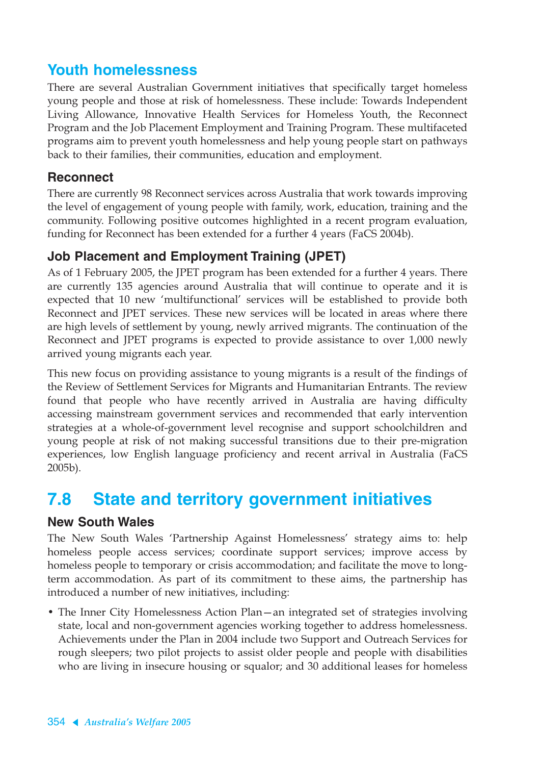## Youth homelessness

There are several Australian Government initiatives that specifically target homeless young people and those at risk of homelessness. These include: Towards Independent Living Allowance, Innovative Health Services for Homeless Youth, the Reconnect Program and the Job Placement Employment and Training Program. These multifaceted programs aim to prevent youth homelessness and help young people start on pathways back to their families, their communities, education and employment.

### Reconnect

There are currently 98 Reconnect services across Australia that work towards improving the level of engagement of young people with family, work, education, training and the community. Following positive outcomes highlighted in a recent program evaluation, funding for Reconnect has been extended for a further 4 years (FaCS 2004b).

### Job Placement and Employment Training (JPET)

As of 1 February 2005, the JPET program has been extended for a further 4 years. There are currently 135 agencies around Australia that will continue to operate and it is expected that 10 new 'multifunctional' services will be established to provide both Reconnect and JPET services. These new services will be located in areas where there are high levels of settlement by young, newly arrived migrants. The continuation of the Reconnect and JPET programs is expected to provide assistance to over 1,000 newly arrived young migrants each year.

This new focus on providing assistance to young migrants is a result of the findings of the Review of Settlement Services for Migrants and Humanitarian Entrants. The review found that people who have recently arrived in Australia are having difficulty accessing mainstream government services and recommended that early intervention strategies at a whole-of-government level recognise and support schoolchildren and young people at risk of not making successful transitions due to their pre-migration experiences, low English language proficiency and recent arrival in Australia (FaCS 2005b).

# 7.8 State and territory government initiatives

### New South Wales

The New South Wales 'Partnership Against Homelessness' strategy aims to: help homeless people access services; coordinate support services; improve access by homeless people to temporary or crisis accommodation; and facilitate the move to long-term accommodation. As part of its commitment to these aims, the partnership has introduced a number of new initiatives, including:

- The Inner City Homelessness Action Plan—an integrated set of strategies involving state, local and non-government agencies working together to address homelessness. Achievements under the Plan in 2004 include two Support and Outreach Services for rough sleepers; two pilot projects to assist older people and people with disabilities who are living in insecure housing or squalor; and 30 additional leases for homeless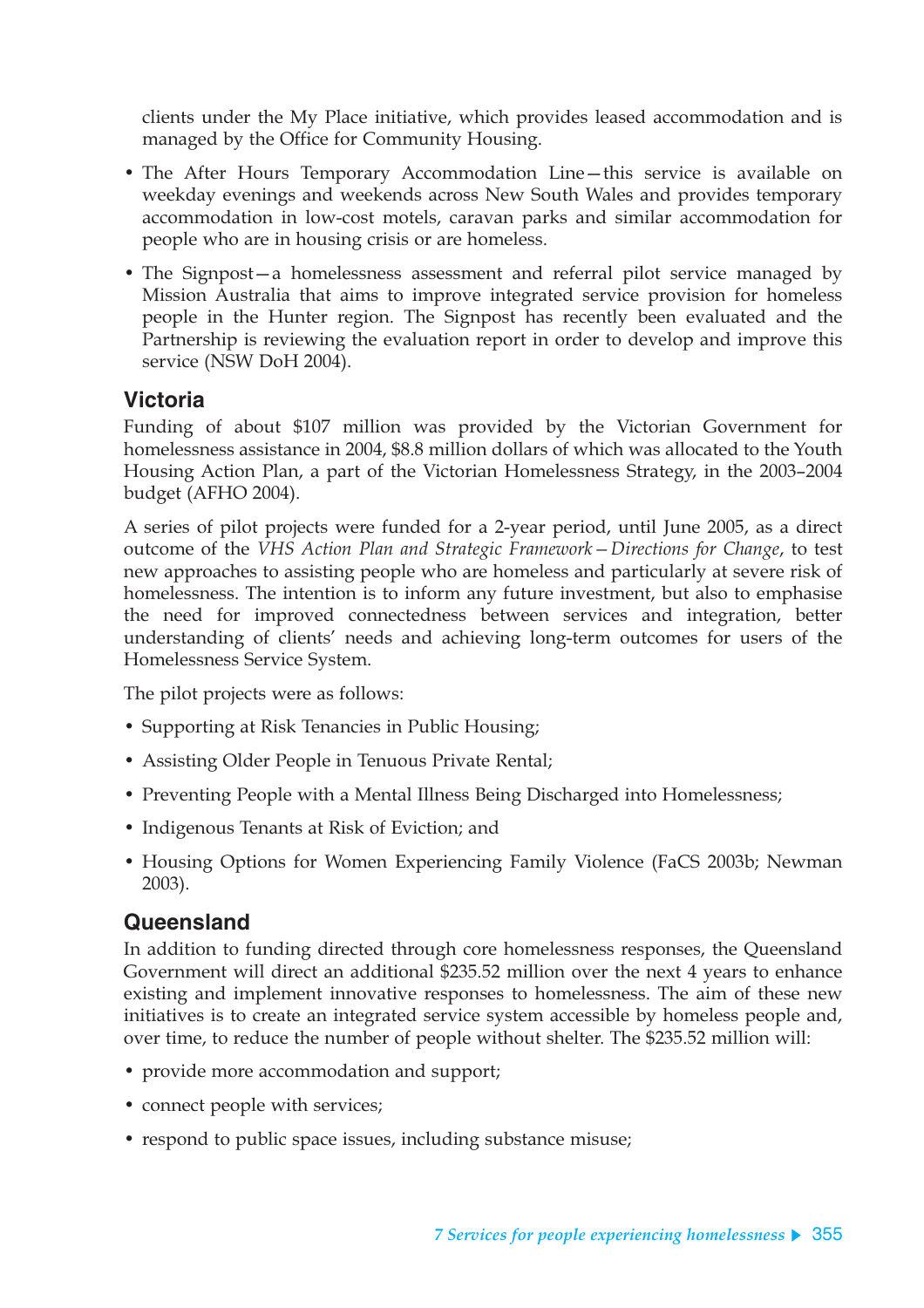clients under the My Place initiative, which provides leased accommodation and is managed by the Office for Community Housing.

- The After Hours Temporary Accommodation Line—this service is available on weekday evenings and weekends across New South Wales and provides temporary accommodation in low-cost motels, caravan parks and similar accommodation for people who are in housing crisis or are homeless.
- The Signpost—a homelessness assessment and referral pilot service managed by Mission Australia that aims to improve integrated service provision for homeless people in the Hunter region. The Signpost has recently been evaluated and the Partnership is reviewing the evaluation report in order to develop and improve this service (NSW DoH 2004).

## Victoria

Funding of about $107 million was provided by the Victorian Government for homelessness assistance in 2004, $8.8 million dollars of which was allocated to the Youth Housing Action Plan, a part of the Victorian Homelessness Strategy, in the 2003–2004 budget (AFHO 2004).

A series of pilot projects were funded for a 2-year period, until June 2005, as a direct outcome of the *VHS Action Plan and Strategic Framework—Directions for Change*, to test new approaches to assisting people who are homeless and particularly at severe risk of homelessness. The intention is to inform any future investment, but also to emphasise the need for improved connectedness between services and integration, better understanding of clients' needs and achieving long-term outcomes for users of the Homelessness Service System.

The pilot projects were as follows:

- Supporting at Risk Tenancies in Public Housing;
- Assisting Older People in Tenuous Private Rental;
- Preventing People with a Mental Illness Being Discharged into Homelessness;
- Indigenous Tenants at Risk of Eviction; and
- Housing Options for Women Experiencing Family Violence (FaCS 2003b; Newman 2003).

## Queensland

In addition to funding directed through core homelessness responses, the Queensland Government will direct an additional $235.52 million over the next 4 years to enhance existing and implement innovative responses to homelessness. The aim of these new initiatives is to create an integrated service system accessible by homeless people and, over time, to reduce the number of people without shelter. The $235.52 million will:

- provide more accommodation and support;
- connect people with services;
- respond to public space issues, including substance misuse;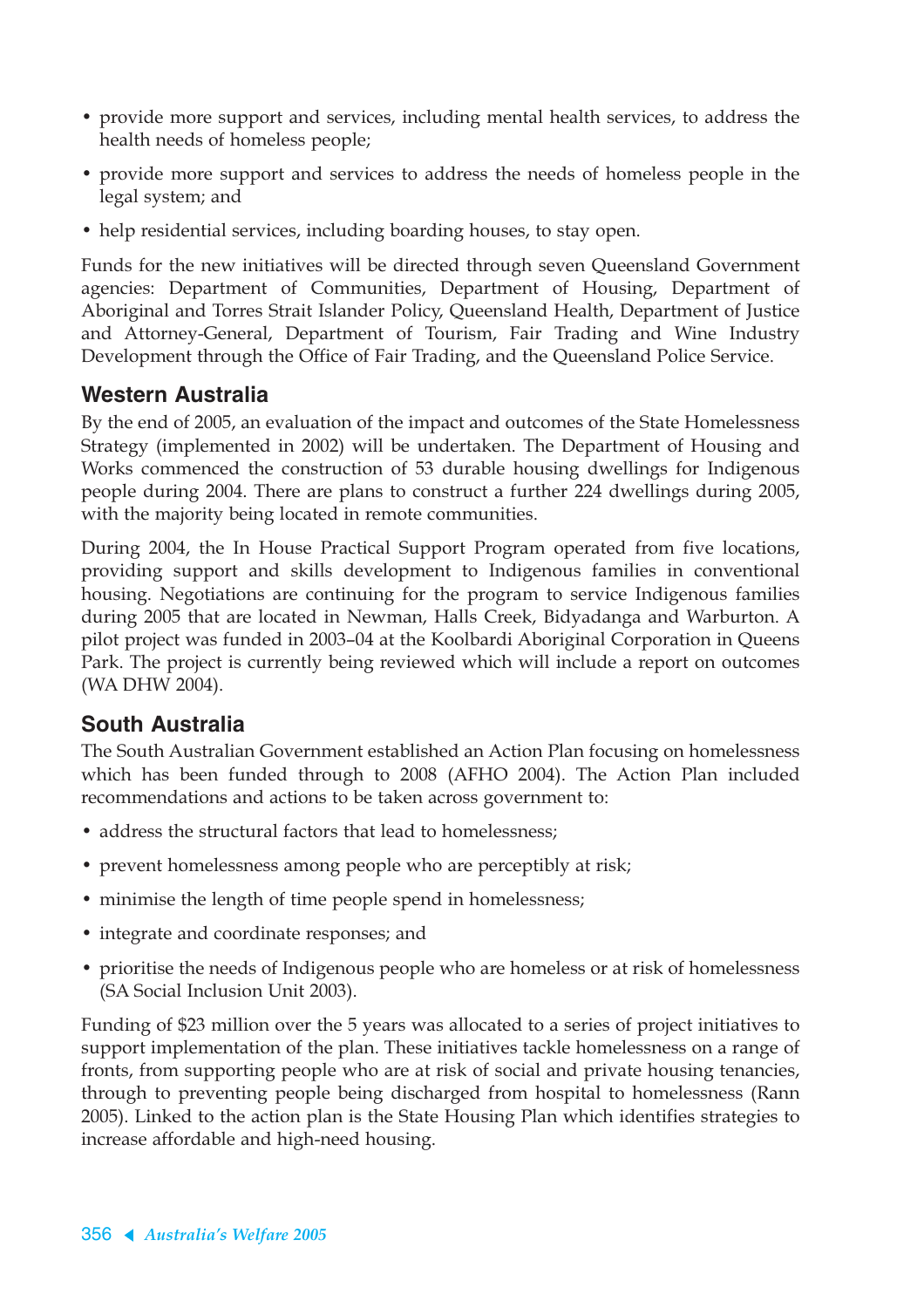- provide more support and services, including mental health services, to address the health needs of homeless people;
- provide more support and services to address the needs of homeless people in the legal system; and
- help residential services, including boarding houses, to stay open.

Funds for the new initiatives will be directed through seven Queensland Government agencies: Department of Communities, Department of Housing, Department of Aboriginal and Torres Strait Islander Policy, Queensland Health, Department of Justice and Attorney-General, Department of Tourism, Fair Trading and Wine Industry Development through the Office of Fair Trading, and the Queensland Police Service.

### Western Australia

By the end of 2005, an evaluation of the impact and outcomes of the State Homelessness Strategy (implemented in 2002) will be undertaken. The Department of Housing and Works commenced the construction of 53 durable housing dwellings for Indigenous people during 2004. There are plans to construct a further 224 dwellings during 2005, with the majority being located in remote communities.

During 2004, the In House Practical Support Program operated from five locations, providing support and skills development to Indigenous families in conventional housing. Negotiations are continuing for the program to service Indigenous families during 2005 that are located in Newman, Halls Creek, Bidyadanga and Warburton. A pilot project was funded in 2003–04 at the Koolbardi Aboriginal Corporation in Queens Park. The project is currently being reviewed which will include a report on outcomes (WA DHW 2004).

### South Australia

The South Australian Government established an Action Plan focusing on homelessness which has been funded through to 2008 (AFHO 2004). The Action Plan included recommendations and actions to be taken across government to:

- address the structural factors that lead to homelessness;
- prevent homelessness among people who are perceptibly at risk;
- minimise the length of time people spend in homelessness;
- integrate and coordinate responses; and
- prioritise the needs of Indigenous people who are homeless or at risk of homelessness (SA Social Inclusion Unit 2003).

Funding of $23 million over the 5 years was allocated to a series of project initiatives to support implementation of the plan. These initiatives tackle homelessness on a range of fronts, from supporting people who are at risk of social and private housing tenancies, through to preventing people being discharged from hospital to homelessness (Rann 2005). Linked to the action plan is the State Housing Plan which identifies strategies to increase affordable and high-need housing.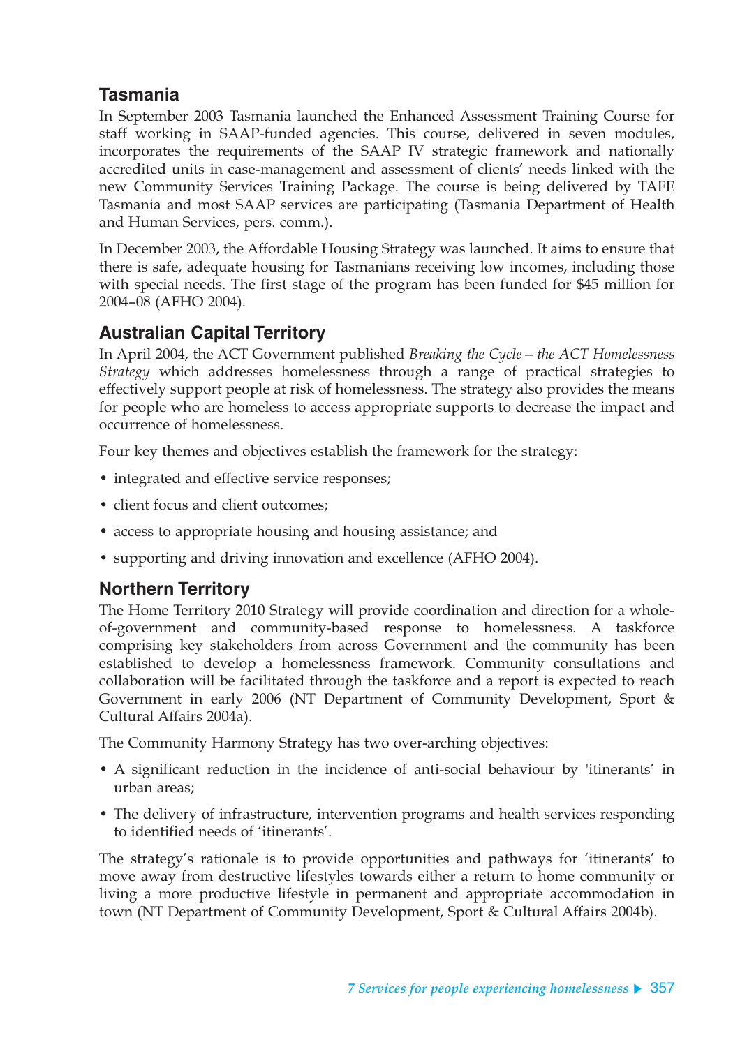### Tasmania

In September 2003 Tasmania launched the Enhanced Assessment Training Course for staff working in SAAP-funded agencies. This course, delivered in seven modules, incorporates the requirements of the SAAP IV strategic framework and nationally accredited units in case-management and assessment of clients' needs linked with the new Community Services Training Package. The course is being delivered by TAFE Tasmania and most SAAP services are participating (Tasmania Department of Health and Human Services, pers. comm.).

In December 2003, the Affordable Housing Strategy was launched. It aims to ensure that there is safe, adequate housing for Tasmanians receiving low incomes, including those with special needs. The first stage of the program has been funded for $45 million for 2004–08 (AFHO 2004).

### Australian Capital Territory

In April 2004, the ACT Government published *Breaking the Cycle – the ACT Homelessness Strategy* which addresses homelessness through a range of practical strategies to effectively support people at risk of homelessness. The strategy also provides the means for people who are homeless to access appropriate supports to decrease the impact and occurrence of homelessness.

Four key themes and objectives establish the framework for the strategy:

- integrated and effective service responses;
- client focus and client outcomes;
- access to appropriate housing and housing assistance; and
- supporting and driving innovation and excellence (AFHO 2004).

### Northern Territory

The Home Territory 2010 Strategy will provide coordination and direction for a whole-of-government and community-based response to homelessness. A taskforce comprising key stakeholders from across Government and the community has been established to develop a homelessness framework. Community consultations and collaboration will be facilitated through the taskforce and a report is expected to reach Government in early 2006 (NT Department of Community Development, Sport & Cultural Affairs 2004a).

The Community Harmony Strategy has two over-arching objectives:

- A significant reduction in the incidence of anti-social behaviour by 'itinerants' in urban areas;
- The delivery of infrastructure, intervention programs and health services responding to identified needs of 'itinerants'.

The strategy's rationale is to provide opportunities and pathways for 'itinerants' to move away from destructive lifestyles towards either a return to home community or living a more productive lifestyle in permanent and appropriate accommodation in town (NT Department of Community Development, Sport & Cultural Affairs 2004b).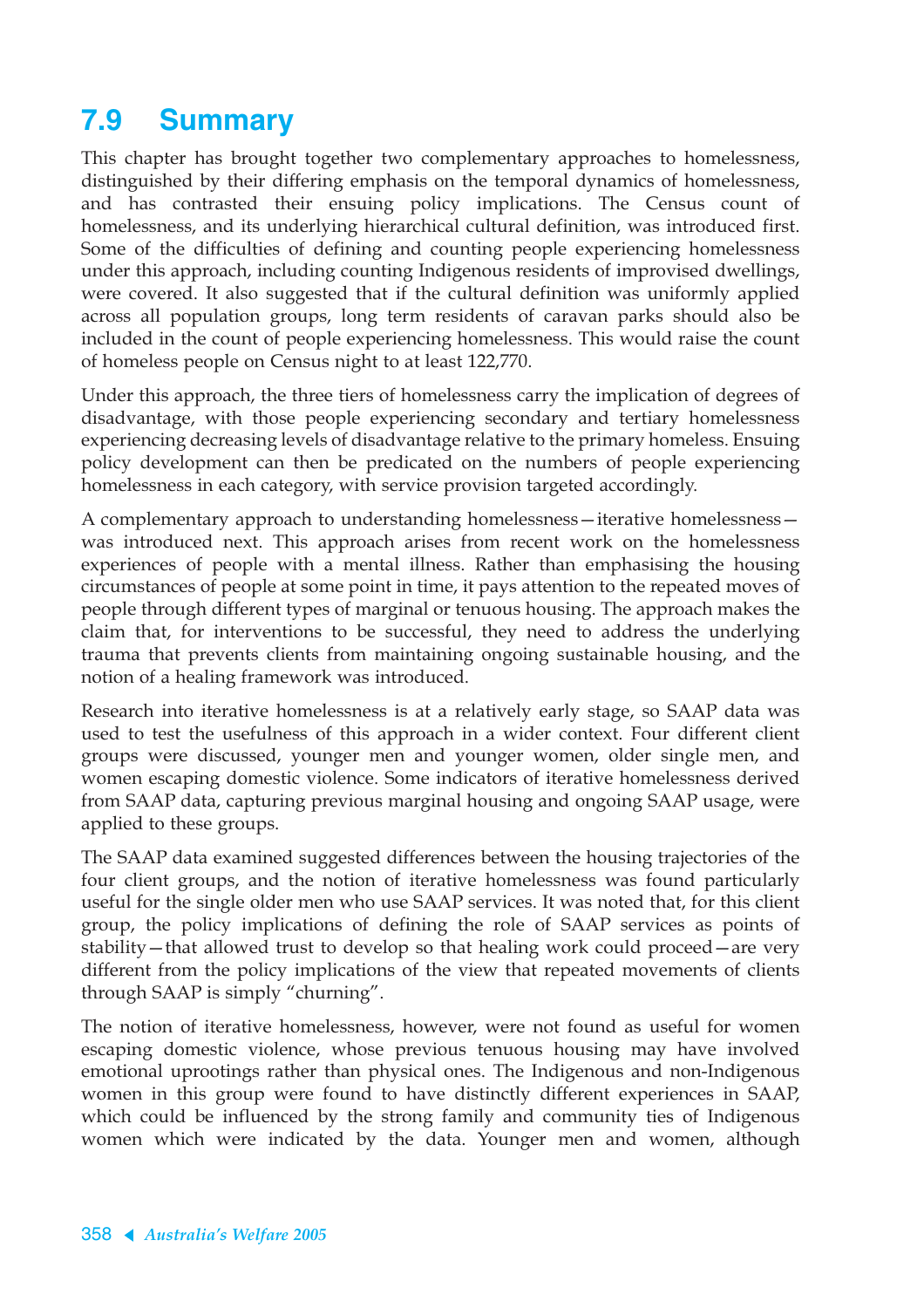## 7.9 Summary

This chapter has brought together two complementary approaches to homelessness, distinguished by their differing emphasis on the temporal dynamics of homelessness, and has contrasted their ensuing policy implications. The Census count of homelessness, and its underlying hierarchical cultural definition, was introduced first. Some of the difficulties of defining and counting people experiencing homelessness under this approach, including counting Indigenous residents of improvised dwellings, were covered. It also suggested that if the cultural definition was uniformly applied across all population groups, long term residents of caravan parks should also be included in the count of people experiencing homelessness. This would raise the count of homeless people on Census night to at least 122,770.

Under this approach, the three tiers of homelessness carry the implication of degrees of disadvantage, with those people experiencing secondary and tertiary homelessness experiencing decreasing levels of disadvantage relative to the primary homeless. Ensuing policy development can then be predicated on the numbers of people experiencing homelessness in each category, with service provision targeted accordingly.

A complementary approach to understanding homelessness—iterative homelessness—was introduced next. This approach arises from recent work on the homelessness experiences of people with a mental illness. Rather than emphasising the housing circumstances of people at some point in time, it pays attention to the repeated moves of people through different types of marginal or tenuous housing. The approach makes the claim that, for interventions to be successful, they need to address the underlying trauma that prevents clients from maintaining ongoing sustainable housing, and the notion of a healing framework was introduced.

Research into iterative homelessness is at a relatively early stage, so SAAP data was used to test the usefulness of this approach in a wider context. Four different client groups were discussed, younger men and younger women, older single men, and women escaping domestic violence. Some indicators of iterative homelessness derived from SAAP data, capturing previous marginal housing and ongoing SAAP usage, were applied to these groups.

The SAAP data examined suggested differences between the housing trajectories of the four client groups, and the notion of iterative homelessness was found particularly useful for the single older men who use SAAP services. It was noted that, for this client group, the policy implications of defining the role of SAAP services as points of stability—that allowed trust to develop so that healing work could proceed—are very different from the policy implications of the view that repeated movements of clients through SAAP is simply "churning".

The notion of iterative homelessness, however, were not found as useful for women escaping domestic violence, whose previous tenuous housing may have involved emotional uprootings rather than physical ones. The Indigenous and non-Indigenous women in this group were found to have distinctly different experiences in SAAP, which could be influenced by the strong family and community ties of Indigenous women which were indicated by the data. Younger men and women, although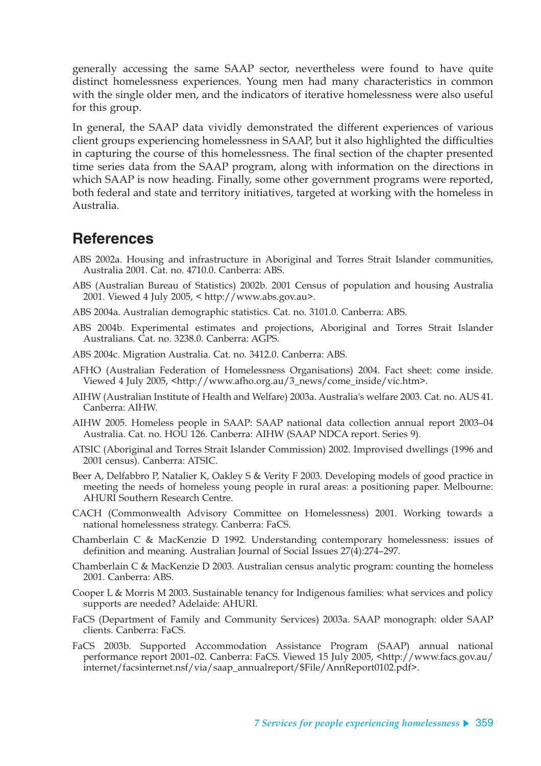generally accessing the same SAAP sector, nevertheless were found to have quite distinct homelessness experiences. Young men had many characteristics in common with the single older men, and the indicators of iterative homelessness were also useful for this group.

In general, the SAAP data vividly demonstrated the different experiences of various client groups experiencing homelessness in SAAP, but it also highlighted the difficulties in capturing the course of this homelessness. The final section of the chapter presented time series data from the SAAP program, along with information on the directions in which SAAP is now heading. Finally, some other government programs were reported, both federal and state and territory initiatives, targeted at working with the homeless in Australia.

## References

ABS 2002a. Housing and infrastructure in Aboriginal and Torres Strait Islander communities, Australia 2001. Cat. no. 4710.0. Canberra: ABS.

ABS (Australian Bureau of Statistics) 2002b. 2001 Census of population and housing Australia 2001. Viewed 4 July 2005, < http://www.abs.gov.au>.

ABS 2004a. Australian demographic statistics. Cat. no. 3101.0. Canberra: ABS.

ABS 2004b. Experimental estimates and projections, Aboriginal and Torres Strait Islander Australians. Cat. no. 3238.0. Canberra: AGPS.

ABS 2004c. Migration Australia. Cat. no. 3412.0. Canberra: ABS.

AFHO (Australian Federation of Homelessness Organisations) 2004. Fact sheet: come inside. Viewed 4 July 2005, <http://www.afho.org.au/3_news/come_inside/vic.htm>.

AIHW (Australian Institute of Health and Welfare) 2003a. Australia's welfare 2003. Cat. no. AUS 41. Canberra: AIHW.

AIHW 2005. Homeless people in SAAP: SAAP national data collection annual report 2003–04 Australia. Cat. no. HOU 126. Canberra: AIHW (SAAP NDCA report. Series 9).

ATSIC (Aboriginal and Torres Strait Islander Commission) 2002. Improvised dwellings (1996 and 2001 census). Canberra: ATSIC.

Beer A, Delfabbro P, Natalier K, Oakley S & Verity F 2003. Developing models of good practice in meeting the needs of homeless young people in rural areas: a positioning paper. Melbourne: AHURI Southern Research Centre.

CACH (Commonwealth Advisory Committee on Homelessness) 2001. Working towards a national homelessness strategy. Canberra: FaCS.

Chamberlain C & MacKenzie D 1992. Understanding contemporary homelessness: issues of definition and meaning. Australian Journal of Social Issues 27(4):274–297.

Chamberlain C & MacKenzie D 2003. Australian census analytic program: counting the homeless 2001. Canberra: ABS.

Cooper L & Morris M 2003. Sustainable tenancy for Indigenous families: what services and policy supports are needed? Adelaide: AHURI.

FaCS (Department of Family and Community Services) 2003a. SAAP monograph: older SAAP clients. Canberra: FaCS.

FaCS 2003b. Supported Accommodation Assistance Program (SAAP) annual national performance report 2001–02. Canberra: FaCS. Viewed 15 July 2005, <http://www.facs.gov.au/internet/facsinternet.nsf/via/saap_annualreport/$File/AnnReport0102.pdf>.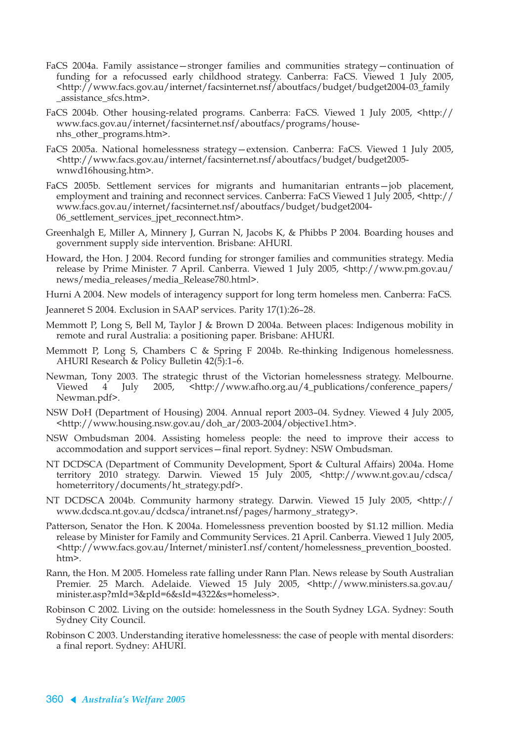FaCS 2004a. Family assistance—stronger families and communities strategy—continuation of funding for a refocussed early childhood strategy. Canberra: FaCS. Viewed 1 July 2005, <http://www.facs.gov.au/internet/facsinternet.nsf/aboutfacs/budget/budget2004-03_family_assistance_sfcs.htm>.

FaCS 2004b. Other housing-related programs. Canberra: FaCS. Viewed 1 July 2005, <http://www.facs.gov.au/internet/facsinternet.nsf/aboutfacs/programs/house-nhs_other_programs.htm>.

FaCS 2005a. National homelessness strategy—extension. Canberra: FaCS. Viewed 1 July 2005, <http://www.facs.gov.au/internet/facsinternet.nsf/aboutfacs/budget/budget2005-wnwd16housing.htm>.

FaCS 2005b. Settlement services for migrants and humanitarian entrants—job placement, employment and training and reconnect services. Canberra: FaCS Viewed 1 July 2005, <http://www.facs.gov.au/internet/facsinternet.nsf/aboutfacs/budget/budget2004-06_settlement_services_jpet_reconnect.htm>.

Greenhalgh E, Miller A, Minnery J, Gurran N, Jacobs K, & Phibbs P 2004. Boarding houses and government supply side intervention. Brisbane: AHURI.

Howard, the Hon. J 2004. Record funding for stronger families and communities strategy. Media release by Prime Minister. 7 April. Canberra. Viewed 1 July 2005, <http://www.pm.gov.au/news/media_releases/media_Release780.html>.

Hurni A 2004. New models of interagency support for long term homeless men. Canberra: FaCS.

Jeanneret S 2004. Exclusion in SAAP services. Parity 17(1):26–28.

Memmott P, Long S, Bell M, Taylor J & Brown D 2004a. Between places: Indigenous mobility in remote and rural Australia: a positioning paper. Brisbane: AHURI.

Memmott P, Long S, Chambers C & Spring F 2004b. Re-thinking Indigenous homelessness. AHURI Research & Policy Bulletin 42(5):1–6.

Newman, Tony 2003. The strategic thrust of the Victorian homelessness strategy. Melbourne. Viewed 4 July 2005, <http://www.afho.org.au/4_publications/conference_papers/Newman.pdf>.

NSW DoH (Department of Housing) 2004. Annual report 2003–04. Sydney. Viewed 4 July 2005, <http://www.housing.nsw.gov.au/doh_ar/2003-2004/objective1.htm>.

NSW Ombudsman 2004. Assisting homeless people: the need to improve their access to accommodation and support services—final report. Sydney: NSW Ombudsman.

NT DCDSCA (Department of Community Development, Sport & Cultural Affairs) 2004a. Home territory 2010 strategy. Darwin. Viewed 15 July 2005, <http://www.nt.gov.au/cdsca/hometerritory/documents/ht_strategy.pdf>.

NT DCDSCA 2004b. Community harmony strategy. Darwin. Viewed 15 July 2005, <http://www.dcdsca.nt.gov.au/dcdsca/intranet.nsf/pages/harmony_strategy>.

Patterson, Senator the Hon. K 2004a. Homelessness prevention boosted by $1.12 million. Media release by Minister for Family and Community Services. 21 April. Canberra. Viewed 1 July 2005, <http://www.facs.gov.au/Internet/minister1.nsf/content/homelessness_prevention_boosted.htm>.

Rann, the Hon. M 2005. Homeless rate falling under Rann Plan. News release by South Australian Premier. 25 March. Adelaide. Viewed 15 July 2005, <http://www.ministers.sa.gov.au/minister.asp?mId=3&pId=6&sId=4322&s=homeless>.

Robinson C 2002. Living on the outside: homelessness in the South Sydney LGA. Sydney: South Sydney City Council.

Robinson C 2003. Understanding iterative homelessness: the case of people with mental disorders: a final report. Sydney: AHURI.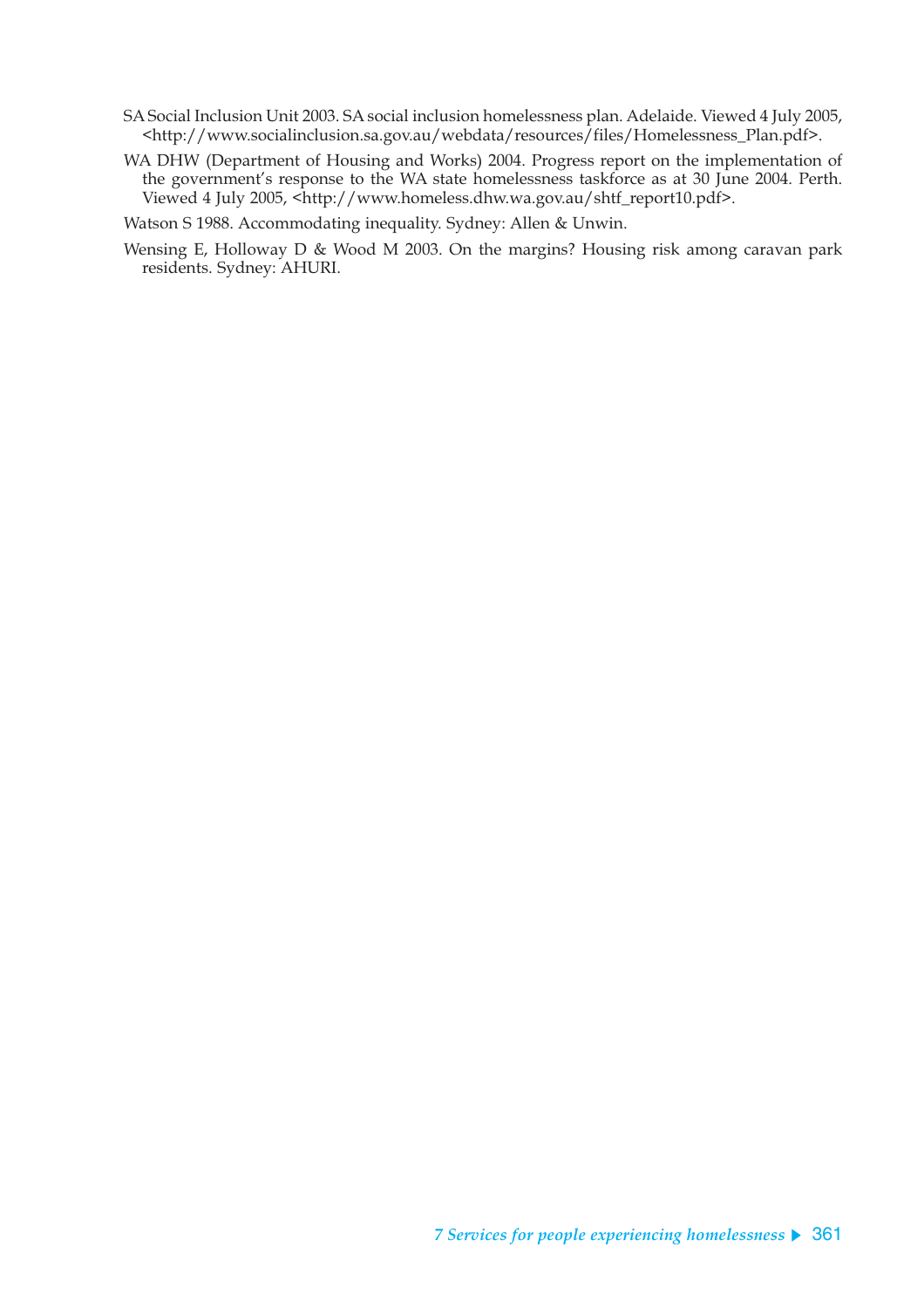SA Social Inclusion Unit 2003. SA social inclusion homelessness plan. Adelaide. Viewed 4 July 2005, <http://www.socialinclusion.sa.gov.au/webdata/resources/files/Homelessness_Plan.pdf>.

WA DHW (Department of Housing and Works) 2004. Progress report on the implementation of the government's response to the WA state homelessness taskforce as at 30 June 2004. Perth. Viewed 4 July 2005, <http://www.homeless.dhw.wa.gov.au/shtf_report10.pdf>.

Watson S 1988. Accommodating inequality. Sydney: Allen & Unwin.

Wensing E, Holloway D & Wood M 2003. On the margins? Housing risk among caravan park residents. Sydney: AHURI.